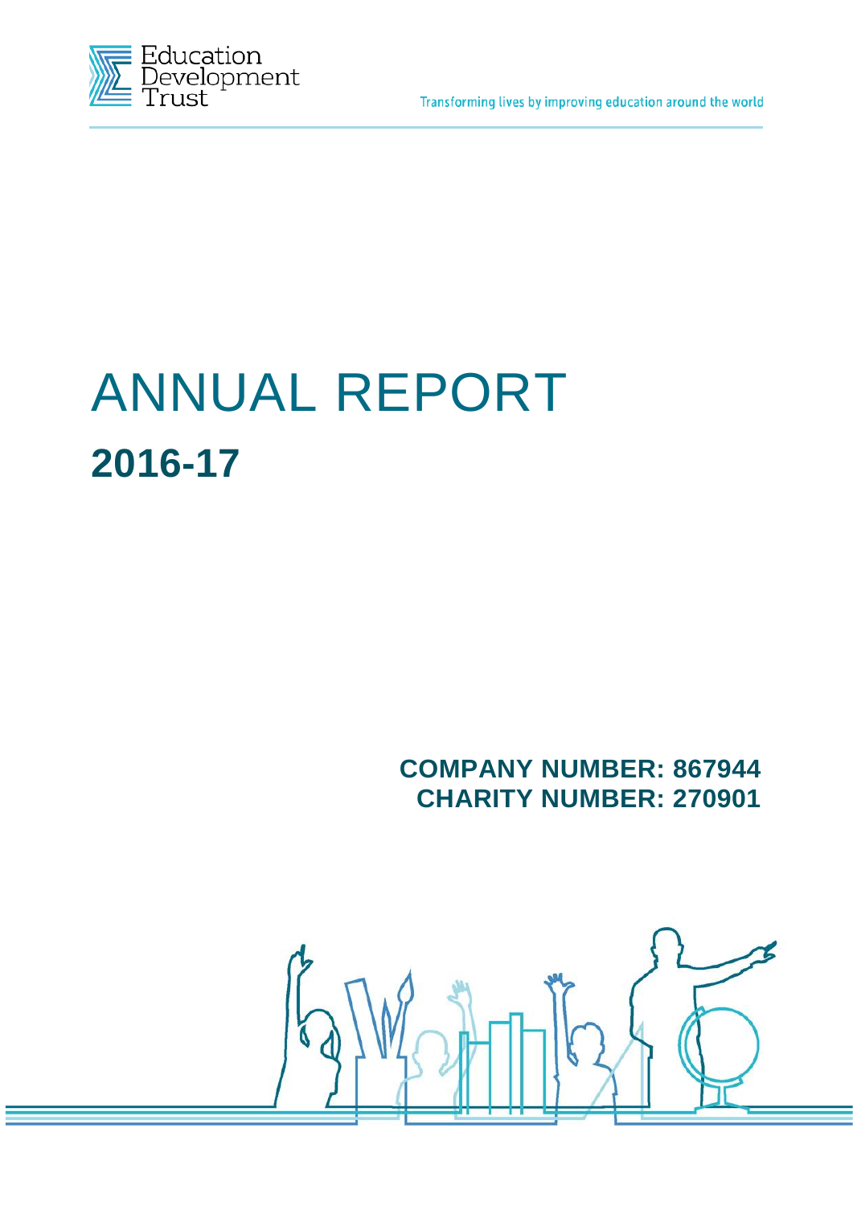Education Development Trust

Transforming lives by improving education around the world

# ANNUAL REPORT

## 2016-17

**COMPANY NUMBER: 867944**
**CHARITY NUMBER: 270901**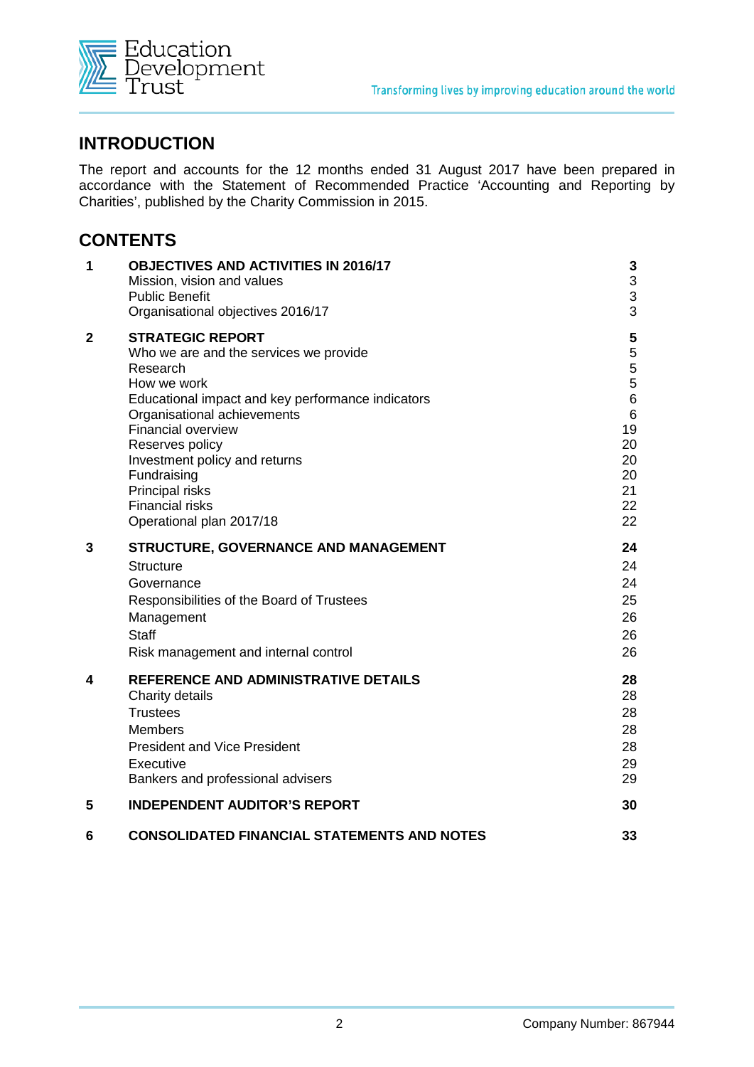## INTRODUCTION

The report and accounts for the 12 months ended 31 August 2017 have been prepared in accordance with the Statement of Recommended Practice 'Accounting and Reporting by Charities', published by the Charity Commission in 2015.

## CONTENTS

| | | |
|---|---|---|
| **1** | **OBJECTIVES AND ACTIVITIES IN 2016/17** | **3** |
| | Mission, vision and values | 3 |
| | Public Benefit | 3 |
| | Organisational objectives 2016/17 | 3 |
| **2** | **STRATEGIC REPORT** | **5** |
| | Who we are and the services we provide | 5 |
| | Research | 5 |
| | How we work | 5 |
| | Educational impact and key performance indicators | 6 |
| | Organisational achievements | 6 |
| | Financial overview | 19 |
| | Reserves policy | 20 |
| | Investment policy and returns | 20 |
| | Fundraising | 20 |
| | Principal risks | 21 |
| | Financial risks | 22 |
| | Operational plan 2017/18 | 22 |
| **3** | **STRUCTURE, GOVERNANCE AND MANAGEMENT** | **24** |
| | Structure | 24 |
| | Governance | 24 |
| | Responsibilities of the Board of Trustees | 25 |
| | Management | 26 |
| | Staff | 26 |
| | Risk management and internal control | 26 |
| **4** | **REFERENCE AND ADMINISTRATIVE DETAILS** | **28** |
| | Charity details | 28 |
| | Trustees | 28 |
| | Members | 28 |
| | President and Vice President | 28 |
| | Executive | 29 |
| | Bankers and professional advisers | 29 |
| **5** | **INDEPENDENT AUDITOR'S REPORT** | **30** |
| **6** | **CONSOLIDATED FINANCIAL STATEMENTS AND NOTES** | **33** |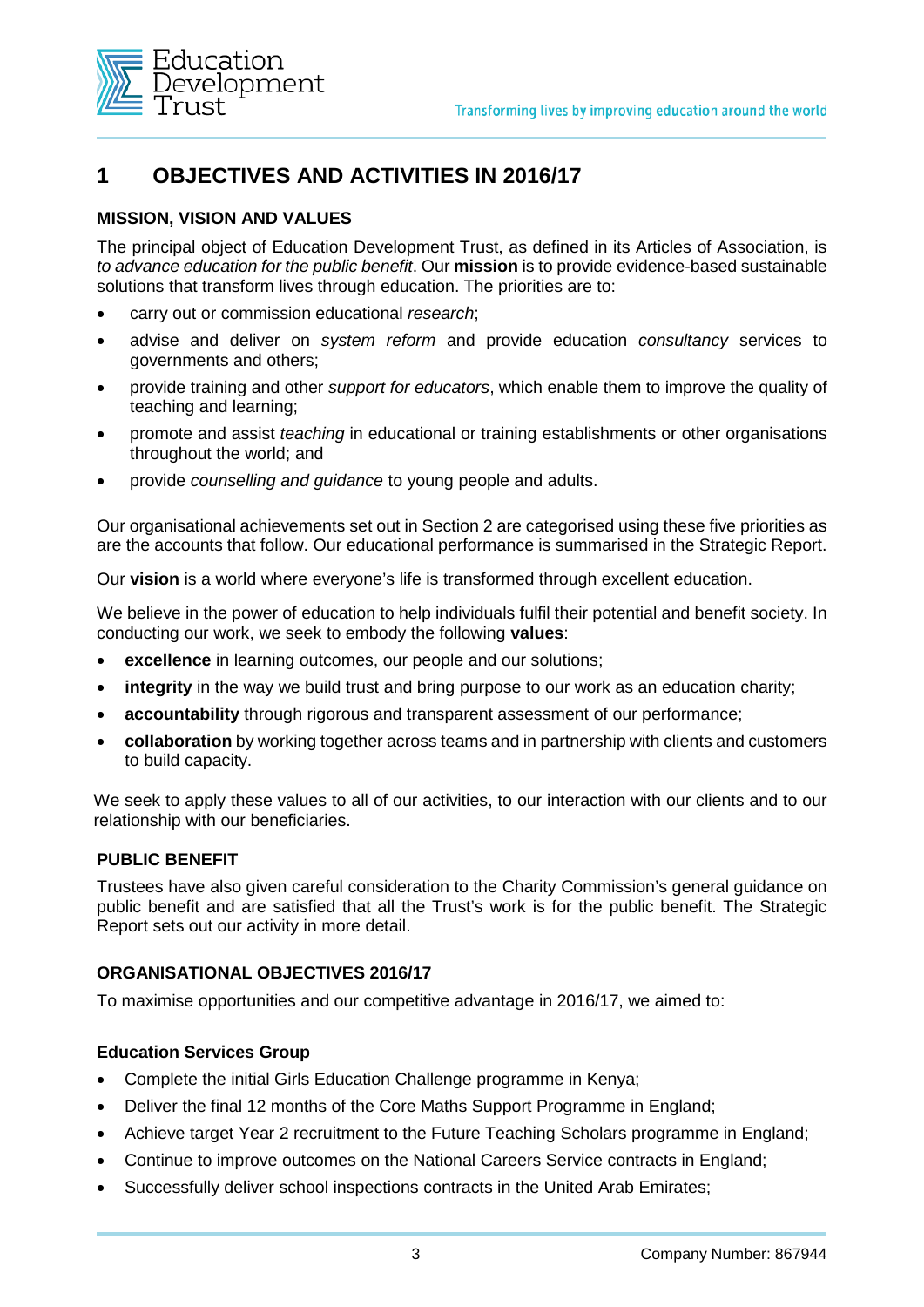# 1 OBJECTIVES AND ACTIVITIES IN 2016/17

### MISSION, VISION AND VALUES

The principal object of Education Development Trust, as defined in its Articles of Association, is *to advance education for the public benefit*. Our **mission** is to provide evidence-based sustainable solutions that transform lives through education. The priorities are to:

- carry out or commission educational *research*;
- advise and deliver on *system reform* and provide education *consultancy* services to governments and others;
- provide training and other *support for educators*, which enable them to improve the quality of teaching and learning;
- promote and assist *teaching* in educational or training establishments or other organisations throughout the world; and
- provide *counselling and guidance* to young people and adults.

Our organisational achievements set out in Section 2 are categorised using these five priorities as are the accounts that follow. Our educational performance is summarised in the Strategic Report.

Our **vision** is a world where everyone's life is transformed through excellent education.

We believe in the power of education to help individuals fulfil their potential and benefit society. In conducting our work, we seek to embody the following **values**:

- **excellence** in learning outcomes, our people and our solutions;
- **integrity** in the way we build trust and bring purpose to our work as an education charity;
- **accountability** through rigorous and transparent assessment of our performance;
- **collaboration** by working together across teams and in partnership with clients and customers to build capacity.

We seek to apply these values to all of our activities, to our interaction with our clients and to our relationship with our beneficiaries.

### PUBLIC BENEFIT

Trustees have also given careful consideration to the Charity Commission's general guidance on public benefit and are satisfied that all the Trust's work is for the public benefit. The Strategic Report sets out our activity in more detail.

### ORGANISATIONAL OBJECTIVES 2016/17

To maximise opportunities and our competitive advantage in 2016/17, we aimed to:

#### Education Services Group

- Complete the initial Girls Education Challenge programme in Kenya;
- Deliver the final 12 months of the Core Maths Support Programme in England;
- Achieve target Year 2 recruitment to the Future Teaching Scholars programme in England;
- Continue to improve outcomes on the National Careers Service contracts in England;
- Successfully deliver school inspections contracts in the United Arab Emirates;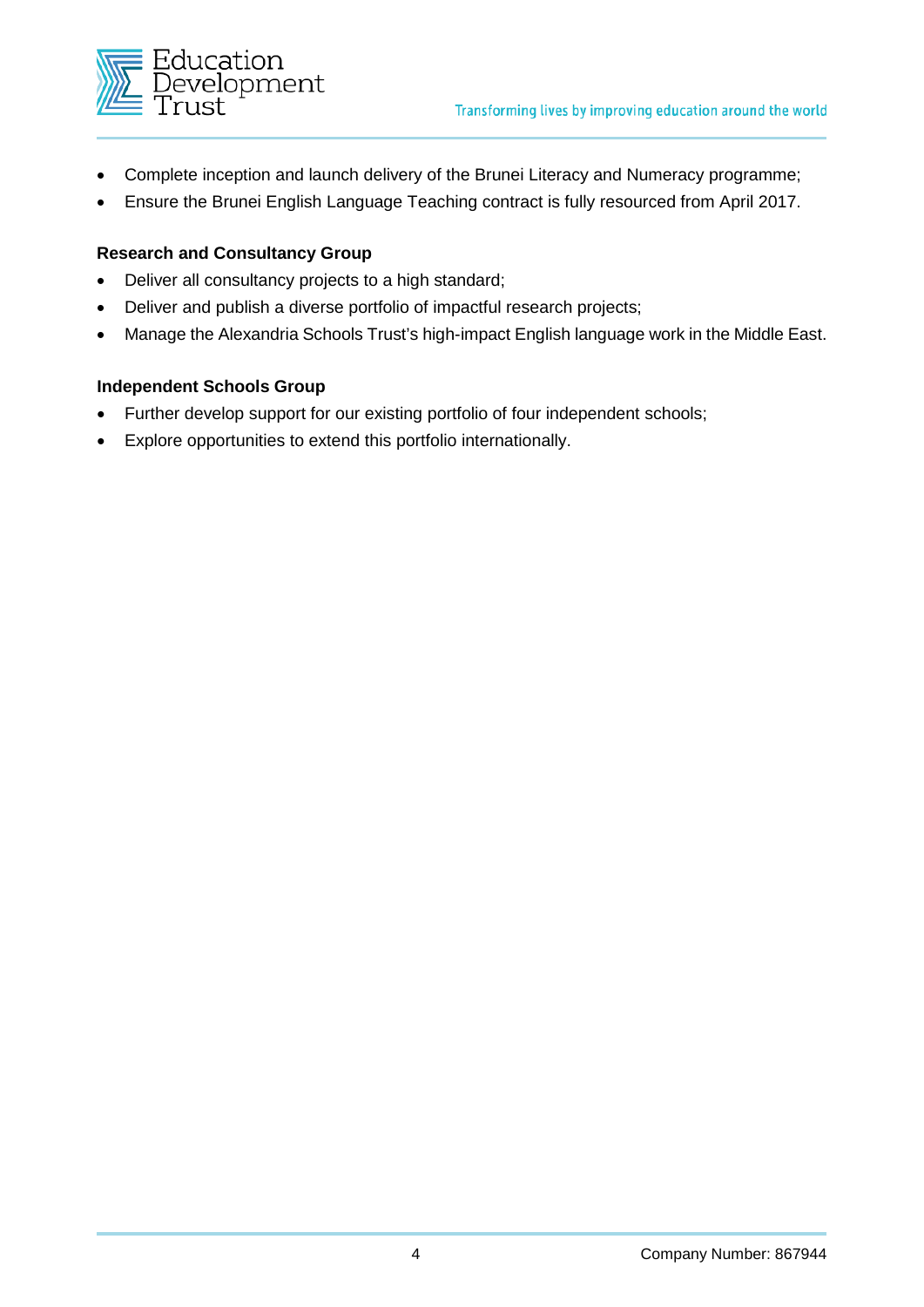- Complete inception and launch delivery of the Brunei Literacy and Numeracy programme;
- Ensure the Brunei English Language Teaching contract is fully resourced from April 2017.

**Research and Consultancy Group**

- Deliver all consultancy projects to a high standard;
- Deliver and publish a diverse portfolio of impactful research projects;
- Manage the Alexandria Schools Trust's high-impact English language work in the Middle East.

**Independent Schools Group**

- Further develop support for our existing portfolio of four independent schools;
- Explore opportunities to extend this portfolio internationally.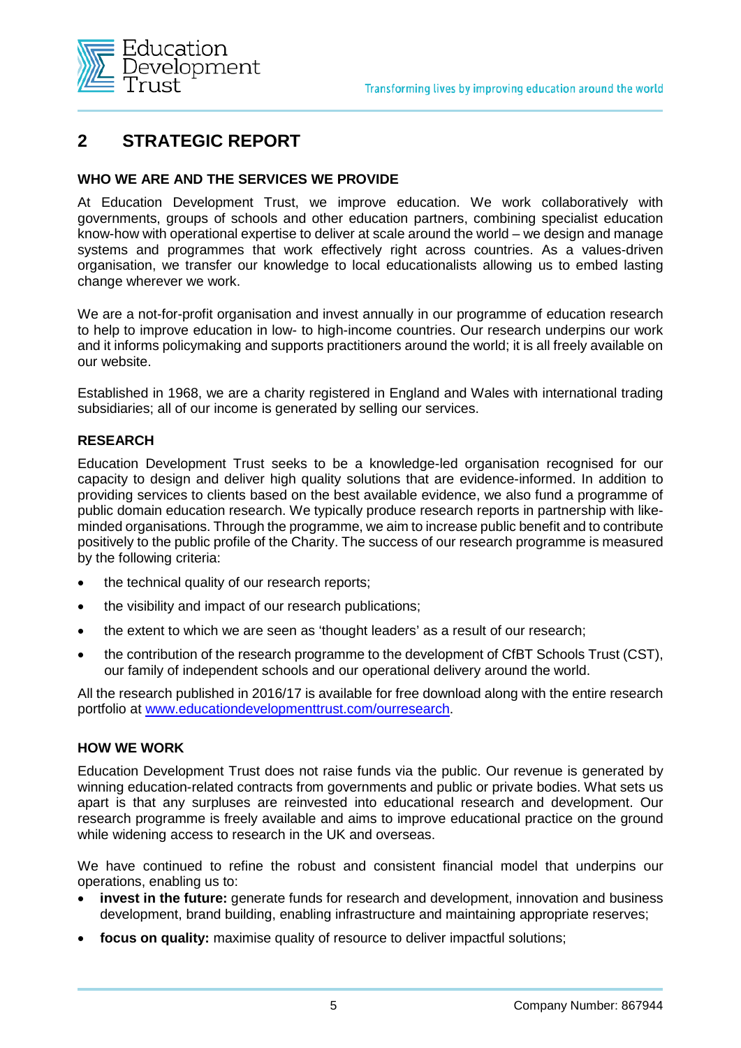## 2 STRATEGIC REPORT

### WHO WE ARE AND THE SERVICES WE PROVIDE

At Education Development Trust, we improve education. We work collaboratively with governments, groups of schools and other education partners, combining specialist education know-how with operational expertise to deliver at scale around the world – we design and manage systems and programmes that work effectively right across countries. As a values-driven organisation, we transfer our knowledge to local educationalists allowing us to embed lasting change wherever we work.

We are a not-for-profit organisation and invest annually in our programme of education research to help to improve education in low- to high-income countries. Our research underpins our work and it informs policymaking and supports practitioners around the world; it is all freely available on our website.

Established in 1968, we are a charity registered in England and Wales with international trading subsidiaries; all of our income is generated by selling our services.

### RESEARCH

Education Development Trust seeks to be a knowledge-led organisation recognised for our capacity to design and deliver high quality solutions that are evidence-informed. In addition to providing services to clients based on the best available evidence, we also fund a programme of public domain education research. We typically produce research reports in partnership with like-minded organisations. Through the programme, we aim to increase public benefit and to contribute positively to the public profile of the Charity. The success of our research programme is measured by the following criteria:

- the technical quality of our research reports;
- the visibility and impact of our research publications;
- the extent to which we are seen as 'thought leaders' as a result of our research;
- the contribution of the research programme to the development of CfBT Schools Trust (CST), our family of independent schools and our operational delivery around the world.

All the research published in 2016/17 is available for free download along with the entire research portfolio at [www.educationdevelopmenttrust.com/ourresearch](www.educationdevelopmenttrust.com/ourresearch).

### HOW WE WORK

Education Development Trust does not raise funds via the public. Our revenue is generated by winning education-related contracts from governments and public or private bodies. What sets us apart is that any surpluses are reinvested into educational research and development. Our research programme is freely available and aims to improve educational practice on the ground while widening access to research in the UK and overseas.

We have continued to refine the robust and consistent financial model that underpins our operations, enabling us to:

- **invest in the future:** generate funds for research and development, innovation and business development, brand building, enabling infrastructure and maintaining appropriate reserves;
- **focus on quality:** maximise quality of resource to deliver impactful solutions;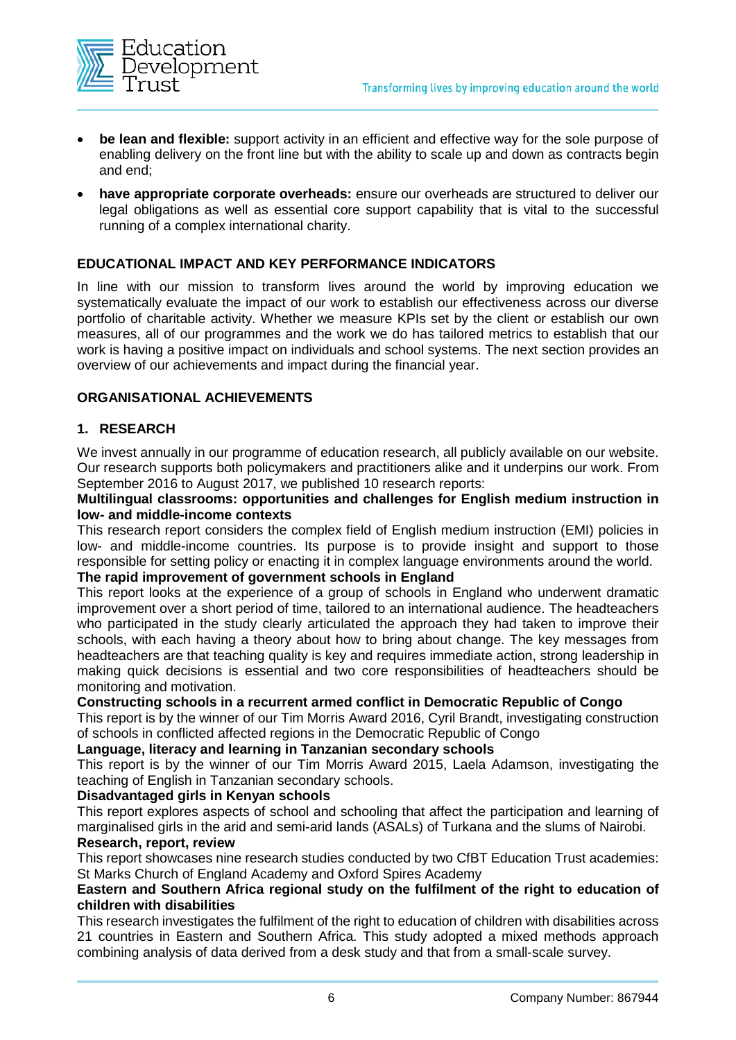- **be lean and flexible:** support activity in an efficient and effective way for the sole purpose of enabling delivery on the front line but with the ability to scale up and down as contracts begin and end;
- **have appropriate corporate overheads:** ensure our overheads are structured to deliver our legal obligations as well as essential core support capability that is vital to the successful running of a complex international charity.

## EDUCATIONAL IMPACT AND KEY PERFORMANCE INDICATORS

In line with our mission to transform lives around the world by improving education we systematically evaluate the impact of our work to establish our effectiveness across our diverse portfolio of charitable activity. Whether we measure KPIs set by the client or establish our own measures, all of our programmes and the work we do has tailored metrics to establish that our work is having a positive impact on individuals and school systems. The next section provides an overview of our achievements and impact during the financial year.

## ORGANISATIONAL ACHIEVEMENTS

### 1. RESEARCH

We invest annually in our programme of education research, all publicly available on our website. Our research supports both policymakers and practitioners alike and it underpins our work. From September 2016 to August 2017, we published 10 research reports:

**Multilingual classrooms: opportunities and challenges for English medium instruction in low- and middle-income contexts**

This research report considers the complex field of English medium instruction (EMI) policies in low- and middle-income countries. Its purpose is to provide insight and support to those responsible for setting policy or enacting it in complex language environments around the world.

**The rapid improvement of government schools in England**

This report looks at the experience of a group of schools in England who underwent dramatic improvement over a short period of time, tailored to an international audience. The headteachers who participated in the study clearly articulated the approach they had taken to improve their schools, with each having a theory about how to bring about change. The key messages from headteachers are that teaching quality is key and requires immediate action, strong leadership in making quick decisions is essential and two core responsibilities of headteachers should be monitoring and motivation.

**Constructing schools in a recurrent armed conflict in Democratic Republic of Congo**

This report is by the winner of our Tim Morris Award 2016, Cyril Brandt, investigating construction of schools in conflicted affected regions in the Democratic Republic of Congo

**Language, literacy and learning in Tanzanian secondary schools**

This report is by the winner of our Tim Morris Award 2015, Laela Adamson, investigating the teaching of English in Tanzanian secondary schools.

**Disadvantaged girls in Kenyan schools**

This report explores aspects of school and schooling that affect the participation and learning of marginalised girls in the arid and semi-arid lands (ASALs) of Turkana and the slums of Nairobi.

**Research, report, review**

This report showcases nine research studies conducted by two CfBT Education Trust academies: St Marks Church of England Academy and Oxford Spires Academy

**Eastern and Southern Africa regional study on the fulfilment of the right to education of children with disabilities**

This research investigates the fulfilment of the right to education of children with disabilities across 21 countries in Eastern and Southern Africa. This study adopted a mixed methods approach combining analysis of data derived from a desk study and that from a small-scale survey.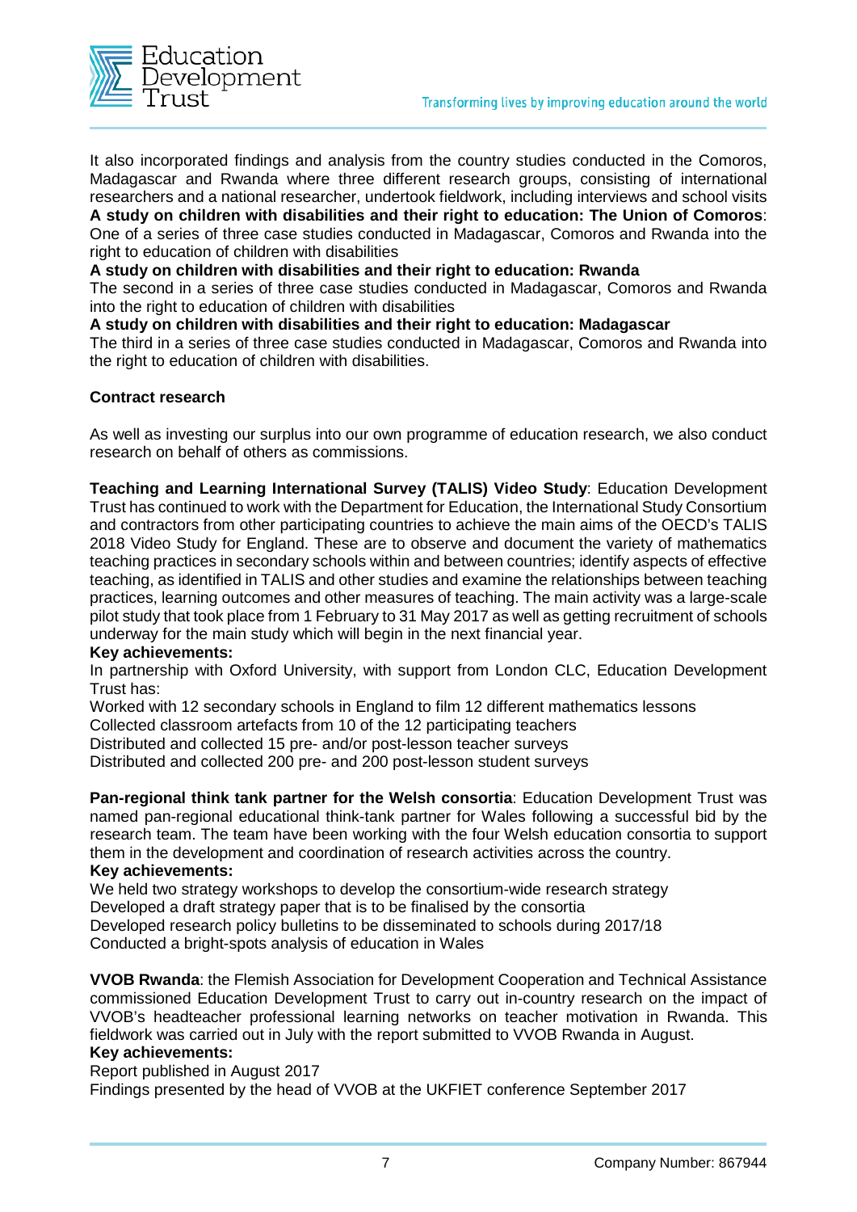It also incorporated findings and analysis from the country studies conducted in the Comoros, Madagascar and Rwanda where three different research groups, consisting of international researchers and a national researcher, undertook fieldwork, including interviews and school visits

**A study on children with disabilities and their right to education: The Union of Comoros**: One of a series of three case studies conducted in Madagascar, Comoros and Rwanda into the right to education of children with disabilities

**A study on children with disabilities and their right to education: Rwanda**

The second in a series of three case studies conducted in Madagascar, Comoros and Rwanda into the right to education of children with disabilities

**A study on children with disabilities and their right to education: Madagascar**

The third in a series of three case studies conducted in Madagascar, Comoros and Rwanda into the right to education of children with disabilities.

**Contract research**

As well as investing our surplus into our own programme of education research, we also conduct research on behalf of others as commissions.

**Teaching and Learning International Survey (TALIS) Video Study**: Education Development Trust has continued to work with the Department for Education, the International Study Consortium and contractors from other participating countries to achieve the main aims of the OECD's TALIS 2018 Video Study for England. These are to observe and document the variety of mathematics teaching practices in secondary schools within and between countries; identify aspects of effective teaching, as identified in TALIS and other studies and examine the relationships between teaching practices, learning outcomes and other measures of teaching. The main activity was a large-scale pilot study that took place from 1 February to 31 May 2017 as well as getting recruitment of schools underway for the main study which will begin in the next financial year.

**Key achievements:**

In partnership with Oxford University, with support from London CLC, Education Development Trust has:

Worked with 12 secondary schools in England to film 12 different mathematics lessons

Collected classroom artefacts from 10 of the 12 participating teachers

Distributed and collected 15 pre- and/or post-lesson teacher surveys

Distributed and collected 200 pre- and 200 post-lesson student surveys

**Pan-regional think tank partner for the Welsh consortia**: Education Development Trust was named pan-regional educational think-tank partner for Wales following a successful bid by the research team. The team have been working with the four Welsh education consortia to support them in the development and coordination of research activities across the country.

**Key achievements:**

We held two strategy workshops to develop the consortium-wide research strategy

Developed a draft strategy paper that is to be finalised by the consortia

Developed research policy bulletins to be disseminated to schools during 2017/18

Conducted a bright-spots analysis of education in Wales

**VVOB Rwanda**: the Flemish Association for Development Cooperation and Technical Assistance commissioned Education Development Trust to carry out in-country research on the impact of VVOB's headteacher professional learning networks on teacher motivation in Rwanda. This fieldwork was carried out in July with the report submitted to VVOB Rwanda in August.

**Key achievements:**

Report published in August 2017

Findings presented by the head of VVOB at the UKFIET conference September 2017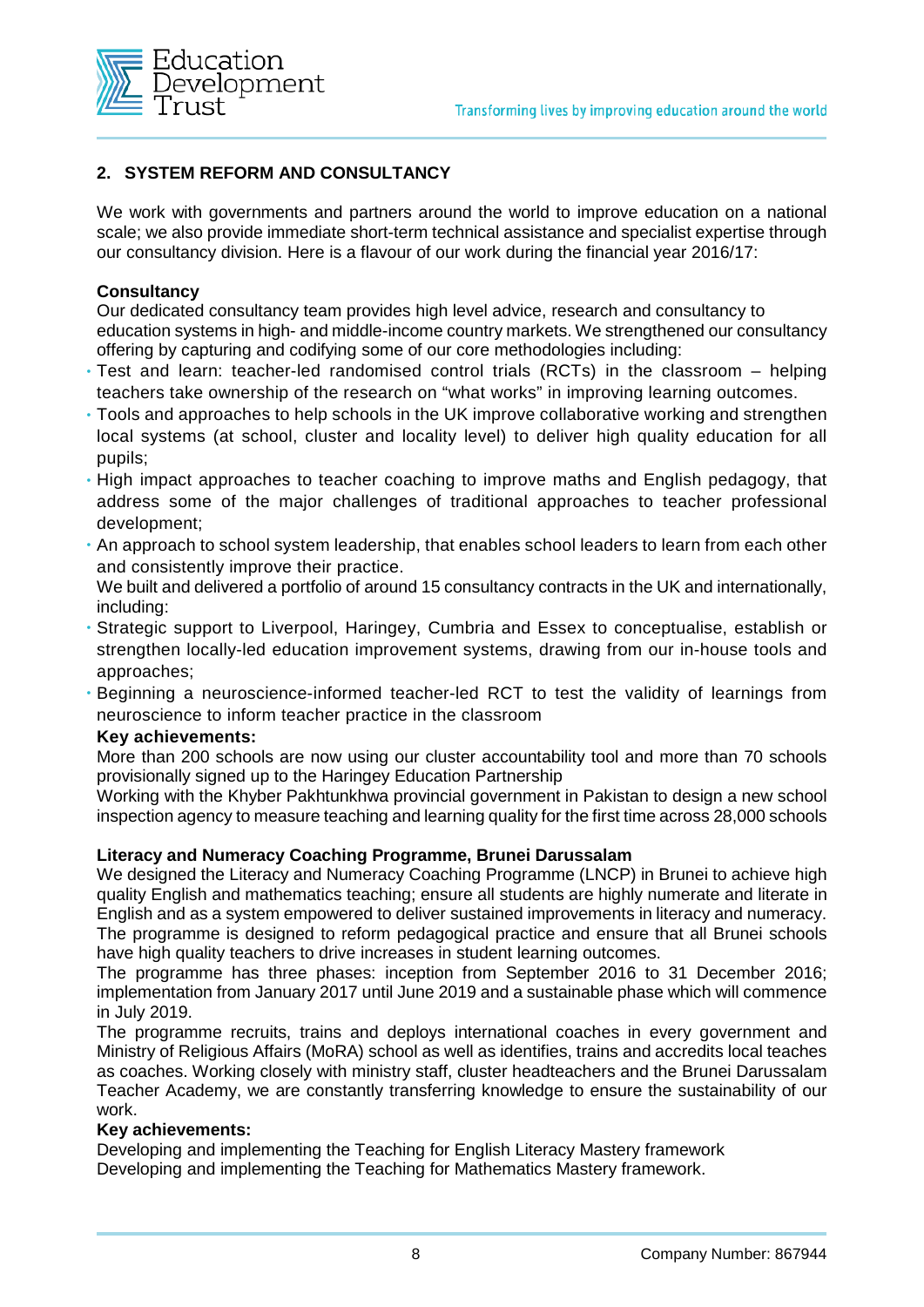## 2. SYSTEM REFORM AND CONSULTANCY

We work with governments and partners around the world to improve education on a national scale; we also provide immediate short-term technical assistance and specialist expertise through our consultancy division. Here is a flavour of our work during the financial year 2016/17:

**Consultancy**

Our dedicated consultancy team provides high level advice, research and consultancy to education systems in high- and middle-income country markets. We strengthened our consultancy offering by capturing and codifying some of our core methodologies including:

- Test and learn: teacher-led randomised control trials (RCTs) in the classroom – helping teachers take ownership of the research on "what works" in improving learning outcomes.
- Tools and approaches to help schools in the UK improve collaborative working and strengthen local systems (at school, cluster and locality level) to deliver high quality education for all pupils;
- High impact approaches to teacher coaching to improve maths and English pedagogy, that address some of the major challenges of traditional approaches to teacher professional development;
- An approach to school system leadership, that enables school leaders to learn from each other and consistently improve their practice.

We built and delivered a portfolio of around 15 consultancy contracts in the UK and internationally, including:

- Strategic support to Liverpool, Haringey, Cumbria and Essex to conceptualise, establish or strengthen locally-led education improvement systems, drawing from our in-house tools and approaches;
- Beginning a neuroscience-informed teacher-led RCT to test the validity of learnings from neuroscience to inform teacher practice in the classroom

**Key achievements:**

More than 200 schools are now using our cluster accountability tool and more than 70 schools provisionally signed up to the Haringey Education Partnership

Working with the Khyber Pakhtunkhwa provincial government in Pakistan to design a new school inspection agency to measure teaching and learning quality for the first time across 28,000 schools

**Literacy and Numeracy Coaching Programme, Brunei Darussalam**

We designed the Literacy and Numeracy Coaching Programme (LNCP) in Brunei to achieve high quality English and mathematics teaching; ensure all students are highly numerate and literate in English and as a system empowered to deliver sustained improvements in literacy and numeracy. The programme is designed to reform pedagogical practice and ensure that all Brunei schools have high quality teachers to drive increases in student learning outcomes.

The programme has three phases: inception from September 2016 to 31 December 2016; implementation from January 2017 until June 2019 and a sustainable phase which will commence in July 2019.

The programme recruits, trains and deploys international coaches in every government and Ministry of Religious Affairs (MoRA) school as well as identifies, trains and accredits local teaches as coaches. Working closely with ministry staff, cluster headteachers and the Brunei Darussalam Teacher Academy, we are constantly transferring knowledge to ensure the sustainability of our work.

**Key achievements:**

Developing and implementing the Teaching for English Literacy Mastery framework

Developing and implementing the Teaching for Mathematics Mastery framework.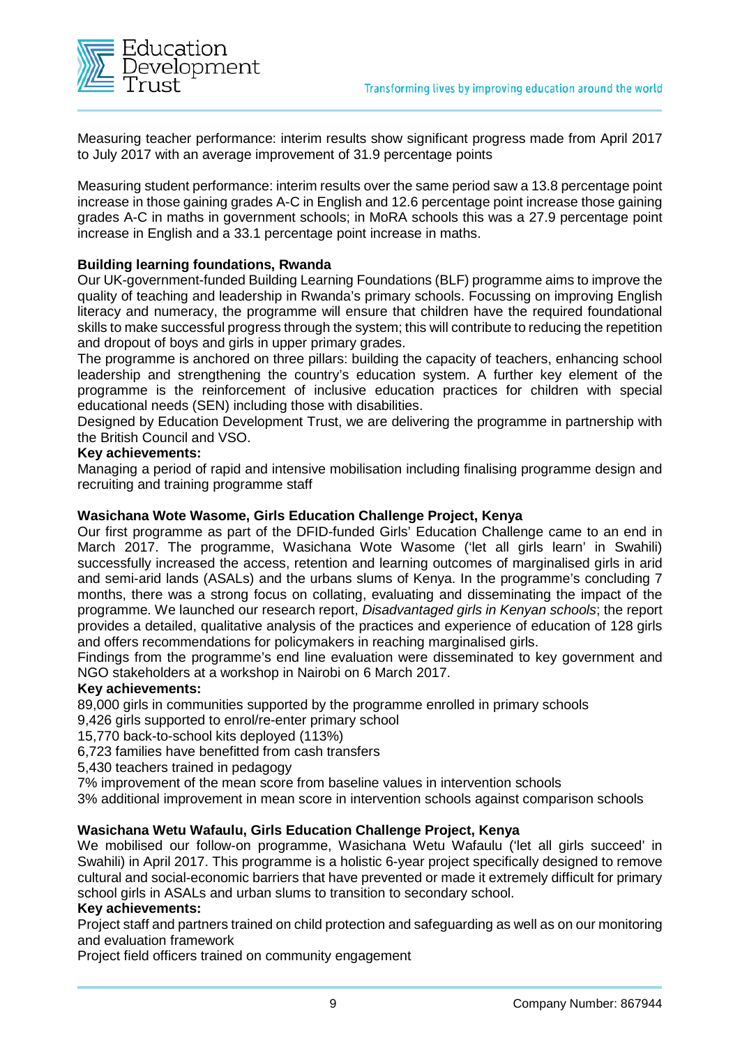Measuring teacher performance: interim results show significant progress made from April 2017 to July 2017 with an average improvement of 31.9 percentage points

Measuring student performance: interim results over the same period saw a 13.8 percentage point increase in those gaining grades A-C in English and 12.6 percentage point increase those gaining grades A-C in maths in government schools; in MoRA schools this was a 27.9 percentage point increase in English and a 33.1 percentage point increase in maths.

**Building learning foundations, Rwanda**

Our UK-government-funded Building Learning Foundations (BLF) programme aims to improve the quality of teaching and leadership in Rwanda's primary schools. Focussing on improving English literacy and numeracy, the programme will ensure that children have the required foundational skills to make successful progress through the system; this will contribute to reducing the repetition and dropout of boys and girls in upper primary grades.

The programme is anchored on three pillars: building the capacity of teachers, enhancing school leadership and strengthening the country's education system. A further key element of the programme is the reinforcement of inclusive education practices for children with special educational needs (SEN) including those with disabilities.

Designed by Education Development Trust, we are delivering the programme in partnership with the British Council and VSO.

**Key achievements:**

Managing a period of rapid and intensive mobilisation including finalising programme design and recruiting and training programme staff

**Wasichana Wote Wasome, Girls Education Challenge Project, Kenya**

Our first programme as part of the DFID-funded Girls' Education Challenge came to an end in March 2017. The programme, Wasichana Wote Wasome ('let all girls learn' in Swahili) successfully increased the access, retention and learning outcomes of marginalised girls in arid and semi-arid lands (ASALs) and the urbans slums of Kenya. In the programme's concluding 7 months, there was a strong focus on collating, evaluating and disseminating the impact of the programme. We launched our research report, *Disadvantaged girls in Kenyan schools*; the report provides a detailed, qualitative analysis of the practices and experience of education of 128 girls and offers recommendations for policymakers in reaching marginalised girls.

Findings from the programme's end line evaluation were disseminated to key government and NGO stakeholders at a workshop in Nairobi on 6 March 2017.

**Key achievements:**

89,000 girls in communities supported by the programme enrolled in primary schools
9,426 girls supported to enrol/re-enter primary school
15,770 back-to-school kits deployed (113%)
6,723 families have benefitted from cash transfers
5,430 teachers trained in pedagogy
7% improvement of the mean score from baseline values in intervention schools
3% additional improvement in mean score in intervention schools against comparison schools

**Wasichana Wetu Wafaulu, Girls Education Challenge Project, Kenya**

We mobilised our follow-on programme, Wasichana Wetu Wafaulu ('let all girls succeed' in Swahili) in April 2017. This programme is a holistic 6-year project specifically designed to remove cultural and social-economic barriers that have prevented or made it extremely difficult for primary school girls in ASALs and urban slums to transition to secondary school.

**Key achievements:**

Project staff and partners trained on child protection and safeguarding as well as on our monitoring and evaluation framework
Project field officers trained on community engagement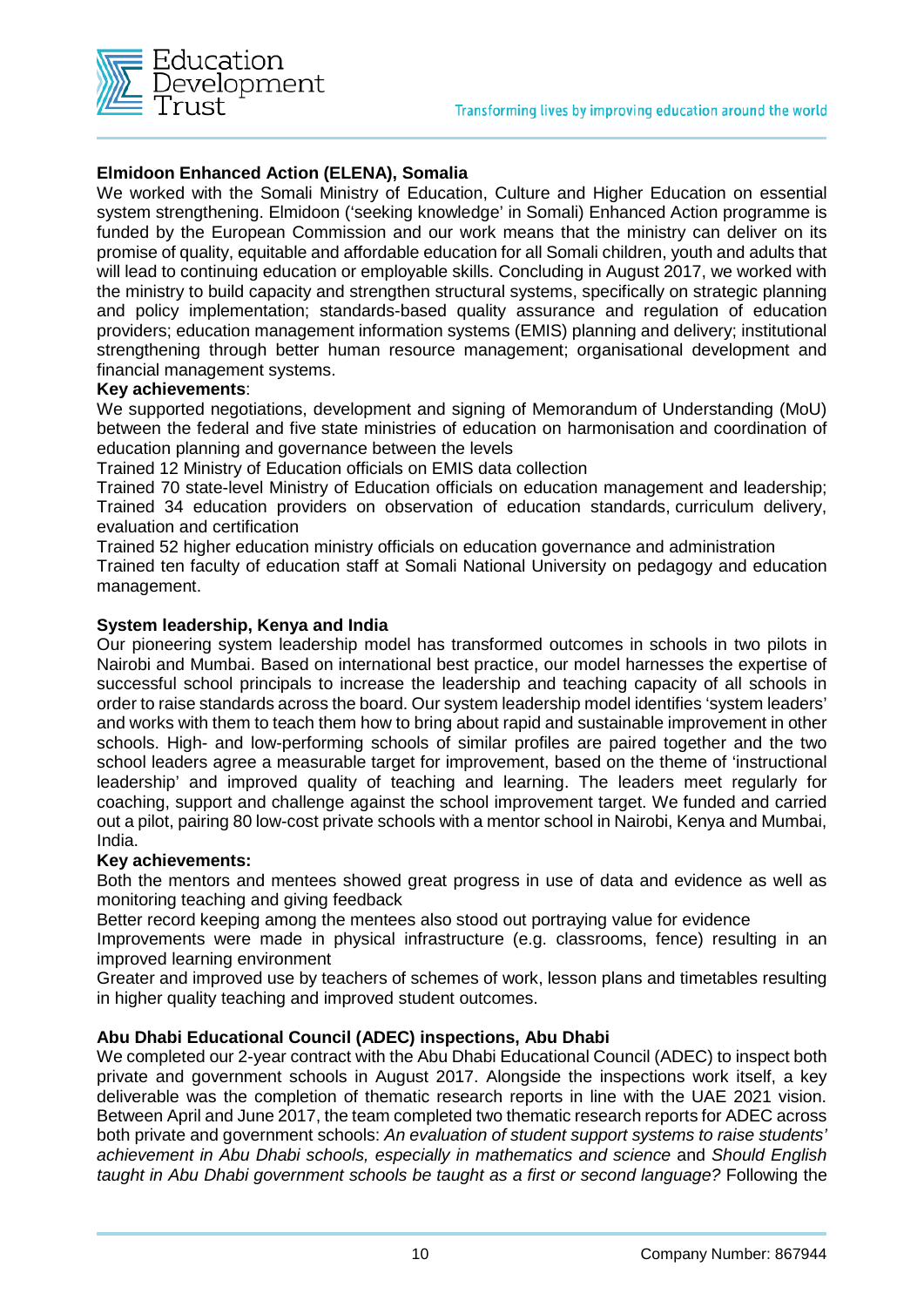**Elmidoon Enhanced Action (ELENA), Somalia**

We worked with the Somali Ministry of Education, Culture and Higher Education on essential system strengthening. Elmidoon ('seeking knowledge' in Somali) Enhanced Action programme is funded by the European Commission and our work means that the ministry can deliver on its promise of quality, equitable and affordable education for all Somali children, youth and adults that will lead to continuing education or employable skills. Concluding in August 2017, we worked with the ministry to build capacity and strengthen structural systems, specifically on strategic planning and policy implementation; standards-based quality assurance and regulation of education providers; education management information systems (EMIS) planning and delivery; institutional strengthening through better human resource management; organisational development and financial management systems.

**Key achievements**:

We supported negotiations, development and signing of Memorandum of Understanding (MoU) between the federal and five state ministries of education on harmonisation and coordination of education planning and governance between the levels

Trained 12 Ministry of Education officials on EMIS data collection

Trained 70 state-level Ministry of Education officials on education management and leadership;

Trained 34 education providers on observation of education standards, curriculum delivery, evaluation and certification

Trained 52 higher education ministry officials on education governance and administration

Trained ten faculty of education staff at Somali National University on pedagogy and education management.

**System leadership, Kenya and India**

Our pioneering system leadership model has transformed outcomes in schools in two pilots in Nairobi and Mumbai. Based on international best practice, our model harnesses the expertise of successful school principals to increase the leadership and teaching capacity of all schools in order to raise standards across the board. Our system leadership model identifies 'system leaders' and works with them to teach them how to bring about rapid and sustainable improvement in other schools. High- and low-performing schools of similar profiles are paired together and the two school leaders agree a measurable target for improvement, based on the theme of 'instructional leadership' and improved quality of teaching and learning. The leaders meet regularly for coaching, support and challenge against the school improvement target. We funded and carried out a pilot, pairing 80 low-cost private schools with a mentor school in Nairobi, Kenya and Mumbai, India.

**Key achievements:**

Both the mentors and mentees showed great progress in use of data and evidence as well as monitoring teaching and giving feedback

Better record keeping among the mentees also stood out portraying value for evidence

Improvements were made in physical infrastructure (e.g. classrooms, fence) resulting in an improved learning environment

Greater and improved use by teachers of schemes of work, lesson plans and timetables resulting in higher quality teaching and improved student outcomes.

**Abu Dhabi Educational Council (ADEC) inspections, Abu Dhabi**

We completed our 2-year contract with the Abu Dhabi Educational Council (ADEC) to inspect both private and government schools in August 2017. Alongside the inspections work itself, a key deliverable was the completion of thematic research reports in line with the UAE 2021 vision. Between April and June 2017, the team completed two thematic research reports for ADEC across both private and government schools: *An evaluation of student support systems to raise students' achievement in Abu Dhabi schools, especially in mathematics and science* and *Should English taught in Abu Dhabi government schools be taught as a first or second language?* Following the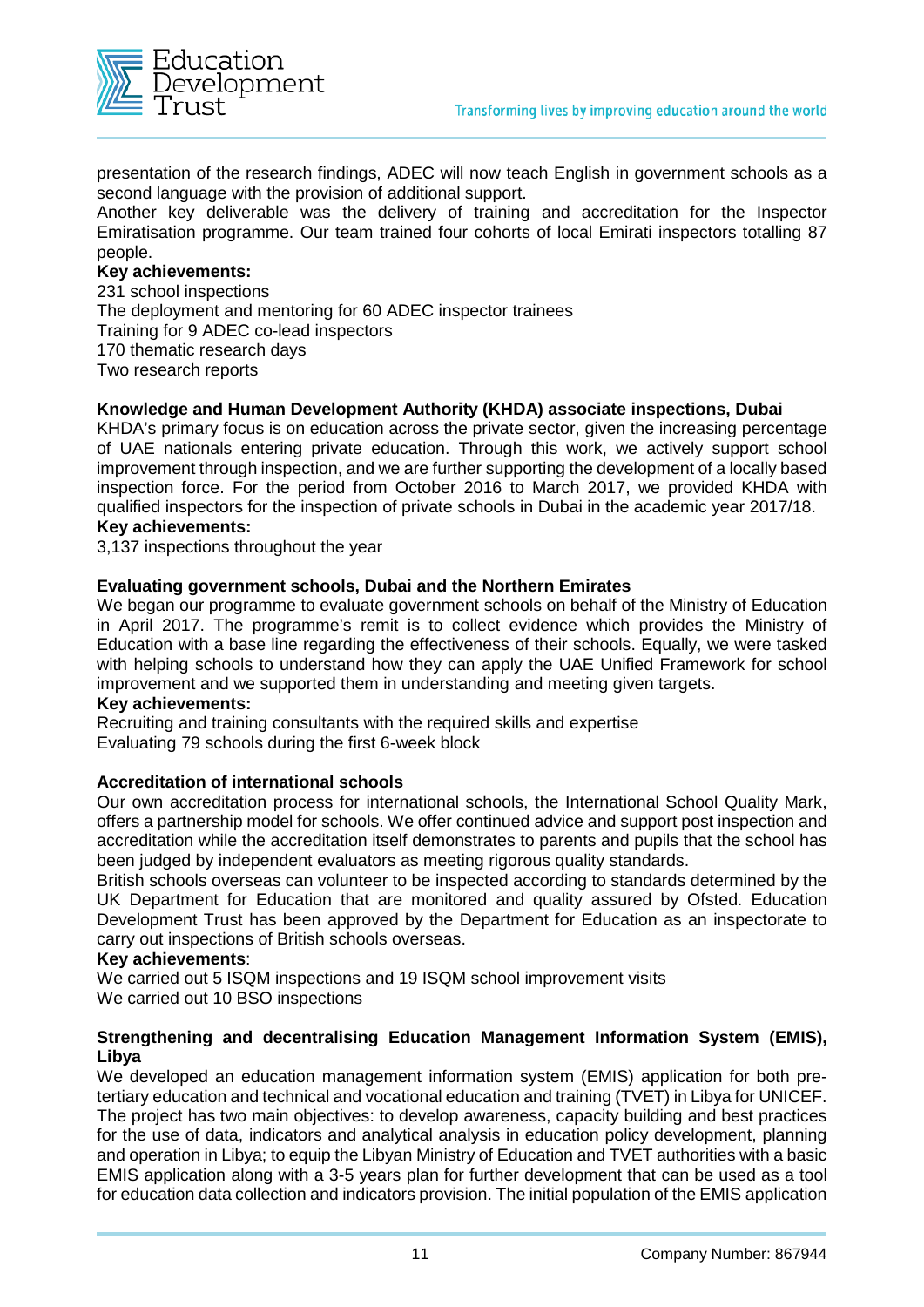presentation of the research findings, ADEC will now teach English in government schools as a second language with the provision of additional support.

Another key deliverable was the delivery of training and accreditation for the Inspector Emiratisation programme. Our team trained four cohorts of local Emirati inspectors totalling 87 people.

**Key achievements:**

231 school inspections
The deployment and mentoring for 60 ADEC inspector trainees
Training for 9 ADEC co-lead inspectors
170 thematic research days
Two research reports

**Knowledge and Human Development Authority (KHDA) associate inspections, Dubai**

KHDA's primary focus is on education across the private sector, given the increasing percentage of UAE nationals entering private education. Through this work, we actively support school improvement through inspection, and we are further supporting the development of a locally based inspection force. For the period from October 2016 to March 2017, we provided KHDA with qualified inspectors for the inspection of private schools in Dubai in the academic year 2017/18.

**Key achievements:**

3,137 inspections throughout the year

**Evaluating government schools, Dubai and the Northern Emirates**

We began our programme to evaluate government schools on behalf of the Ministry of Education in April 2017. The programme's remit is to collect evidence which provides the Ministry of Education with a base line regarding the effectiveness of their schools. Equally, we were tasked with helping schools to understand how they can apply the UAE Unified Framework for school improvement and we supported them in understanding and meeting given targets.

**Key achievements:**

Recruiting and training consultants with the required skills and expertise
Evaluating 79 schools during the first 6-week block

**Accreditation of international schools**

Our own accreditation process for international schools, the International School Quality Mark, offers a partnership model for schools. We offer continued advice and support post inspection and accreditation while the accreditation itself demonstrates to parents and pupils that the school has been judged by independent evaluators as meeting rigorous quality standards.

British schools overseas can volunteer to be inspected according to standards determined by the UK Department for Education that are monitored and quality assured by Ofsted. Education Development Trust has been approved by the Department for Education as an inspectorate to carry out inspections of British schools overseas.

**Key achievements**:

We carried out 5 ISQM inspections and 19 ISQM school improvement visits
We carried out 10 BSO inspections

**Strengthening and decentralising Education Management Information System (EMIS), Libya**

We developed an education management information system (EMIS) application for both pre-tertiary education and technical and vocational education and training (TVET) in Libya for UNICEF. The project has two main objectives: to develop awareness, capacity building and best practices for the use of data, indicators and analytical analysis in education policy development, planning and operation in Libya; to equip the Libyan Ministry of Education and TVET authorities with a basic EMIS application along with a 3-5 years plan for further development that can be used as a tool for education data collection and indicators provision. The initial population of the EMIS application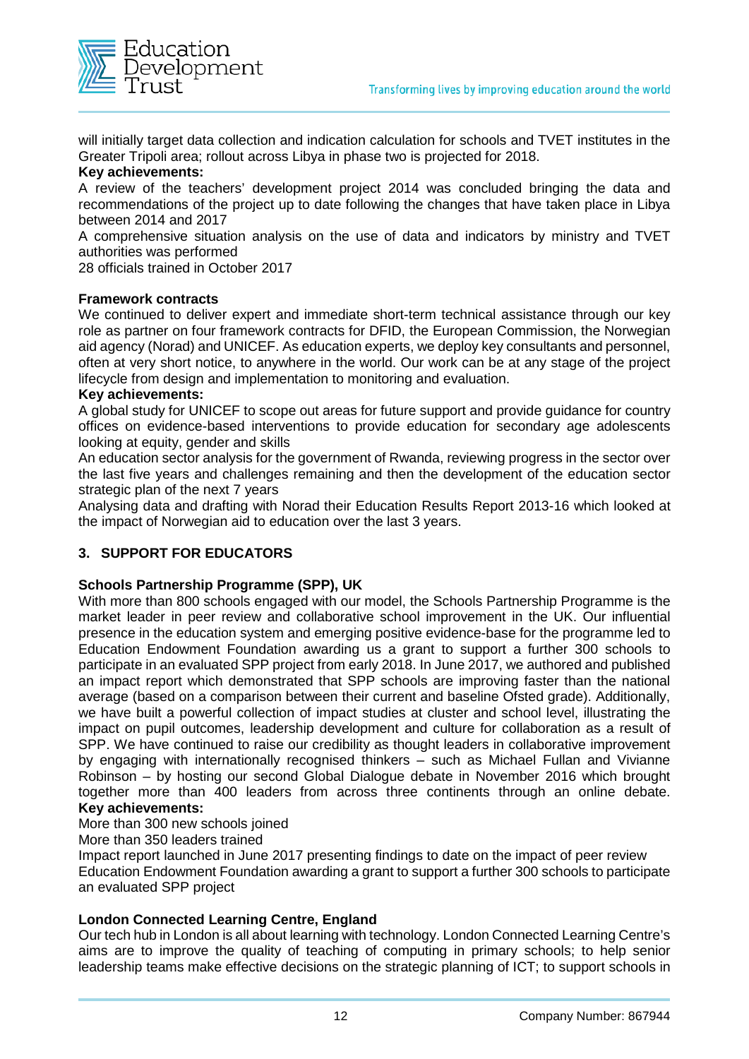will initially target data collection and indication calculation for schools and TVET institutes in the Greater Tripoli area; rollout across Libya in phase two is projected for 2018.

**Key achievements:**

A review of the teachers' development project 2014 was concluded bringing the data and recommendations of the project up to date following the changes that have taken place in Libya between 2014 and 2017

A comprehensive situation analysis on the use of data and indicators by ministry and TVET authorities was performed

28 officials trained in October 2017

**Framework contracts**

We continued to deliver expert and immediate short-term technical assistance through our key role as partner on four framework contracts for DFID, the European Commission, the Norwegian aid agency (Norad) and UNICEF. As education experts, we deploy key consultants and personnel, often at very short notice, to anywhere in the world. Our work can be at any stage of the project lifecycle from design and implementation to monitoring and evaluation.

**Key achievements:**

A global study for UNICEF to scope out areas for future support and provide guidance for country offices on evidence-based interventions to provide education for secondary age adolescents looking at equity, gender and skills

An education sector analysis for the government of Rwanda, reviewing progress in the sector over the last five years and challenges remaining and then the development of the education sector strategic plan of the next 7 years

Analysing data and drafting with Norad their Education Results Report 2013-16 which looked at the impact of Norwegian aid to education over the last 3 years.

## 3. SUPPORT FOR EDUCATORS

**Schools Partnership Programme (SPP), UK**

With more than 800 schools engaged with our model, the Schools Partnership Programme is the market leader in peer review and collaborative school improvement in the UK. Our influential presence in the education system and emerging positive evidence-base for the programme led to Education Endowment Foundation awarding us a grant to support a further 300 schools to participate in an evaluated SPP project from early 2018. In June 2017, we authored and published an impact report which demonstrated that SPP schools are improving faster than the national average (based on a comparison between their current and baseline Ofsted grade). Additionally, we have built a powerful collection of impact studies at cluster and school level, illustrating the impact on pupil outcomes, leadership development and culture for collaboration as a result of SPP. We have continued to raise our credibility as thought leaders in collaborative improvement by engaging with internationally recognised thinkers – such as Michael Fullan and Vivianne Robinson – by hosting our second Global Dialogue debate in November 2016 which brought together more than 400 leaders from across three continents through an online debate.

**Key achievements:**

More than 300 new schools joined

More than 350 leaders trained

Impact report launched in June 2017 presenting findings to date on the impact of peer review

Education Endowment Foundation awarding a grant to support a further 300 schools to participate an evaluated SPP project

**London Connected Learning Centre, England**

Our tech hub in London is all about learning with technology. London Connected Learning Centre's aims are to improve the quality of teaching of computing in primary schools; to help senior leadership teams make effective decisions on the strategic planning of ICT; to support schools in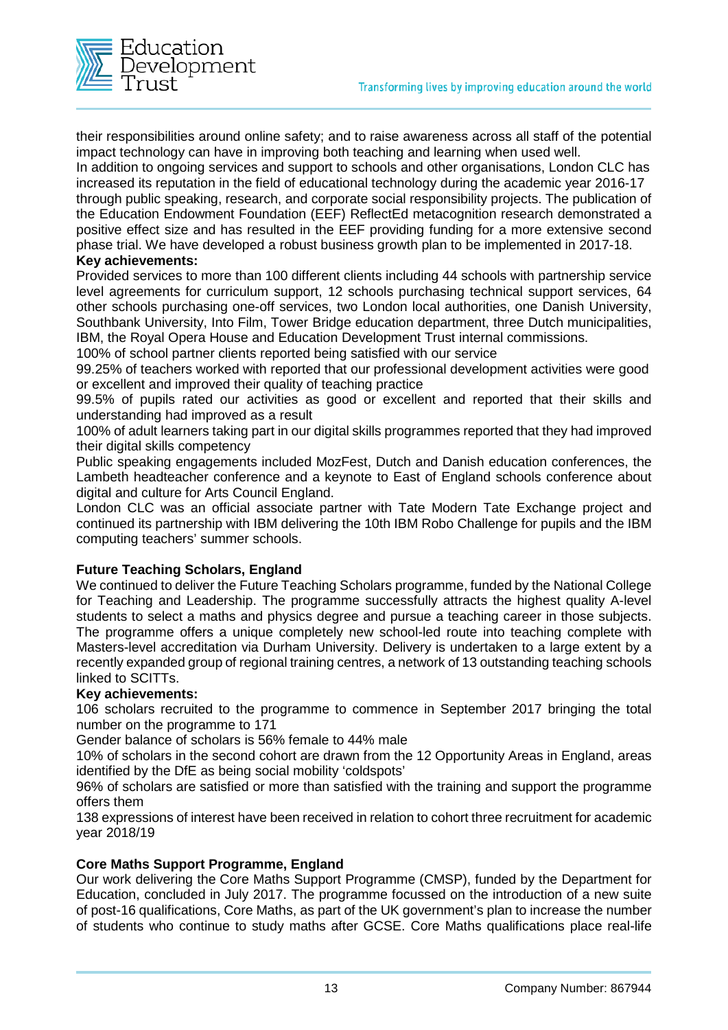their responsibilities around online safety; and to raise awareness across all staff of the potential impact technology can have in improving both teaching and learning when used well.

In addition to ongoing services and support to schools and other organisations, London CLC has increased its reputation in the field of educational technology during the academic year 2016-17 through public speaking, research, and corporate social responsibility projects. The publication of the Education Endowment Foundation (EEF) ReflectEd metacognition research demonstrated a positive effect size and has resulted in the EEF providing funding for a more extensive second phase trial. We have developed a robust business growth plan to be implemented in 2017-18.

**Key achievements:**

Provided services to more than 100 different clients including 44 schools with partnership service level agreements for curriculum support, 12 schools purchasing technical support services, 64 other schools purchasing one-off services, two London local authorities, one Danish University, Southbank University, Into Film, Tower Bridge education department, three Dutch municipalities, IBM, the Royal Opera House and Education Development Trust internal commissions.

100% of school partner clients reported being satisfied with our service

99.25% of teachers worked with reported that our professional development activities were good or excellent and improved their quality of teaching practice

99.5% of pupils rated our activities as good or excellent and reported that their skills and understanding had improved as a result

100% of adult learners taking part in our digital skills programmes reported that they had improved their digital skills competency

Public speaking engagements included MozFest, Dutch and Danish education conferences, the Lambeth headteacher conference and a keynote to East of England schools conference about digital and culture for Arts Council England.

London CLC was an official associate partner with Tate Modern Tate Exchange project and continued its partnership with IBM delivering the 10th IBM Robo Challenge for pupils and the IBM computing teachers' summer schools.

**Future Teaching Scholars, England**

We continued to deliver the Future Teaching Scholars programme, funded by the National College for Teaching and Leadership. The programme successfully attracts the highest quality A-level students to select a maths and physics degree and pursue a teaching career in those subjects. The programme offers a unique completely new school-led route into teaching complete with Masters-level accreditation via Durham University. Delivery is undertaken to a large extent by a recently expanded group of regional training centres, a network of 13 outstanding teaching schools linked to SCITTs.

**Key achievements:**

106 scholars recruited to the programme to commence in September 2017 bringing the total number on the programme to 171

Gender balance of scholars is 56% female to 44% male

10% of scholars in the second cohort are drawn from the 12 Opportunity Areas in England, areas identified by the DfE as being social mobility 'coldspots'

96% of scholars are satisfied or more than satisfied with the training and support the programme offers them

138 expressions of interest have been received in relation to cohort three recruitment for academic year 2018/19

**Core Maths Support Programme, England**

Our work delivering the Core Maths Support Programme (CMSP), funded by the Department for Education, concluded in July 2017. The programme focussed on the introduction of a new suite of post-16 qualifications, Core Maths, as part of the UK government's plan to increase the number of students who continue to study maths after GCSE. Core Maths qualifications place real-life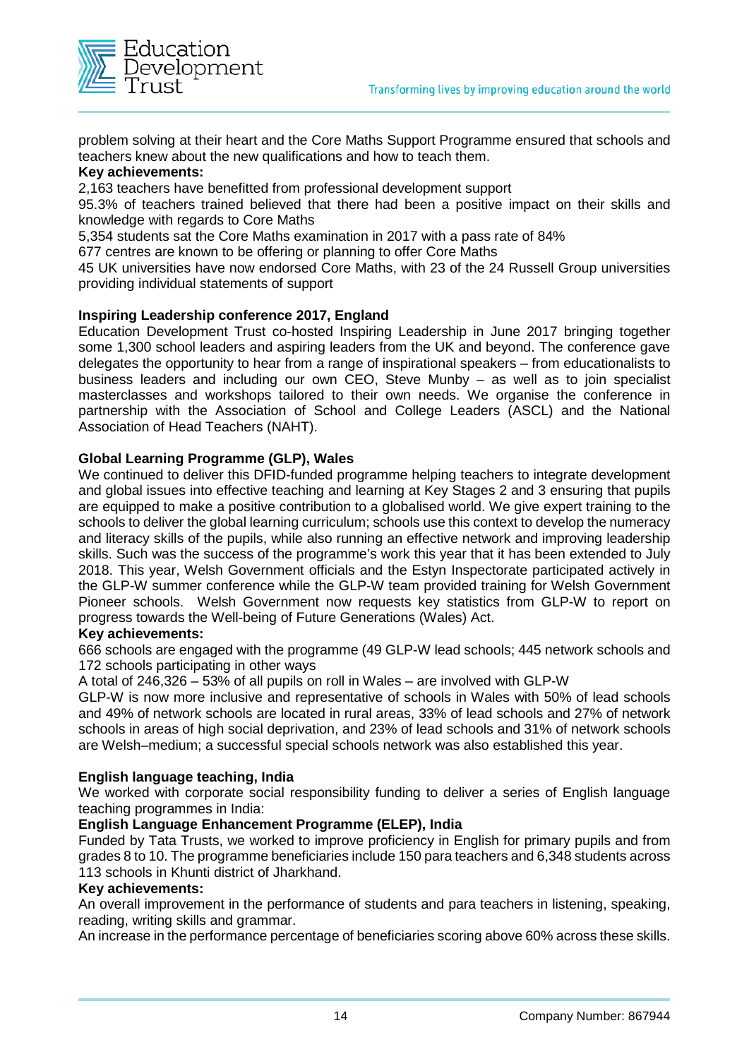problem solving at their heart and the Core Maths Support Programme ensured that schools and teachers knew about the new qualifications and how to teach them.

**Key achievements:**

2,163 teachers have benefitted from professional development support

95.3% of teachers trained believed that there had been a positive impact on their skills and knowledge with regards to Core Maths

5,354 students sat the Core Maths examination in 2017 with a pass rate of 84%

677 centres are known to be offering or planning to offer Core Maths

45 UK universities have now endorsed Core Maths, with 23 of the 24 Russell Group universities providing individual statements of support

**Inspiring Leadership conference 2017, England**

Education Development Trust co-hosted Inspiring Leadership in June 2017 bringing together some 1,300 school leaders and aspiring leaders from the UK and beyond. The conference gave delegates the opportunity to hear from a range of inspirational speakers – from educationalists to business leaders and including our own CEO, Steve Munby – as well as to join specialist masterclasses and workshops tailored to their own needs. We organise the conference in partnership with the Association of School and College Leaders (ASCL) and the National Association of Head Teachers (NAHT).

**Global Learning Programme (GLP), Wales**

We continued to deliver this DFID-funded programme helping teachers to integrate development and global issues into effective teaching and learning at Key Stages 2 and 3 ensuring that pupils are equipped to make a positive contribution to a globalised world. We give expert training to the schools to deliver the global learning curriculum; schools use this context to develop the numeracy and literacy skills of the pupils, while also running an effective network and improving leadership skills. Such was the success of the programme's work this year that it has been extended to July 2018. This year, Welsh Government officials and the Estyn Inspectorate participated actively in the GLP-W summer conference while the GLP-W team provided training for Welsh Government Pioneer schools. Welsh Government now requests key statistics from GLP-W to report on progress towards the Well-being of Future Generations (Wales) Act.

**Key achievements:**

666 schools are engaged with the programme (49 GLP-W lead schools; 445 network schools and 172 schools participating in other ways

A total of 246,326 – 53% of all pupils on roll in Wales – are involved with GLP-W

GLP-W is now more inclusive and representative of schools in Wales with 50% of lead schools and 49% of network schools are located in rural areas, 33% of lead schools and 27% of network schools in areas of high social deprivation, and 23% of lead schools and 31% of network schools are Welsh–medium; a successful special schools network was also established this year.

**English language teaching, India**

We worked with corporate social responsibility funding to deliver a series of English language teaching programmes in India:

**English Language Enhancement Programme (ELEP), India**

Funded by Tata Trusts, we worked to improve proficiency in English for primary pupils and from grades 8 to 10. The programme beneficiaries include 150 para teachers and 6,348 students across 113 schools in Khunti district of Jharkhand.

**Key achievements:**

An overall improvement in the performance of students and para teachers in listening, speaking, reading, writing skills and grammar.

An increase in the performance percentage of beneficiaries scoring above 60% across these skills.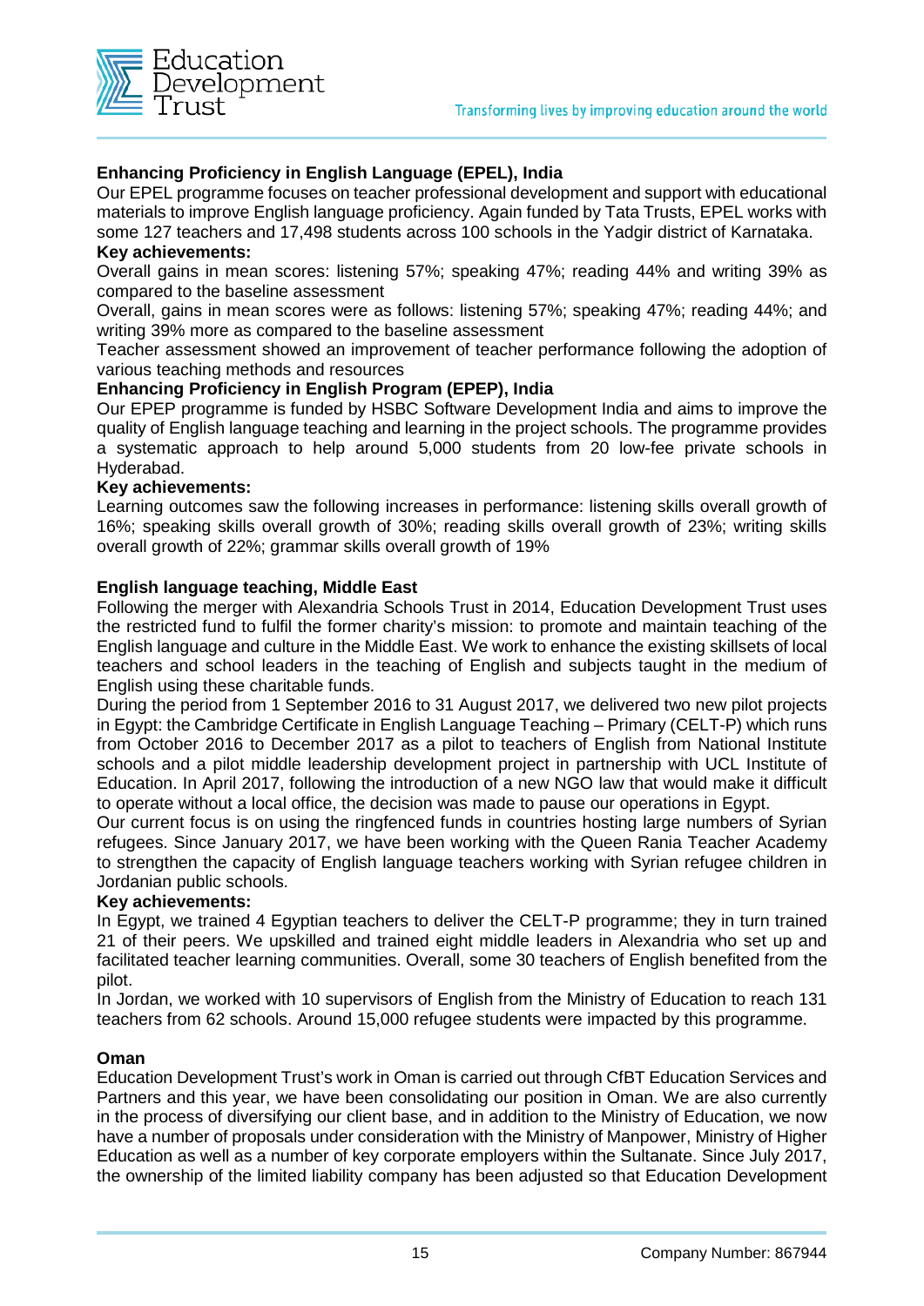**Enhancing Proficiency in English Language (EPEL), India**

Our EPEL programme focuses on teacher professional development and support with educational materials to improve English language proficiency. Again funded by Tata Trusts, EPEL works with some 127 teachers and 17,498 students across 100 schools in the Yadgir district of Karnataka.

**Key achievements:**

Overall gains in mean scores: listening 57%; speaking 47%; reading 44% and writing 39% as compared to the baseline assessment

Overall, gains in mean scores were as follows: listening 57%; speaking 47%; reading 44%; and writing 39% more as compared to the baseline assessment

Teacher assessment showed an improvement of teacher performance following the adoption of various teaching methods and resources

**Enhancing Proficiency in English Program (EPEP), India**

Our EPEP programme is funded by HSBC Software Development India and aims to improve the quality of English language teaching and learning in the project schools. The programme provides a systematic approach to help around 5,000 students from 20 low-fee private schools in Hyderabad.

**Key achievements:**

Learning outcomes saw the following increases in performance: listening skills overall growth of 16%; speaking skills overall growth of 30%; reading skills overall growth of 23%; writing skills overall growth of 22%; grammar skills overall growth of 19%

**English language teaching, Middle East**

Following the merger with Alexandria Schools Trust in 2014, Education Development Trust uses the restricted fund to fulfil the former charity's mission: to promote and maintain teaching of the English language and culture in the Middle East. We work to enhance the existing skillsets of local teachers and school leaders in the teaching of English and subjects taught in the medium of English using these charitable funds.

During the period from 1 September 2016 to 31 August 2017, we delivered two new pilot projects in Egypt: the Cambridge Certificate in English Language Teaching – Primary (CELT-P) which runs from October 2016 to December 2017 as a pilot to teachers of English from National Institute schools and a pilot middle leadership development project in partnership with UCL Institute of Education. In April 2017, following the introduction of a new NGO law that would make it difficult to operate without a local office, the decision was made to pause our operations in Egypt.

Our current focus is on using the ringfenced funds in countries hosting large numbers of Syrian refugees. Since January 2017, we have been working with the Queen Rania Teacher Academy to strengthen the capacity of English language teachers working with Syrian refugee children in Jordanian public schools.

**Key achievements:**

In Egypt, we trained 4 Egyptian teachers to deliver the CELT-P programme; they in turn trained 21 of their peers. We upskilled and trained eight middle leaders in Alexandria who set up and facilitated teacher learning communities. Overall, some 30 teachers of English benefited from the pilot.

In Jordan, we worked with 10 supervisors of English from the Ministry of Education to reach 131 teachers from 62 schools. Around 15,000 refugee students were impacted by this programme.

**Oman**

Education Development Trust's work in Oman is carried out through CfBT Education Services and Partners and this year, we have been consolidating our position in Oman. We are also currently in the process of diversifying our client base, and in addition to the Ministry of Education, we now have a number of proposals under consideration with the Ministry of Manpower, Ministry of Higher Education as well as a number of key corporate employers within the Sultanate. Since July 2017, the ownership of the limited liability company has been adjusted so that Education Development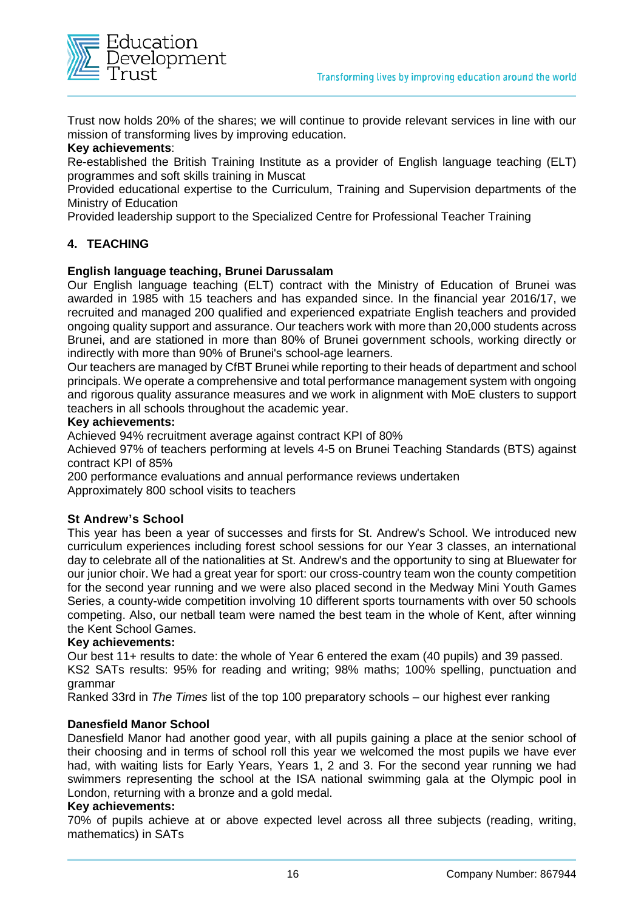Trust now holds 20% of the shares; we will continue to provide relevant services in line with our mission of transforming lives by improving education.

**Key achievements**:

Re-established the British Training Institute as a provider of English language teaching (ELT) programmes and soft skills training in Muscat

Provided educational expertise to the Curriculum, Training and Supervision departments of the Ministry of Education

Provided leadership support to the Specialized Centre for Professional Teacher Training

## 4. TEACHING

### English language teaching, Brunei Darussalam

Our English language teaching (ELT) contract with the Ministry of Education of Brunei was awarded in 1985 with 15 teachers and has expanded since. In the financial year 2016/17, we recruited and managed 200 qualified and experienced expatriate English teachers and provided ongoing quality support and assurance. Our teachers work with more than 20,000 students across Brunei, and are stationed in more than 80% of Brunei government schools, working directly or indirectly with more than 90% of Brunei's school-age learners.

Our teachers are managed by CfBT Brunei while reporting to their heads of department and school principals. We operate a comprehensive and total performance management system with ongoing and rigorous quality assurance measures and we work in alignment with MoE clusters to support teachers in all schools throughout the academic year.

**Key achievements:**

Achieved 94% recruitment average against contract KPI of 80%

Achieved 97% of teachers performing at levels 4-5 on Brunei Teaching Standards (BTS) against contract KPI of 85%

200 performance evaluations and annual performance reviews undertaken

Approximately 800 school visits to teachers

### St Andrew's School

This year has been a year of successes and firsts for St. Andrew's School. We introduced new curriculum experiences including forest school sessions for our Year 3 classes, an international day to celebrate all of the nationalities at St. Andrew's and the opportunity to sing at Bluewater for our junior choir. We had a great year for sport: our cross-country team won the county competition for the second year running and we were also placed second in the Medway Mini Youth Games Series, a county-wide competition involving 10 different sports tournaments with over 50 schools competing. Also, our netball team were named the best team in the whole of Kent, after winning the Kent School Games.

**Key achievements:**

Our best 11+ results to date: the whole of Year 6 entered the exam (40 pupils) and 39 passed.

KS2 SATs results: 95% for reading and writing; 98% maths; 100% spelling, punctuation and grammar

Ranked 33rd in *The Times* list of the top 100 preparatory schools – our highest ever ranking

### Danesfield Manor School

Danesfield Manor had another good year, with all pupils gaining a place at the senior school of their choosing and in terms of school roll this year we welcomed the most pupils we have ever had, with waiting lists for Early Years, Years 1, 2 and 3. For the second year running we had swimmers representing the school at the ISA national swimming gala at the Olympic pool in London, returning with a bronze and a gold medal.

**Key achievements:**

70% of pupils achieve at or above expected level across all three subjects (reading, writing, mathematics) in SATs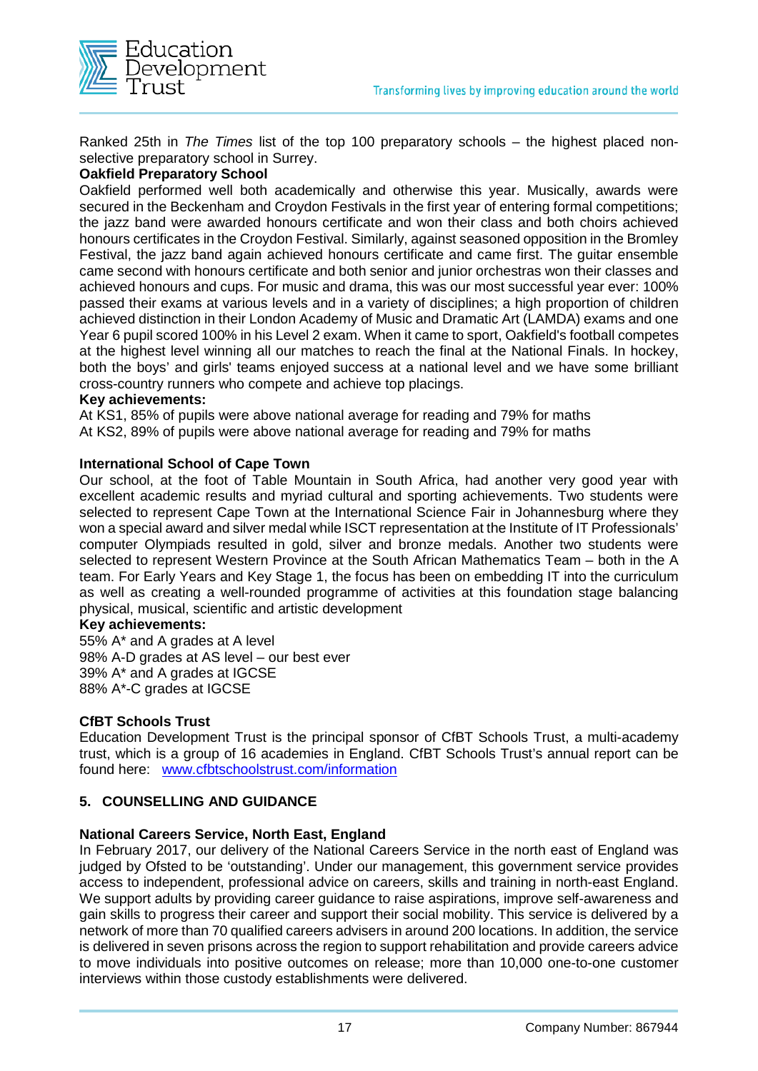Ranked 25th in *The Times* list of the top 100 preparatory schools – the highest placed non-selective preparatory school in Surrey.

**Oakfield Preparatory School**

Oakfield performed well both academically and otherwise this year. Musically, awards were secured in the Beckenham and Croydon Festivals in the first year of entering formal competitions; the jazz band were awarded honours certificate and won their class and both choirs achieved honours certificates in the Croydon Festival. Similarly, against seasoned opposition in the Bromley Festival, the jazz band again achieved honours certificate and came first. The guitar ensemble came second with honours certificate and both senior and junior orchestras won their classes and achieved honours and cups. For music and drama, this was our most successful year ever: 100% passed their exams at various levels and in a variety of disciplines; a high proportion of children achieved distinction in their London Academy of Music and Dramatic Art (LAMDA) exams and one Year 6 pupil scored 100% in his Level 2 exam. When it came to sport, Oakfield's football competes at the highest level winning all our matches to reach the final at the National Finals. In hockey, both the boys' and girls' teams enjoyed success at a national level and we have some brilliant cross-country runners who compete and achieve top placings.

**Key achievements:**

At KS1, 85% of pupils were above national average for reading and 79% for maths
At KS2, 89% of pupils were above national average for reading and 79% for maths

**International School of Cape Town**

Our school, at the foot of Table Mountain in South Africa, had another very good year with excellent academic results and myriad cultural and sporting achievements. Two students were selected to represent Cape Town at the International Science Fair in Johannesburg where they won a special award and silver medal while ISCT representation at the Institute of IT Professionals' computer Olympiads resulted in gold, silver and bronze medals. Another two students were selected to represent Western Province at the South African Mathematics Team – both in the A team. For Early Years and Key Stage 1, the focus has been on embedding IT into the curriculum as well as creating a well-rounded programme of activities at this foundation stage balancing physical, musical, scientific and artistic development

**Key achievements:**

55% A* and A grades at A level
98% A-D grades at AS level – our best ever
39% A* and A grades at IGCSE
88% A*-C grades at IGCSE

**CfBT Schools Trust**

Education Development Trust is the principal sponsor of CfBT Schools Trust, a multi-academy trust, which is a group of 16 academies in England. CfBT Schools Trust's annual report can be found here: www.cfbtschoolstrust.com/information

## 5. COUNSELLING AND GUIDANCE

**National Careers Service, North East, England**

In February 2017, our delivery of the National Careers Service in the north east of England was judged by Ofsted to be 'outstanding'. Under our management, this government service provides access to independent, professional advice on careers, skills and training in north-east England. We support adults by providing career guidance to raise aspirations, improve self-awareness and gain skills to progress their career and support their social mobility. This service is delivered by a network of more than 70 qualified careers advisers in around 200 locations. In addition, the service is delivered in seven prisons across the region to support rehabilitation and provide careers advice to move individuals into positive outcomes on release; more than 10,000 one-to-one customer interviews within those custody establishments were delivered.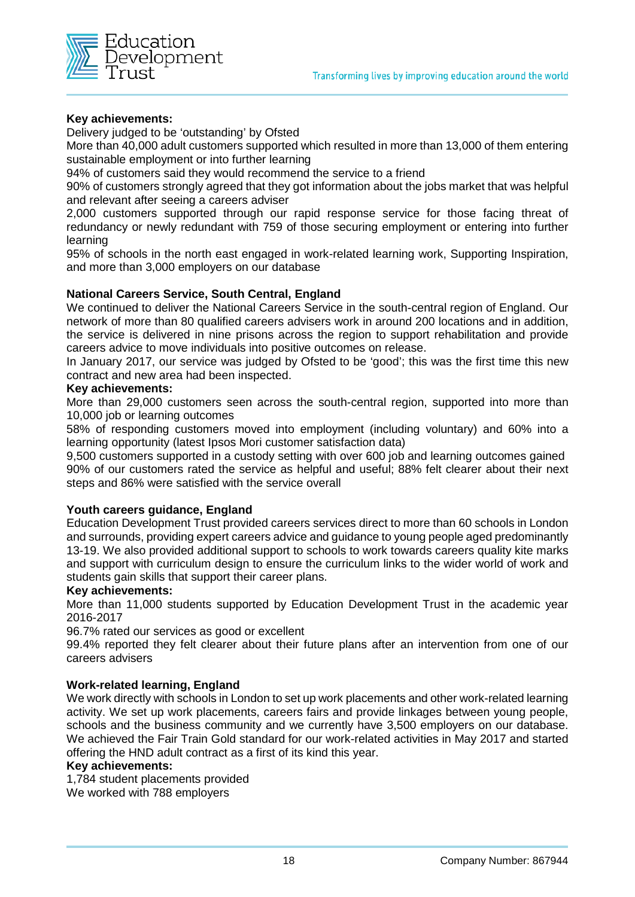**Key achievements:**

Delivery judged to be 'outstanding' by Ofsted

More than 40,000 adult customers supported which resulted in more than 13,000 of them entering sustainable employment or into further learning

94% of customers said they would recommend the service to a friend

90% of customers strongly agreed that they got information about the jobs market that was helpful and relevant after seeing a careers adviser

2,000 customers supported through our rapid response service for those facing threat of redundancy or newly redundant with 759 of those securing employment or entering into further learning

95% of schools in the north east engaged in work-related learning work, Supporting Inspiration, and more than 3,000 employers on our database

**National Careers Service, South Central, England**

We continued to deliver the National Careers Service in the south-central region of England. Our network of more than 80 qualified careers advisers work in around 200 locations and in addition, the service is delivered in nine prisons across the region to support rehabilitation and provide careers advice to move individuals into positive outcomes on release.

In January 2017, our service was judged by Ofsted to be 'good'; this was the first time this new contract and new area had been inspected.

**Key achievements:**

More than 29,000 customers seen across the south-central region, supported into more than 10,000 job or learning outcomes

58% of responding customers moved into employment (including voluntary) and 60% into a learning opportunity (latest Ipsos Mori customer satisfaction data)

9,500 customers supported in a custody setting with over 600 job and learning outcomes gained

90% of our customers rated the service as helpful and useful; 88% felt clearer about their next steps and 86% were satisfied with the service overall

**Youth careers guidance, England**

Education Development Trust provided careers services direct to more than 60 schools in London and surrounds, providing expert careers advice and guidance to young people aged predominantly 13-19. We also provided additional support to schools to work towards careers quality kite marks and support with curriculum design to ensure the curriculum links to the wider world of work and students gain skills that support their career plans.

**Key achievements:**

More than 11,000 students supported by Education Development Trust in the academic year 2016-2017

96.7% rated our services as good or excellent

99.4% reported they felt clearer about their future plans after an intervention from one of our careers advisers

**Work-related learning, England**

We work directly with schools in London to set up work placements and other work-related learning activity. We set up work placements, careers fairs and provide linkages between young people, schools and the business community and we currently have 3,500 employers on our database. We achieved the Fair Train Gold standard for our work-related activities in May 2017 and started offering the HND adult contract as a first of its kind this year.

**Key achievements:**

1,784 student placements provided

We worked with 788 employers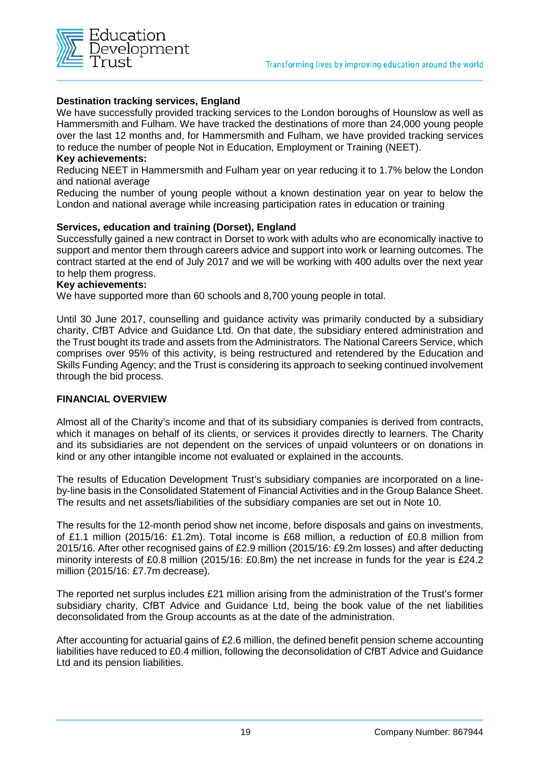**Destination tracking services, England**

We have successfully provided tracking services to the London boroughs of Hounslow as well as Hammersmith and Fulham. We have tracked the destinations of more than 24,000 young people over the last 12 months and, for Hammersmith and Fulham, we have provided tracking services to reduce the number of people Not in Education, Employment or Training (NEET).

**Key achievements:**

Reducing NEET in Hammersmith and Fulham year on year reducing it to 1.7% below the London and national average

Reducing the number of young people without a known destination year on year to below the London and national average while increasing participation rates in education or training

**Services, education and training (Dorset), England**

Successfully gained a new contract in Dorset to work with adults who are economically inactive to support and mentor them through careers advice and support into work or learning outcomes. The contract started at the end of July 2017 and we will be working with 400 adults over the next year to help them progress.

**Key achievements:**

We have supported more than 60 schools and 8,700 young people in total.

Until 30 June 2017, counselling and guidance activity was primarily conducted by a subsidiary charity, CfBT Advice and Guidance Ltd. On that date, the subsidiary entered administration and the Trust bought its trade and assets from the Administrators. The National Careers Service, which comprises over 95% of this activity, is being restructured and retendered by the Education and Skills Funding Agency; and the Trust is considering its approach to seeking continued involvement through the bid process.

## FINANCIAL OVERVIEW

Almost all of the Charity's income and that of its subsidiary companies is derived from contracts, which it manages on behalf of its clients, or services it provides directly to learners. The Charity and its subsidiaries are not dependent on the services of unpaid volunteers or on donations in kind or any other intangible income not evaluated or explained in the accounts.

The results of Education Development Trust's subsidiary companies are incorporated on a line-by-line basis in the Consolidated Statement of Financial Activities and in the Group Balance Sheet. The results and net assets/liabilities of the subsidiary companies are set out in Note 10.

The results for the 12-month period show net income, before disposals and gains on investments, of £1.1 million (2015/16: £1.2m). Total income is £68 million, a reduction of £0.8 million from 2015/16. After other recognised gains of £2.9 million (2015/16: £9.2m losses) and after deducting minority interests of £0.8 million (2015/16: £0.8m) the net increase in funds for the year is £24.2 million (2015/16: £7.7m decrease).

The reported net surplus includes £21 million arising from the administration of the Trust's former subsidiary charity, CfBT Advice and Guidance Ltd, being the book value of the net liabilities deconsolidated from the Group accounts as at the date of the administration.

After accounting for actuarial gains of £2.6 million, the defined benefit pension scheme accounting liabilities have reduced to £0.4 million, following the deconsolidation of CfBT Advice and Guidance Ltd and its pension liabilities.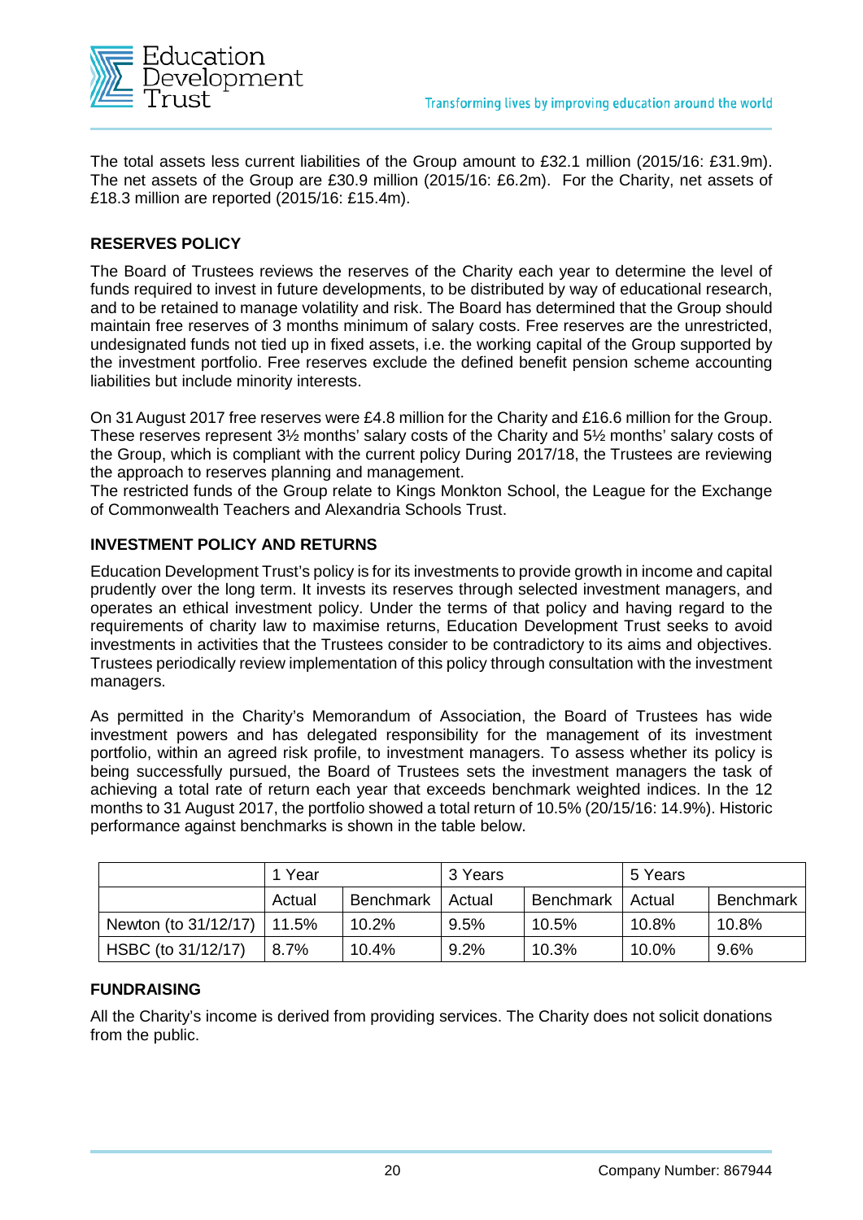The total assets less current liabilities of the Group amount to £32.1 million (2015/16: £31.9m). The net assets of the Group are £30.9 million (2015/16: £6.2m). For the Charity, net assets of £18.3 million are reported (2015/16: £15.4m).

## RESERVES POLICY

The Board of Trustees reviews the reserves of the Charity each year to determine the level of funds required to invest in future developments, to be distributed by way of educational research, and to be retained to manage volatility and risk. The Board has determined that the Group should maintain free reserves of 3 months minimum of salary costs. Free reserves are the unrestricted, undesignated funds not tied up in fixed assets, i.e. the working capital of the Group supported by the investment portfolio. Free reserves exclude the defined benefit pension scheme accounting liabilities but include minority interests.

On 31 August 2017 free reserves were £4.8 million for the Charity and £16.6 million for the Group. These reserves represent 3½ months' salary costs of the Charity and 5½ months' salary costs of the Group, which is compliant with the current policy During 2017/18, the Trustees are reviewing the approach to reserves planning and management.

The restricted funds of the Group relate to Kings Monkton School, the League for the Exchange of Commonwealth Teachers and Alexandria Schools Trust.

## INVESTMENT POLICY AND RETURNS

Education Development Trust's policy is for its investments to provide growth in income and capital prudently over the long term. It invests its reserves through selected investment managers, and operates an ethical investment policy. Under the terms of that policy and having regard to the requirements of charity law to maximise returns, Education Development Trust seeks to avoid investments in activities that the Trustees consider to be contradictory to its aims and objectives. Trustees periodically review implementation of this policy through consultation with the investment managers.

As permitted in the Charity's Memorandum of Association, the Board of Trustees has wide investment powers and has delegated responsibility for the management of its investment portfolio, within an agreed risk profile, to investment managers. To assess whether its policy is being successfully pursued, the Board of Trustees sets the investment managers the task of achieving a total rate of return each year that exceeds benchmark weighted indices. In the 12 months to 31 August 2017, the portfolio showed a total return of 10.5% (20/15/16: 14.9%). Historic performance against benchmarks is shown in the table below.

| | 1 Year | | 3 Years | | 5 Years | |
|---|---|---|---|---|---|---|
| | Actual | Benchmark | Actual | Benchmark | Actual | Benchmark |
| Newton (to 31/12/17) | 11.5% | 10.2% | 9.5% | 10.5% | 10.8% | 10.8% |
| HSBC (to 31/12/17) | 8.7% | 10.4% | 9.2% | 10.3% | 10.0% | 9.6% |

## FUNDRAISING

All the Charity's income is derived from providing services. The Charity does not solicit donations from the public.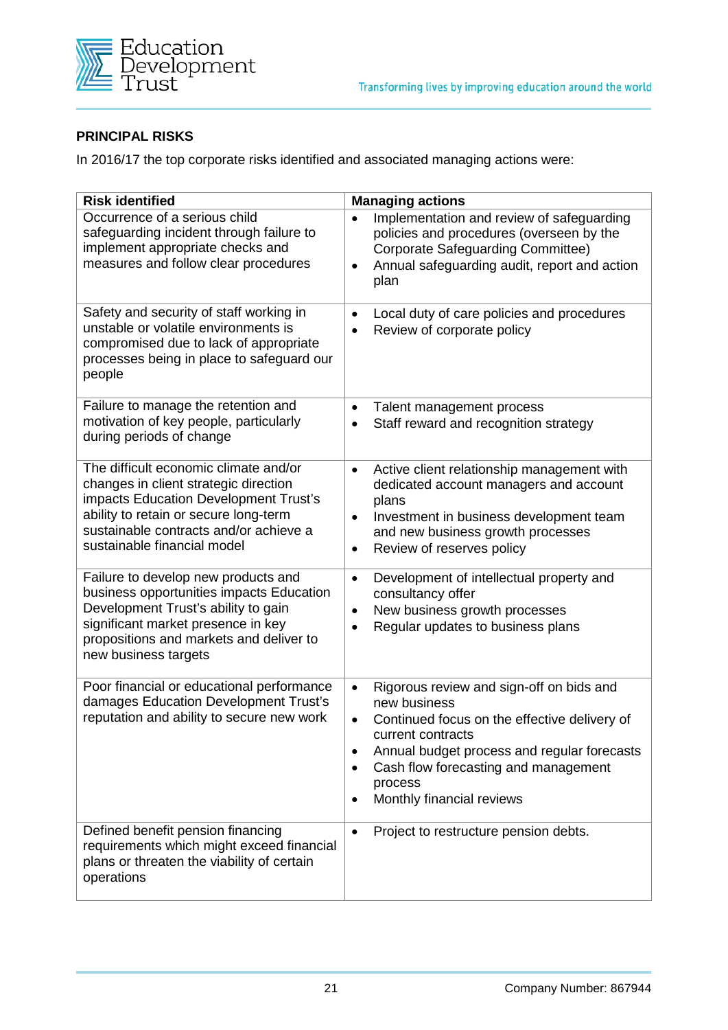**PRINCIPAL RISKS**

In 2016/17 the top corporate risks identified and associated managing actions were:

| Risk identified | Managing actions |
|---|---|
| Occurrence of a serious child safeguarding incident through failure to implement appropriate checks and measures and follow clear procedures | • Implementation and review of safeguarding policies and procedures (overseen by the Corporate Safeguarding Committee)<br>• Annual safeguarding audit, report and action plan |
| Safety and security of staff working in unstable or volatile environments is compromised due to lack of appropriate processes being in place to safeguard our people | • Local duty of care policies and procedures<br>• Review of corporate policy |
| Failure to manage the retention and motivation of key people, particularly during periods of change | • Talent management process<br>• Staff reward and recognition strategy |
| The difficult economic climate and/or changes in client strategic direction impacts Education Development Trust's ability to retain or secure long-term sustainable contracts and/or achieve a sustainable financial model | • Active client relationship management with dedicated account managers and account plans<br>• Investment in business development team and new business growth processes<br>• Review of reserves policy |
| Failure to develop new products and business opportunities impacts Education Development Trust's ability to gain significant market presence in key propositions and markets and deliver to new business targets | • Development of intellectual property and consultancy offer<br>• New business growth processes<br>• Regular updates to business plans |
| Poor financial or educational performance damages Education Development Trust's reputation and ability to secure new work | • Rigorous review and sign-off on bids and new business<br>• Continued focus on the effective delivery of current contracts<br>• Annual budget process and regular forecasts<br>• Cash flow forecasting and management process<br>• Monthly financial reviews |
| Defined benefit pension financing requirements which might exceed financial plans or threaten the viability of certain operations | • Project to restructure pension debts. |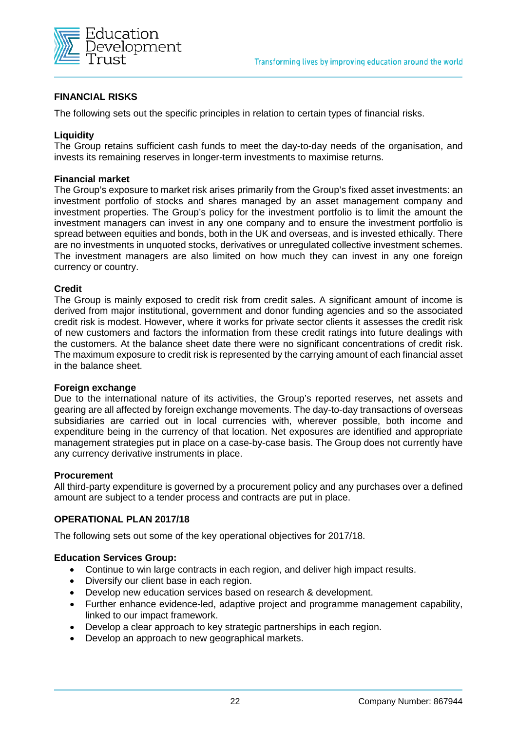## FINANCIAL RISKS

The following sets out the specific principles in relation to certain types of financial risks.

### Liquidity

The Group retains sufficient cash funds to meet the day-to-day needs of the organisation, and invests its remaining reserves in longer-term investments to maximise returns.

### Financial market

The Group's exposure to market risk arises primarily from the Group's fixed asset investments: an investment portfolio of stocks and shares managed by an asset management company and investment properties. The Group's policy for the investment portfolio is to limit the amount the investment managers can invest in any one company and to ensure the investment portfolio is spread between equities and bonds, both in the UK and overseas, and is invested ethically. There are no investments in unquoted stocks, derivatives or unregulated collective investment schemes. The investment managers are also limited on how much they can invest in any one foreign currency or country.

### Credit

The Group is mainly exposed to credit risk from credit sales. A significant amount of income is derived from major institutional, government and donor funding agencies and so the associated credit risk is modest. However, where it works for private sector clients it assesses the credit risk of new customers and factors the information from these credit ratings into future dealings with the customers. At the balance sheet date there were no significant concentrations of credit risk. The maximum exposure to credit risk is represented by the carrying amount of each financial asset in the balance sheet.

### Foreign exchange

Due to the international nature of its activities, the Group's reported reserves, net assets and gearing are all affected by foreign exchange movements. The day-to-day transactions of overseas subsidiaries are carried out in local currencies with, wherever possible, both income and expenditure being in the currency of that location. Net exposures are identified and appropriate management strategies put in place on a case-by-case basis. The Group does not currently have any currency derivative instruments in place.

### Procurement

All third-party expenditure is governed by a procurement policy and any purchases over a defined amount are subject to a tender process and contracts are put in place.

## OPERATIONAL PLAN 2017/18

The following sets out some of the key operational objectives for 2017/18.

### Education Services Group:

- Continue to win large contracts in each region, and deliver high impact results.
- Diversify our client base in each region.
- Develop new education services based on research & development.
- Further enhance evidence-led, adaptive project and programme management capability, linked to our impact framework.
- Develop a clear approach to key strategic partnerships in each region.
- Develop an approach to new geographical markets.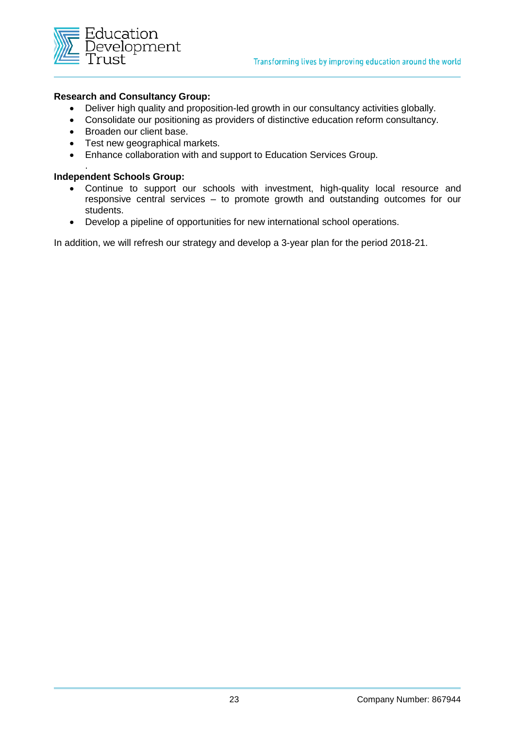**Research and Consultancy Group:**

- Deliver high quality and proposition-led growth in our consultancy activities globally.
- Consolidate our positioning as providers of distinctive education reform consultancy.
- Broaden our client base.
- Test new geographical markets.
- Enhance collaboration with and support to Education Services Group.

**Independent Schools Group:**

- Continue to support our schools with investment, high-quality local resource and responsive central services – to promote growth and outstanding outcomes for our students.
- Develop a pipeline of opportunities for new international school operations.

In addition, we will refresh our strategy and develop a 3-year plan for the period 2018-21.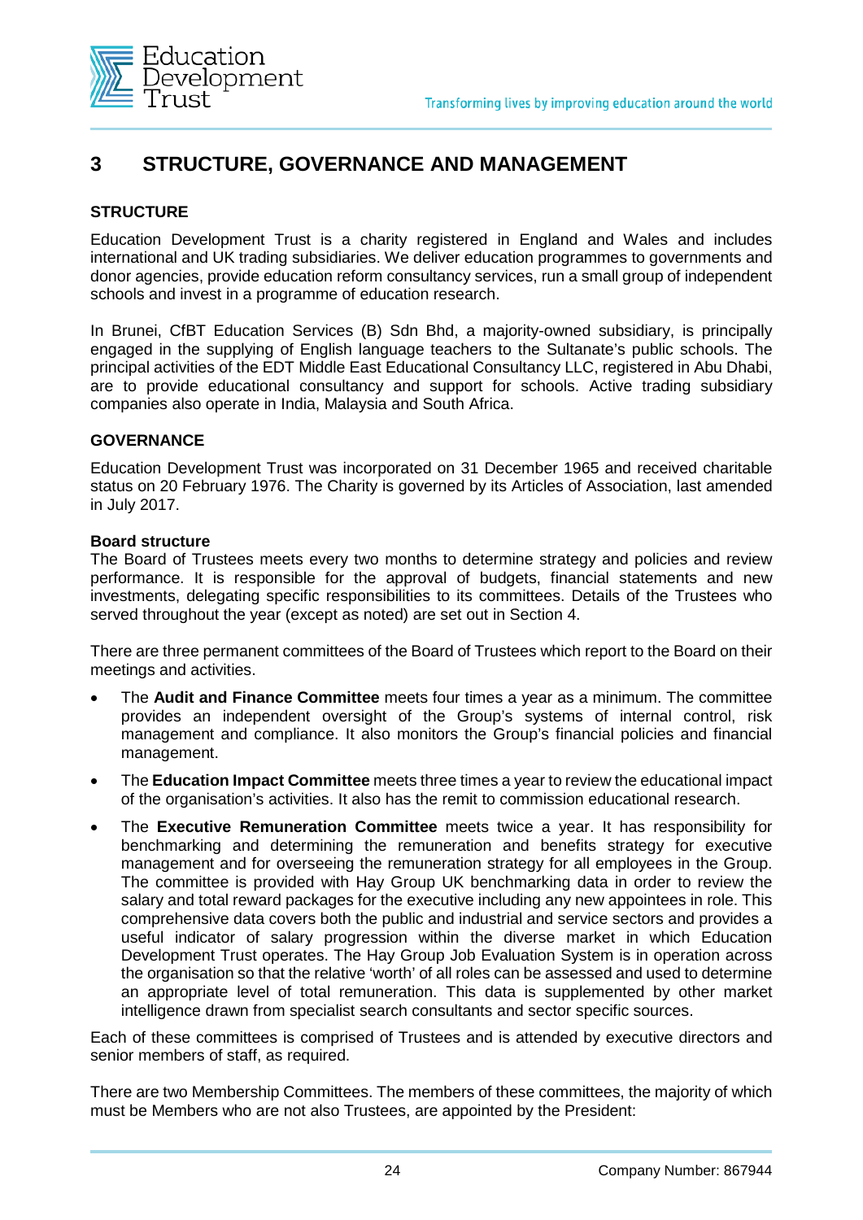## 3 STRUCTURE, GOVERNANCE AND MANAGEMENT

### STRUCTURE

Education Development Trust is a charity registered in England and Wales and includes international and UK trading subsidiaries. We deliver education programmes to governments and donor agencies, provide education reform consultancy services, run a small group of independent schools and invest in a programme of education research.

In Brunei, CfBT Education Services (B) Sdn Bhd, a majority-owned subsidiary, is principally engaged in the supplying of English language teachers to the Sultanate's public schools. The principal activities of the EDT Middle East Educational Consultancy LLC, registered in Abu Dhabi, are to provide educational consultancy and support for schools. Active trading subsidiary companies also operate in India, Malaysia and South Africa.

### GOVERNANCE

Education Development Trust was incorporated on 31 December 1965 and received charitable status on 20 February 1976. The Charity is governed by its Articles of Association, last amended in July 2017.

**Board structure**

The Board of Trustees meets every two months to determine strategy and policies and review performance. It is responsible for the approval of budgets, financial statements and new investments, delegating specific responsibilities to its committees. Details of the Trustees who served throughout the year (except as noted) are set out in Section 4.

There are three permanent committees of the Board of Trustees which report to the Board on their meetings and activities.

- The **Audit and Finance Committee** meets four times a year as a minimum. The committee provides an independent oversight of the Group's systems of internal control, risk management and compliance. It also monitors the Group's financial policies and financial management.
- The **Education Impact Committee** meets three times a year to review the educational impact of the organisation's activities. It also has the remit to commission educational research.
- The **Executive Remuneration Committee** meets twice a year. It has responsibility for benchmarking and determining the remuneration and benefits strategy for executive management and for overseeing the remuneration strategy for all employees in the Group. The committee is provided with Hay Group UK benchmarking data in order to review the salary and total reward packages for the executive including any new appointees in role. This comprehensive data covers both the public and industrial and service sectors and provides a useful indicator of salary progression within the diverse market in which Education Development Trust operates. The Hay Group Job Evaluation System is in operation across the organisation so that the relative 'worth' of all roles can be assessed and used to determine an appropriate level of total remuneration. This data is supplemented by other market intelligence drawn from specialist search consultants and sector specific sources.

Each of these committees is comprised of Trustees and is attended by executive directors and senior members of staff, as required.

There are two Membership Committees. The members of these committees, the majority of which must be Members who are not also Trustees, are appointed by the President: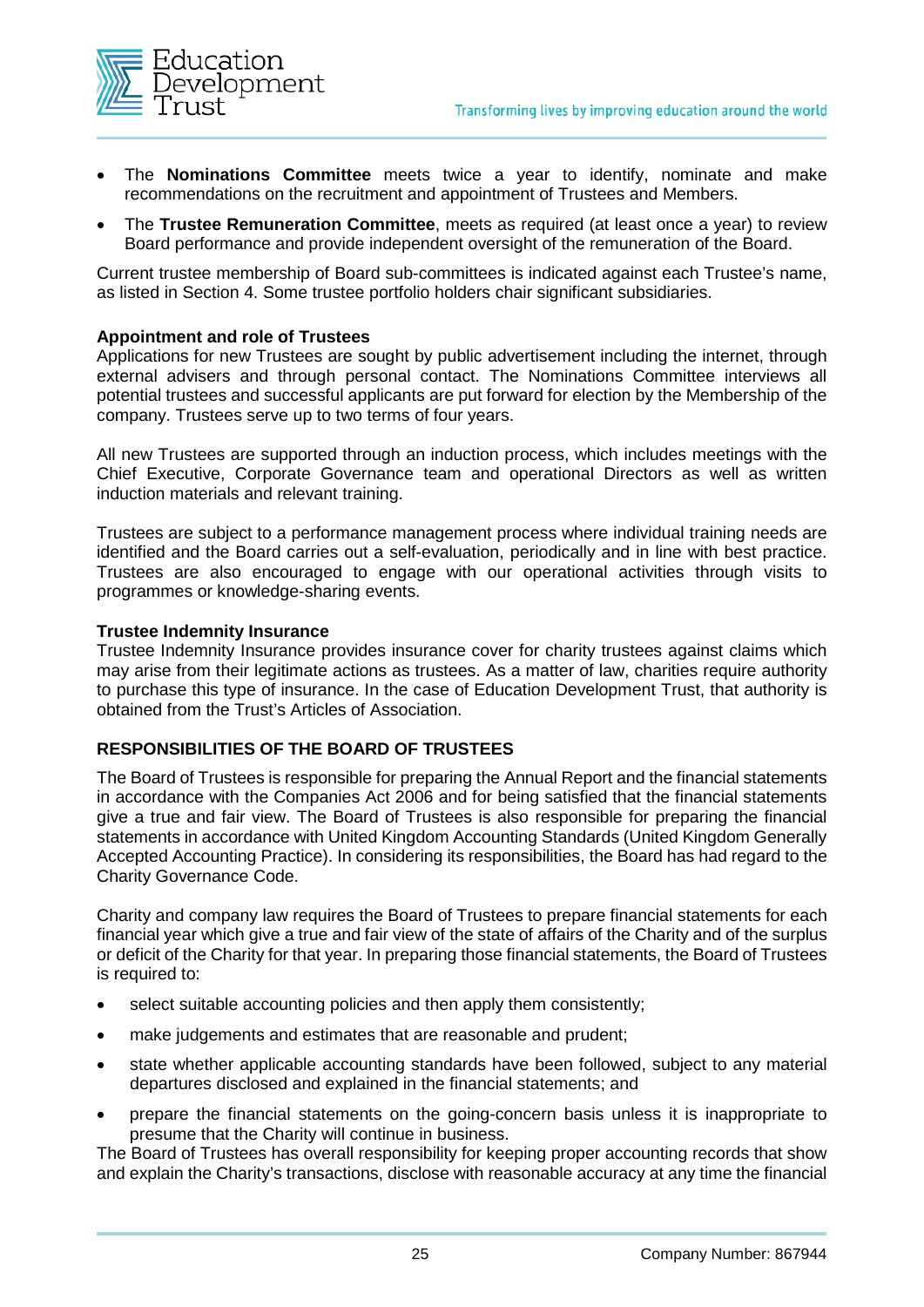- The **Nominations Committee** meets twice a year to identify, nominate and make recommendations on the recruitment and appointment of Trustees and Members.
- The **Trustee Remuneration Committee**, meets as required (at least once a year) to review Board performance and provide independent oversight of the remuneration of the Board.

Current trustee membership of Board sub-committees is indicated against each Trustee's name, as listed in Section 4. Some trustee portfolio holders chair significant subsidiaries.

**Appointment and role of Trustees**

Applications for new Trustees are sought by public advertisement including the internet, through external advisers and through personal contact. The Nominations Committee interviews all potential trustees and successful applicants are put forward for election by the Membership of the company. Trustees serve up to two terms of four years.

All new Trustees are supported through an induction process, which includes meetings with the Chief Executive, Corporate Governance team and operational Directors as well as written induction materials and relevant training.

Trustees are subject to a performance management process where individual training needs are identified and the Board carries out a self-evaluation, periodically and in line with best practice. Trustees are also encouraged to engage with our operational activities through visits to programmes or knowledge-sharing events.

**Trustee Indemnity Insurance**

Trustee Indemnity Insurance provides insurance cover for charity trustees against claims which may arise from their legitimate actions as trustees. As a matter of law, charities require authority to purchase this type of insurance. In the case of Education Development Trust, that authority is obtained from the Trust's Articles of Association.

## RESPONSIBILITIES OF THE BOARD OF TRUSTEES

The Board of Trustees is responsible for preparing the Annual Report and the financial statements in accordance with the Companies Act 2006 and for being satisfied that the financial statements give a true and fair view. The Board of Trustees is also responsible for preparing the financial statements in accordance with United Kingdom Accounting Standards (United Kingdom Generally Accepted Accounting Practice). In considering its responsibilities, the Board has had regard to the Charity Governance Code.

Charity and company law requires the Board of Trustees to prepare financial statements for each financial year which give a true and fair view of the state of affairs of the Charity and of the surplus or deficit of the Charity for that year. In preparing those financial statements, the Board of Trustees is required to:

- select suitable accounting policies and then apply them consistently;
- make judgements and estimates that are reasonable and prudent;
- state whether applicable accounting standards have been followed, subject to any material departures disclosed and explained in the financial statements; and
- prepare the financial statements on the going-concern basis unless it is inappropriate to presume that the Charity will continue in business.

The Board of Trustees has overall responsibility for keeping proper accounting records that show and explain the Charity's transactions, disclose with reasonable accuracy at any time the financial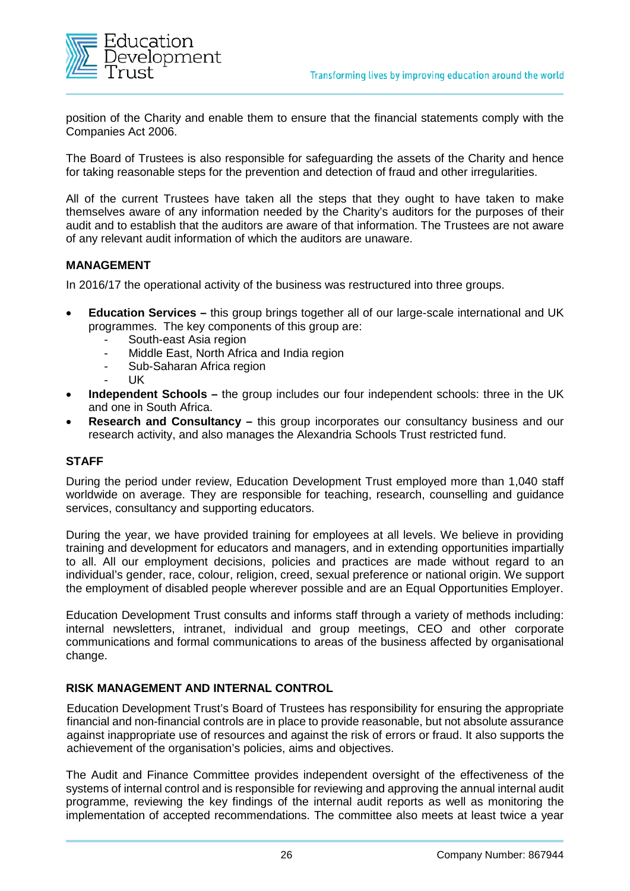position of the Charity and enable them to ensure that the financial statements comply with the Companies Act 2006.

The Board of Trustees is also responsible for safeguarding the assets of the Charity and hence for taking reasonable steps for the prevention and detection of fraud and other irregularities.

All of the current Trustees have taken all the steps that they ought to have taken to make themselves aware of any information needed by the Charity's auditors for the purposes of their audit and to establish that the auditors are aware of that information. The Trustees are not aware of any relevant audit information of which the auditors are unaware.

## MANAGEMENT

In 2016/17 the operational activity of the business was restructured into three groups.

- **Education Services –** this group brings together all of our large-scale international and UK programmes. The key components of this group are:
    - South-east Asia region
    - Middle East, North Africa and India region
    - Sub-Saharan Africa region
    - UK
- **Independent Schools –** the group includes our four independent schools: three in the UK and one in South Africa.
- **Research and Consultancy –** this group incorporates our consultancy business and our research activity, and also manages the Alexandria Schools Trust restricted fund.

## STAFF

During the period under review, Education Development Trust employed more than 1,040 staff worldwide on average. They are responsible for teaching, research, counselling and guidance services, consultancy and supporting educators.

During the year, we have provided training for employees at all levels. We believe in providing training and development for educators and managers, and in extending opportunities impartially to all. All our employment decisions, policies and practices are made without regard to an individual's gender, race, colour, religion, creed, sexual preference or national origin. We support the employment of disabled people wherever possible and are an Equal Opportunities Employer.

Education Development Trust consults and informs staff through a variety of methods including: internal newsletters, intranet, individual and group meetings, CEO and other corporate communications and formal communications to areas of the business affected by organisational change.

## RISK MANAGEMENT AND INTERNAL CONTROL

Education Development Trust's Board of Trustees has responsibility for ensuring the appropriate financial and non-financial controls are in place to provide reasonable, but not absolute assurance against inappropriate use of resources and against the risk of errors or fraud. It also supports the achievement of the organisation's policies, aims and objectives.

The Audit and Finance Committee provides independent oversight of the effectiveness of the systems of internal control and is responsible for reviewing and approving the annual internal audit programme, reviewing the key findings of the internal audit reports as well as monitoring the implementation of accepted recommendations. The committee also meets at least twice a year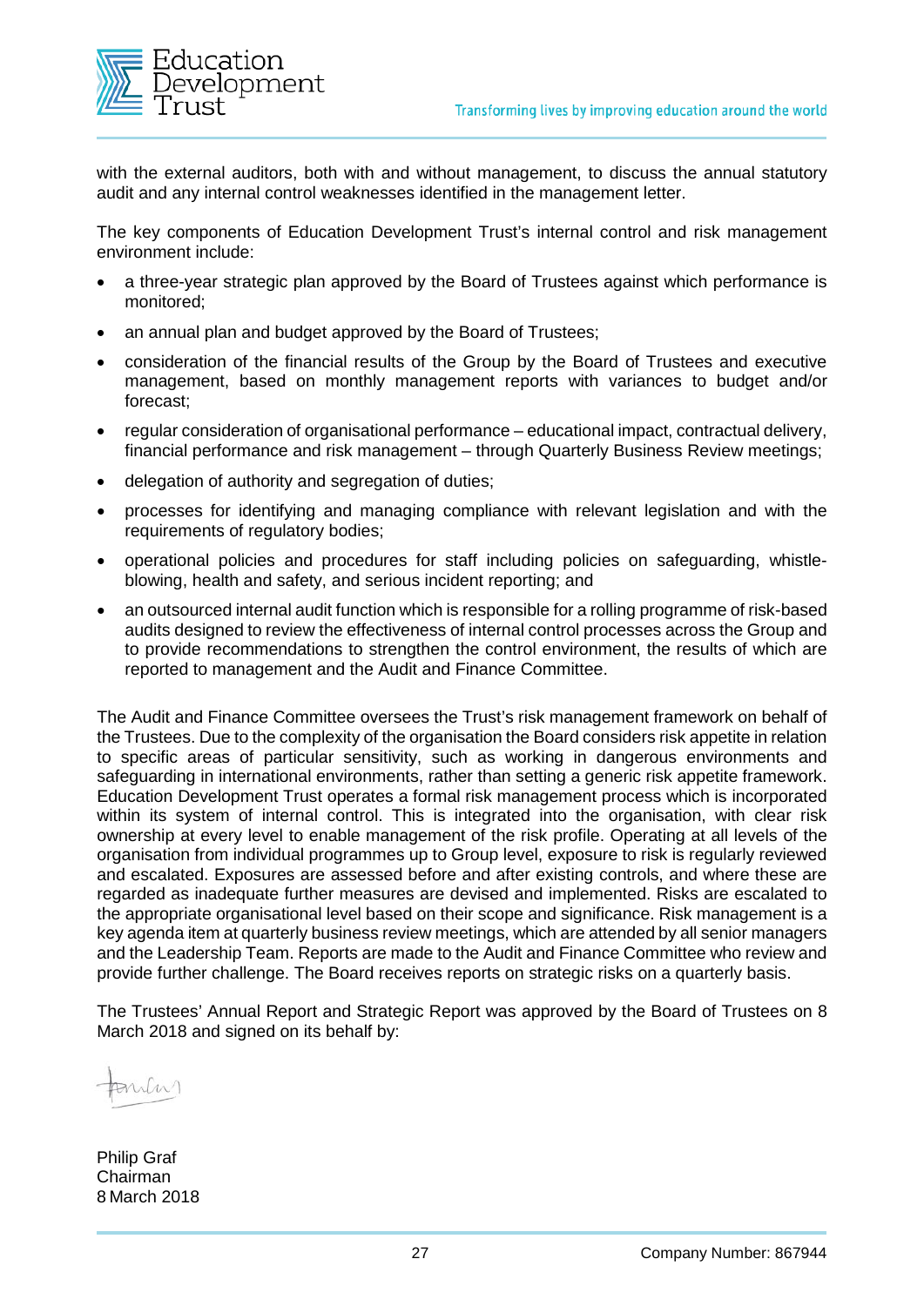with the external auditors, both with and without management, to discuss the annual statutory audit and any internal control weaknesses identified in the management letter.

The key components of Education Development Trust's internal control and risk management environment include:

- a three-year strategic plan approved by the Board of Trustees against which performance is monitored;
- an annual plan and budget approved by the Board of Trustees;
- consideration of the financial results of the Group by the Board of Trustees and executive management, based on monthly management reports with variances to budget and/or forecast;
- regular consideration of organisational performance – educational impact, contractual delivery, financial performance and risk management – through Quarterly Business Review meetings;
- delegation of authority and segregation of duties;
- processes for identifying and managing compliance with relevant legislation and with the requirements of regulatory bodies;
- operational policies and procedures for staff including policies on safeguarding, whistle-blowing, health and safety, and serious incident reporting; and
- an outsourced internal audit function which is responsible for a rolling programme of risk-based audits designed to review the effectiveness of internal control processes across the Group and to provide recommendations to strengthen the control environment, the results of which are reported to management and the Audit and Finance Committee.

The Audit and Finance Committee oversees the Trust's risk management framework on behalf of the Trustees. Due to the complexity of the organisation the Board considers risk appetite in relation to specific areas of particular sensitivity, such as working in dangerous environments and safeguarding in international environments, rather than setting a generic risk appetite framework. Education Development Trust operates a formal risk management process which is incorporated within its system of internal control. This is integrated into the organisation, with clear risk ownership at every level to enable management of the risk profile. Operating at all levels of the organisation from individual programmes up to Group level, exposure to risk is regularly reviewed and escalated. Exposures are assessed before and after existing controls, and where these are regarded as inadequate further measures are devised and implemented. Risks are escalated to the appropriate organisational level based on their scope and significance. Risk management is a key agenda item at quarterly business review meetings, which are attended by all senior managers and the Leadership Team. Reports are made to the Audit and Finance Committee who review and provide further challenge. The Board receives reports on strategic risks on a quarterly basis.

The Trustees' Annual Report and Strategic Report was approved by the Board of Trustees on 8 March 2018 and signed on its behalf by:

Philip Graf  
Chairman  
8 March 2018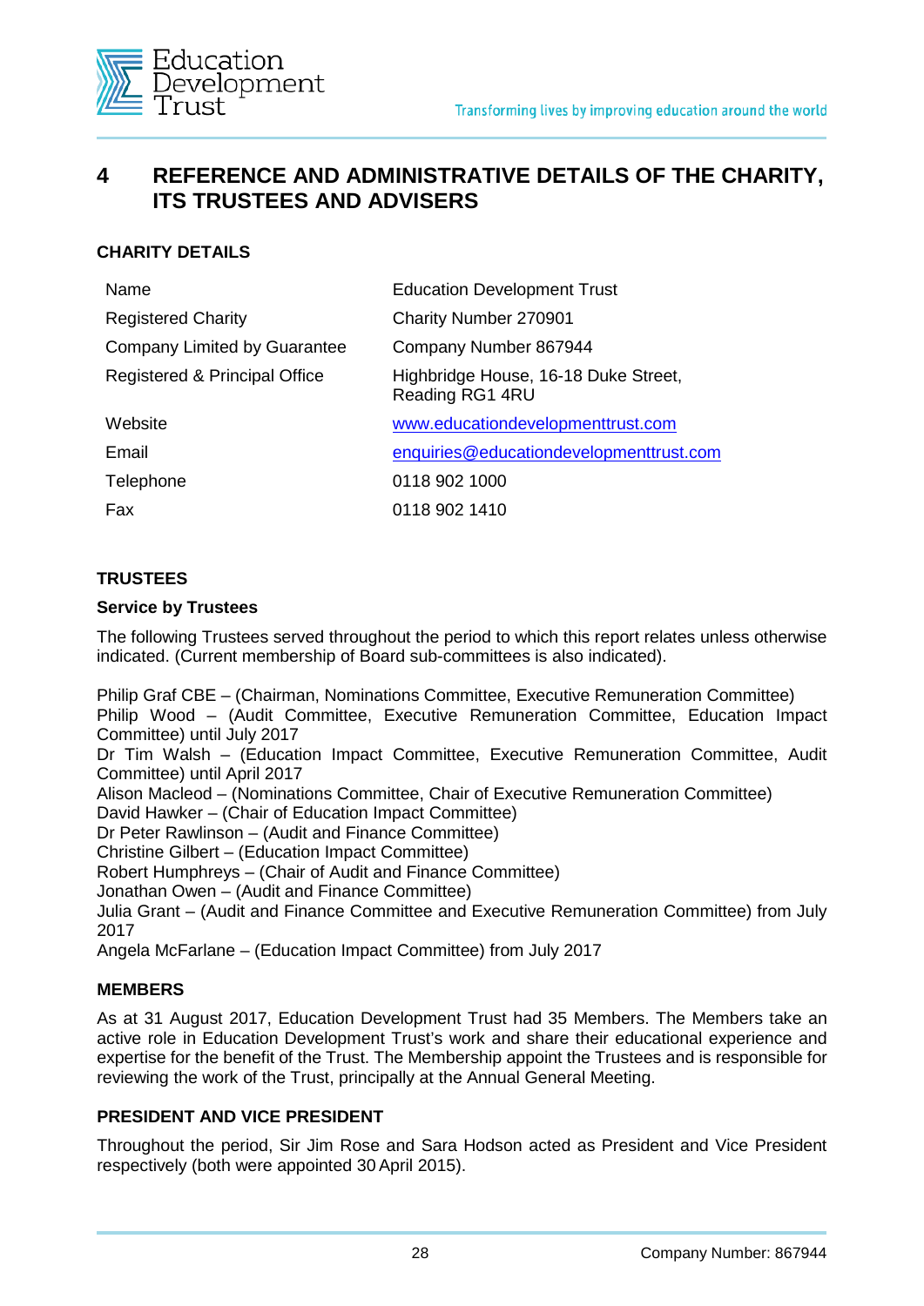# 4 REFERENCE AND ADMINISTRATIVE DETAILS OF THE CHARITY, ITS TRUSTEES AND ADVISERS

### CHARITY DETAILS

| | |
|---|---|
| Name | Education Development Trust |
| Registered Charity | Charity Number 270901 |
| Company Limited by Guarantee | Company Number 867944 |
| Registered & Principal Office | Highbridge House, 16-18 Duke Street, Reading RG1 4RU |
| Website | www.educationdevelopmenttrust.com |
| Email | enquiries@educationdevelopmenttrust.com |
| Telephone | 0118 902 1000 |
| Fax | 0118 902 1410 |

### TRUSTEES

**Service by Trustees**

The following Trustees served throughout the period to which this report relates unless otherwise indicated. (Current membership of Board sub-committees is also indicated).

Philip Graf CBE – (Chairman, Nominations Committee, Executive Remuneration Committee)
Philip Wood – (Audit Committee, Executive Remuneration Committee, Education Impact Committee) until July 2017
Dr Tim Walsh – (Education Impact Committee, Executive Remuneration Committee, Audit Committee) until April 2017
Alison Macleod – (Nominations Committee, Chair of Executive Remuneration Committee)
David Hawker – (Chair of Education Impact Committee)
Dr Peter Rawlinson – (Audit and Finance Committee)
Christine Gilbert – (Education Impact Committee)
Robert Humphreys – (Chair of Audit and Finance Committee)
Jonathan Owen – (Audit and Finance Committee)
Julia Grant – (Audit and Finance Committee and Executive Remuneration Committee) from July 2017
Angela McFarlane – (Education Impact Committee) from July 2017

### MEMBERS

As at 31 August 2017, Education Development Trust had 35 Members. The Members take an active role in Education Development Trust's work and share their educational experience and expertise for the benefit of the Trust. The Membership appoint the Trustees and is responsible for reviewing the work of the Trust, principally at the Annual General Meeting.

### PRESIDENT AND VICE PRESIDENT

Throughout the period, Sir Jim Rose and Sara Hodson acted as President and Vice President respectively (both were appointed 30 April 2015).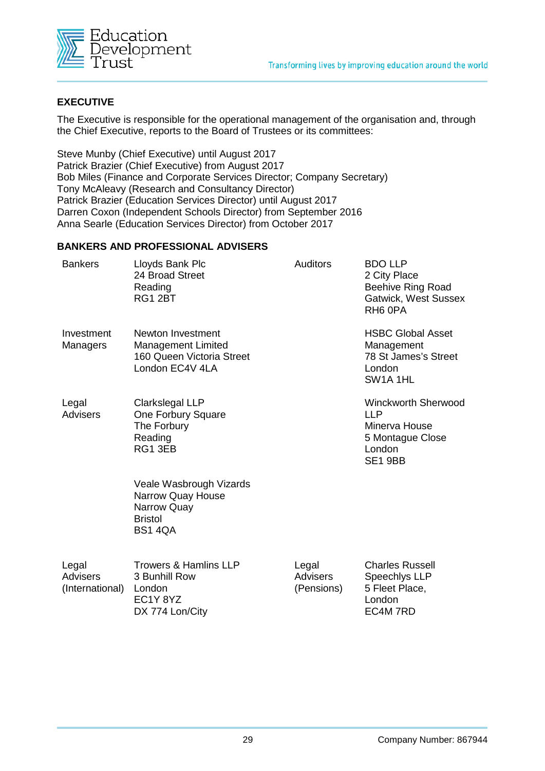## EXECUTIVE

The Executive is responsible for the operational management of the organisation and, through the Chief Executive, reports to the Board of Trustees or its committees:

Steve Munby (Chief Executive) until August 2017
Patrick Brazier (Chief Executive) from August 2017
Bob Miles (Finance and Corporate Services Director; Company Secretary)
Tony McAleavy (Research and Consultancy Director)
Patrick Brazier (Education Services Director) until August 2017
Darren Coxon (Independent Schools Director) from September 2016
Anna Searle (Education Services Director) from October 2017

## BANKERS AND PROFESSIONAL ADVISERS

| | | | |
|---|---|---|---|
| Bankers | Lloyds Bank Plc<br>24 Broad Street<br>Reading<br>RG1 2BT | Auditors | BDO LLP<br>2 City Place<br>Beehive Ring Road<br>Gatwick, West Sussex<br>RH6 0PA |
| Investment Managers | Newton Investment Management Limited<br>160 Queen Victoria Street<br>London EC4V 4LA | | HSBC Global Asset Management<br>78 St James's Street<br>London<br>SW1A 1HL |
| Legal Advisers | Clarkslegal LLP<br>One Forbury Square<br>The Forbury<br>Reading<br>RG1 3EB | | Winckworth Sherwood LLP<br>Minerva House<br>5 Montague Close<br>London<br>SE1 9BB |
| | Veale Wasbrough Vizards<br>Narrow Quay House<br>Narrow Quay<br>Bristol<br>BS1 4QA | | |
| Legal Advisers (International) | Trowers & Hamlins LLP<br>3 Bunhill Row<br>London<br>EC1Y 8YZ<br>DX 774 Lon/City | Legal Advisers (Pensions) | Charles Russell Speechlys LLP<br>5 Fleet Place,<br>London<br>EC4M 7RD |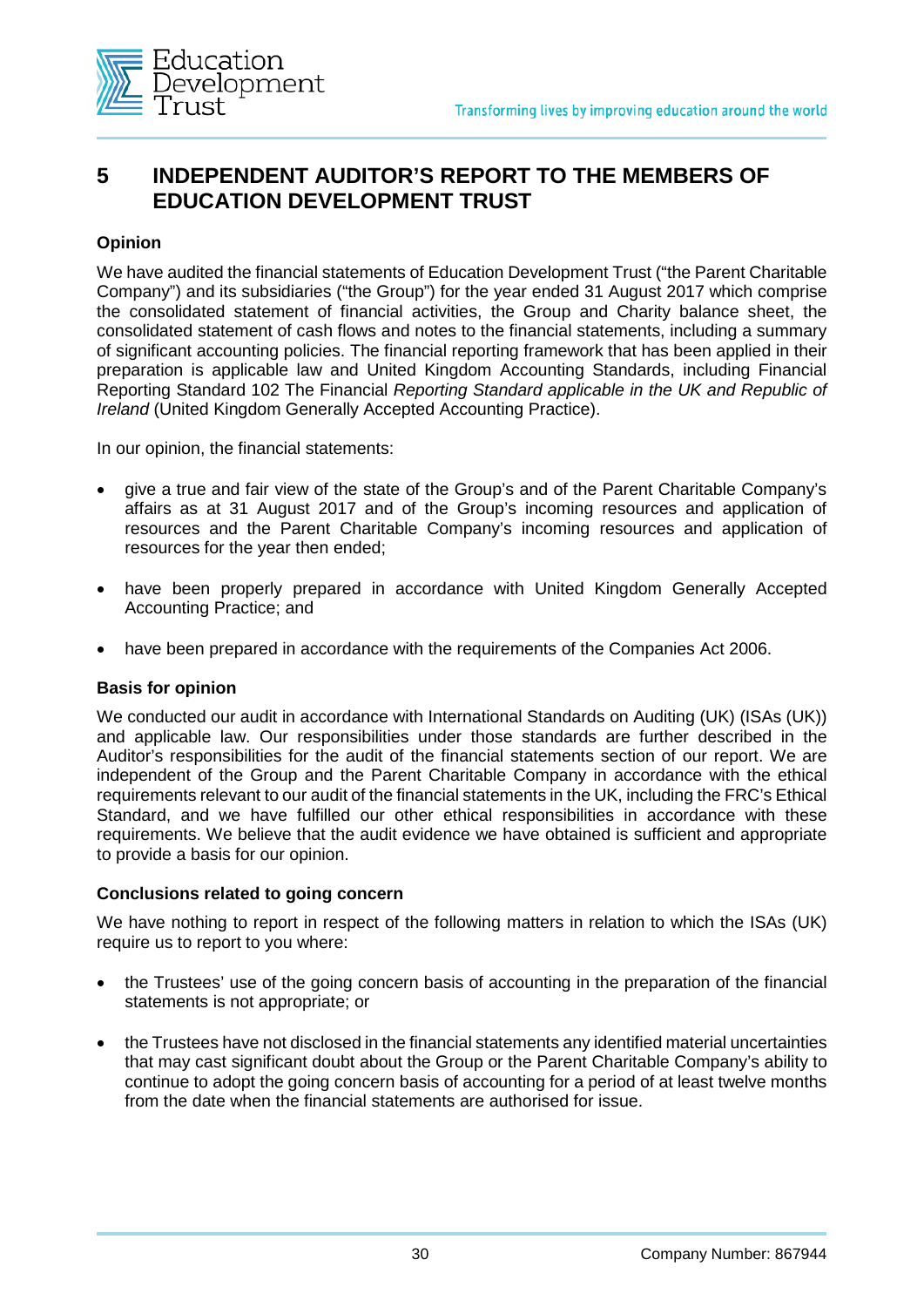# 5 INDEPENDENT AUDITOR'S REPORT TO THE MEMBERS OF EDUCATION DEVELOPMENT TRUST

### Opinion

We have audited the financial statements of Education Development Trust ("the Parent Charitable Company") and its subsidiaries ("the Group") for the year ended 31 August 2017 which comprise the consolidated statement of financial activities, the Group and Charity balance sheet, the consolidated statement of cash flows and notes to the financial statements, including a summary of significant accounting policies. The financial reporting framework that has been applied in their preparation is applicable law and United Kingdom Accounting Standards, including Financial Reporting Standard 102 The Financial *Reporting Standard applicable in the UK and Republic of Ireland* (United Kingdom Generally Accepted Accounting Practice).

In our opinion, the financial statements:

- give a true and fair view of the state of the Group's and of the Parent Charitable Company's affairs as at 31 August 2017 and of the Group's incoming resources and application of resources and the Parent Charitable Company's incoming resources and application of resources for the year then ended;
- have been properly prepared in accordance with United Kingdom Generally Accepted Accounting Practice; and
- have been prepared in accordance with the requirements of the Companies Act 2006.

### Basis for opinion

We conducted our audit in accordance with International Standards on Auditing (UK) (ISAs (UK)) and applicable law. Our responsibilities under those standards are further described in the Auditor's responsibilities for the audit of the financial statements section of our report. We are independent of the Group and the Parent Charitable Company in accordance with the ethical requirements relevant to our audit of the financial statements in the UK, including the FRC's Ethical Standard, and we have fulfilled our other ethical responsibilities in accordance with these requirements. We believe that the audit evidence we have obtained is sufficient and appropriate to provide a basis for our opinion.

### Conclusions related to going concern

We have nothing to report in respect of the following matters in relation to which the ISAs (UK) require us to report to you where:

- the Trustees' use of the going concern basis of accounting in the preparation of the financial statements is not appropriate; or
- the Trustees have not disclosed in the financial statements any identified material uncertainties that may cast significant doubt about the Group or the Parent Charitable Company's ability to continue to adopt the going concern basis of accounting for a period of at least twelve months from the date when the financial statements are authorised for issue.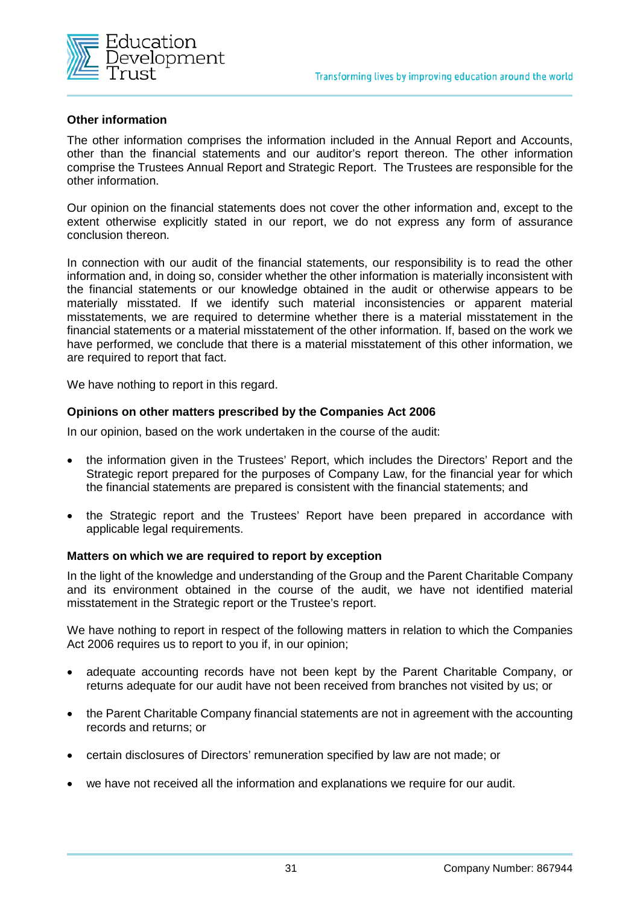### Other information

The other information comprises the information included in the Annual Report and Accounts, other than the financial statements and our auditor's report thereon. The other information comprise the Trustees Annual Report and Strategic Report. The Trustees are responsible for the other information.

Our opinion on the financial statements does not cover the other information and, except to the extent otherwise explicitly stated in our report, we do not express any form of assurance conclusion thereon.

In connection with our audit of the financial statements, our responsibility is to read the other information and, in doing so, consider whether the other information is materially inconsistent with the financial statements or our knowledge obtained in the audit or otherwise appears to be materially misstated. If we identify such material inconsistencies or apparent material misstatements, we are required to determine whether there is a material misstatement in the financial statements or a material misstatement of the other information. If, based on the work we have performed, we conclude that there is a material misstatement of this other information, we are required to report that fact.

We have nothing to report in this regard.

### Opinions on other matters prescribed by the Companies Act 2006

In our opinion, based on the work undertaken in the course of the audit:

- the information given in the Trustees' Report, which includes the Directors' Report and the Strategic report prepared for the purposes of Company Law, for the financial year for which the financial statements are prepared is consistent with the financial statements; and
- the Strategic report and the Trustees' Report have been prepared in accordance with applicable legal requirements.

### Matters on which we are required to report by exception

In the light of the knowledge and understanding of the Group and the Parent Charitable Company and its environment obtained in the course of the audit, we have not identified material misstatement in the Strategic report or the Trustee's report.

We have nothing to report in respect of the following matters in relation to which the Companies Act 2006 requires us to report to you if, in our opinion;

- adequate accounting records have not been kept by the Parent Charitable Company, or returns adequate for our audit have not been received from branches not visited by us; or
- the Parent Charitable Company financial statements are not in agreement with the accounting records and returns; or
- certain disclosures of Directors' remuneration specified by law are not made; or
- we have not received all the information and explanations we require for our audit.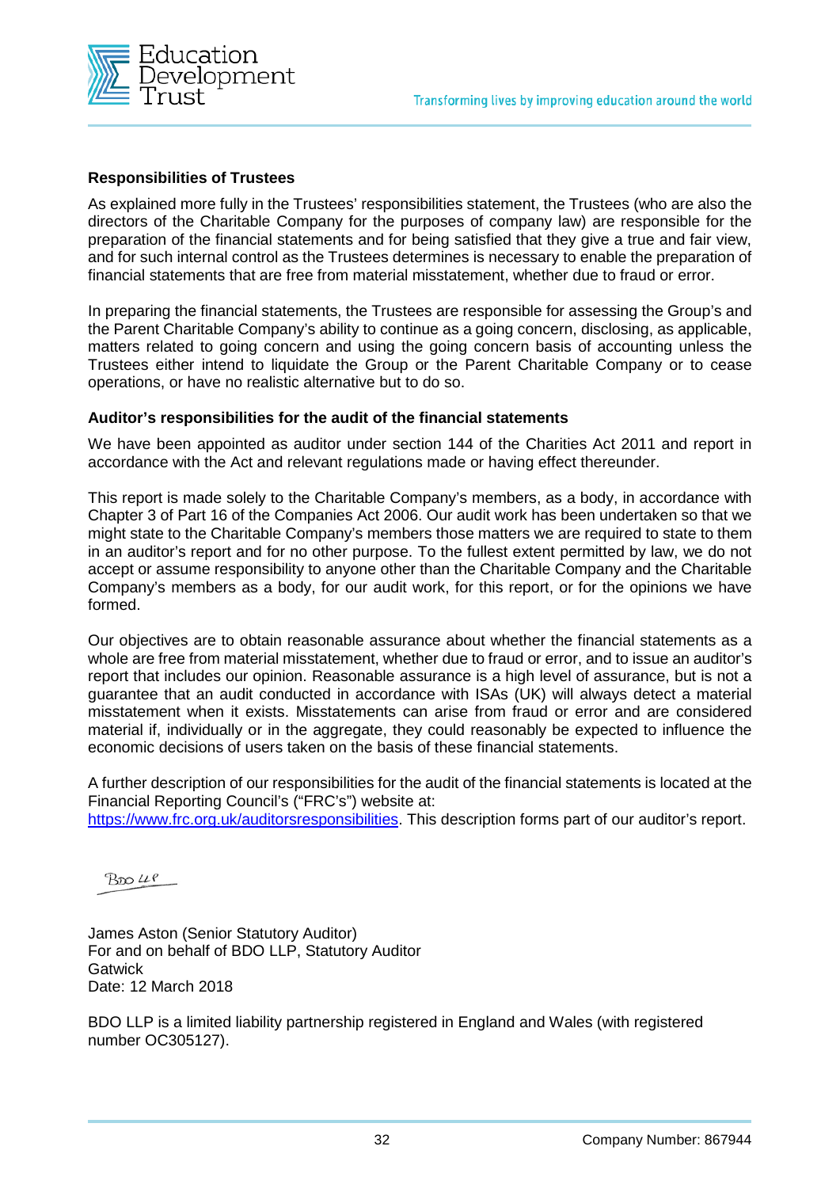### Responsibilities of Trustees

As explained more fully in the Trustees' responsibilities statement, the Trustees (who are also the directors of the Charitable Company for the purposes of company law) are responsible for the preparation of the financial statements and for being satisfied that they give a true and fair view, and for such internal control as the Trustees determines is necessary to enable the preparation of financial statements that are free from material misstatement, whether due to fraud or error.

In preparing the financial statements, the Trustees are responsible for assessing the Group's and the Parent Charitable Company's ability to continue as a going concern, disclosing, as applicable, matters related to going concern and using the going concern basis of accounting unless the Trustees either intend to liquidate the Group or the Parent Charitable Company or to cease operations, or have no realistic alternative but to do so.

### Auditor's responsibilities for the audit of the financial statements

We have been appointed as auditor under section 144 of the Charities Act 2011 and report in accordance with the Act and relevant regulations made or having effect thereunder.

This report is made solely to the Charitable Company's members, as a body, in accordance with Chapter 3 of Part 16 of the Companies Act 2006. Our audit work has been undertaken so that we might state to the Charitable Company's members those matters we are required to state to them in an auditor's report and for no other purpose. To the fullest extent permitted by law, we do not accept or assume responsibility to anyone other than the Charitable Company and the Charitable Company's members as a body, for our audit work, for this report, or for the opinions we have formed.

Our objectives are to obtain reasonable assurance about whether the financial statements as a whole are free from material misstatement, whether due to fraud or error, and to issue an auditor's report that includes our opinion. Reasonable assurance is a high level of assurance, but is not a guarantee that an audit conducted in accordance with ISAs (UK) will always detect a material misstatement when it exists. Misstatements can arise from fraud or error and are considered material if, individually or in the aggregate, they could reasonably be expected to influence the economic decisions of users taken on the basis of these financial statements.

A further description of our responsibilities for the audit of the financial statements is located at the Financial Reporting Council's ("FRC's") website at: [https://www.frc.org.uk/auditorsresponsibilities](https://www.frc.org.uk/auditorsresponsibilities). This description forms part of our auditor's report.

BDO LLP

James Aston (Senior Statutory Auditor)
For and on behalf of BDO LLP, Statutory Auditor
Gatwick
Date: 12 March 2018

BDO LLP is a limited liability partnership registered in England and Wales (with registered number OC305127).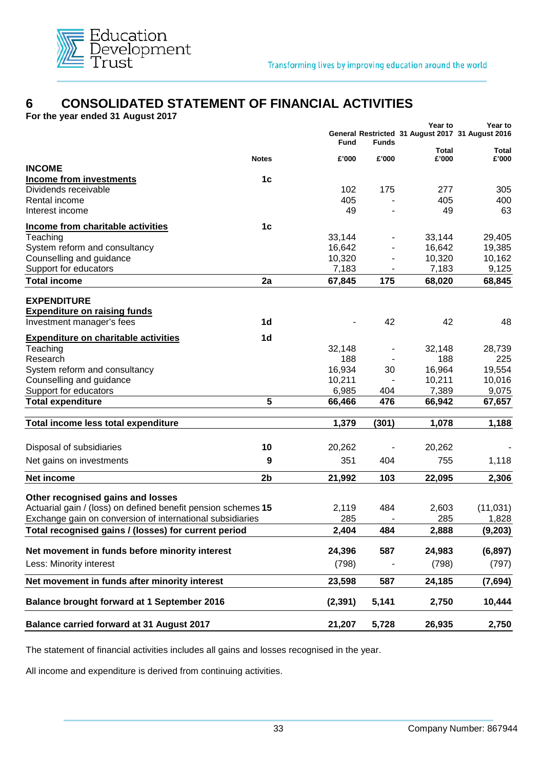# 6 CONSOLIDATED STATEMENT OF FINANCIAL ACTIVITIES

**For the year ended 31 August 2017**

| | Notes | General Fund | Restricted Funds | Year to 31 August 2017 Total | Year to 31 August 2016 Total |
|---|---|---|---|---|---|
| | | £'000 | £'000 | £'000 | £'000 |
| **INCOME** | | | | | |
| **Income from investments** | 1c | | | | |
| Dividends receivable | | 102 | 175 | 277 | 305 |
| Rental income | | 405 | - | 405 | 400 |
| Interest income | | 49 | - | 49 | 63 |
| **Income from charitable activities** | 1c | | | | |
| Teaching | | 33,144 | - | 33,144 | 29,405 |
| System reform and consultancy | | 16,642 | - | 16,642 | 19,385 |
| Counselling and guidance | | 10,320 | - | 10,320 | 10,162 |
| Support for educators | | 7,183 | - | 7,183 | 9,125 |
| **Total income** | **2a** | **67,845** | **175** | **68,020** | **68,845** |
| **EXPENDITURE** | | | | | |
| **Expenditure on raising funds** | | | | | |
| Investment manager's fees | 1d | - | 42 | 42 | 48 |
| **Expenditure on charitable activities** | 1d | | | | |
| Teaching | | 32,148 | - | 32,148 | 28,739 |
| Research | | 188 | - | 188 | 225 |
| System reform and consultancy | | 16,934 | 30 | 16,964 | 19,554 |
| Counselling and guidance | | 10,211 | - | 10,211 | 10,016 |
| Support for educators | | 6,985 | 404 | 7,389 | 9,075 |
| **Total expenditure** | **5** | **66,466** | **476** | **66,942** | **67,657** |
| **Total income less total expenditure** | | **1,379** | **(301)** | **1,078** | **1,188** |
| Disposal of subsidiaries | 10 | 20,262 | - | 20,262 | - |
| Net gains on investments | 9 | 351 | 404 | 755 | 1,118 |
| **Net income** | **2b** | **21,992** | **103** | **22,095** | **2,306** |
| **Other recognised gains and losses** | | | | | |
| Actuarial gain / (loss) on defined benefit pension schemes | 15 | 2,119 | 484 | 2,603 | (11,031) |
| Exchange gain on conversion of international subsidiaries | | 285 | - | 285 | 1,828 |
| **Total recognised gains / (losses) for current period** | | **2,404** | **484** | **2,888** | **(9,203)** |
| **Net movement in funds before minority interest** | | **24,396** | **587** | **24,983** | **(6,897)** |
| Less: Minority interest | | (798) | - | (798) | (797) |
| **Net movement in funds after minority interest** | | **23,598** | **587** | **24,185** | **(7,694)** |
| **Balance brought forward at 1 September 2016** | | **(2,391)** | **5,141** | **2,750** | **10,444** |
| **Balance carried forward at 31 August 2017** | | **21,207** | **5,728** | **26,935** | **2,750** |

The statement of financial activities includes all gains and losses recognised in the year.

All income and expenditure is derived from continuing activities.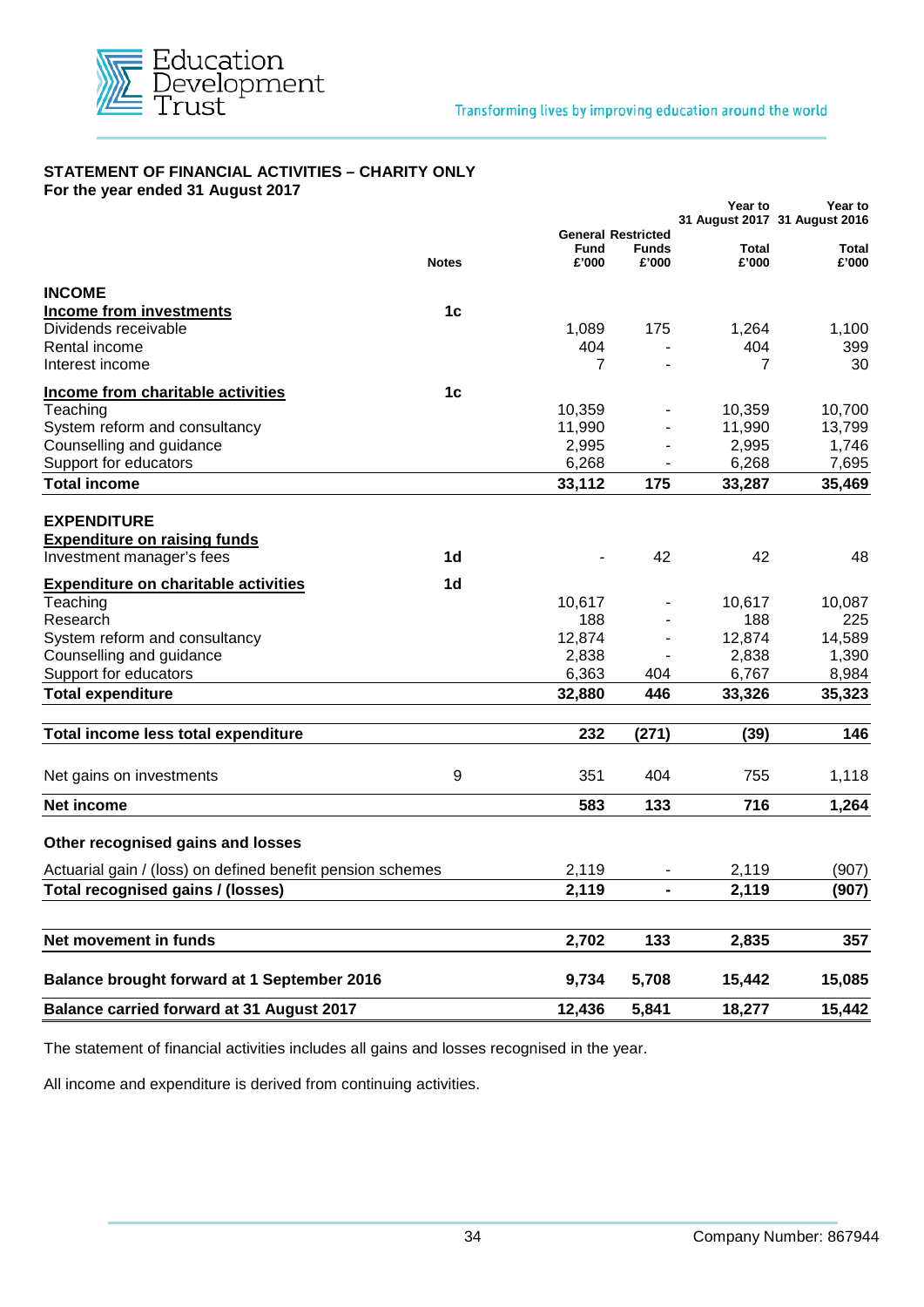## STATEMENT OF FINANCIAL ACTIVITIES – CHARITY ONLY

**For the year ended 31 August 2017**

| | Notes | General Fund £'000 | Restricted Funds £'000 | Year to 31 August 2017 Total £'000 | Year to 31 August 2016 Total £'000 |
|---|---|---|---|---|---|
| **INCOME** | | | | | |
| **Income from investments** | 1c | | | | |
| Dividends receivable | | 1,089 | 175 | 1,264 | 1,100 |
| Rental income | | 404 | - | 404 | 399 |
| Interest income | | 7 | - | 7 | 30 |
| **Income from charitable activities** | 1c | | | | |
| Teaching | | 10,359 | - | 10,359 | 10,700 |
| System reform and consultancy | | 11,990 | - | 11,990 | 13,799 |
| Counselling and guidance | | 2,995 | - | 2,995 | 1,746 |
| Support for educators | | 6,268 | - | 6,268 | 7,695 |
| **Total income** | | **33,112** | **175** | **33,287** | **35,469** |
| **EXPENDITURE** | | | | | |
| **Expenditure on raising funds** | | | | | |
| Investment manager's fees | 1d | - | 42 | 42 | 48 |
| **Expenditure on charitable activities** | 1d | | | | |
| Teaching | | 10,617 | - | 10,617 | 10,087 |
| Research | | 188 | - | 188 | 225 |
| System reform and consultancy | | 12,874 | - | 12,874 | 14,589 |
| Counselling and guidance | | 2,838 | - | 2,838 | 1,390 |
| Support for educators | | 6,363 | 404 | 6,767 | 8,984 |
| **Total expenditure** | | **32,880** | **446** | **33,326** | **35,323** |
| **Total income less total expenditure** | | **232** | **(271)** | **(39)** | **146** |
| Net gains on investments | 9 | 351 | 404 | 755 | 1,118 |
| **Net income** | | **583** | **133** | **716** | **1,264** |
| **Other recognised gains and losses** | | | | | |
| Actuarial gain / (loss) on defined benefit pension schemes | | 2,119 | - | 2,119 | (907) |
| **Total recognised gains / (losses)** | | **2,119** | **-** | **2,119** | **(907)** |
| **Net movement in funds** | | **2,702** | **133** | **2,835** | **357** |
| **Balance brought forward at 1 September 2016** | | **9,734** | **5,708** | **15,442** | **15,085** |
| **Balance carried forward at 31 August 2017** | | **12,436** | **5,841** | **18,277** | **15,442** |

The statement of financial activities includes all gains and losses recognised in the year.

All income and expenditure is derived from continuing activities.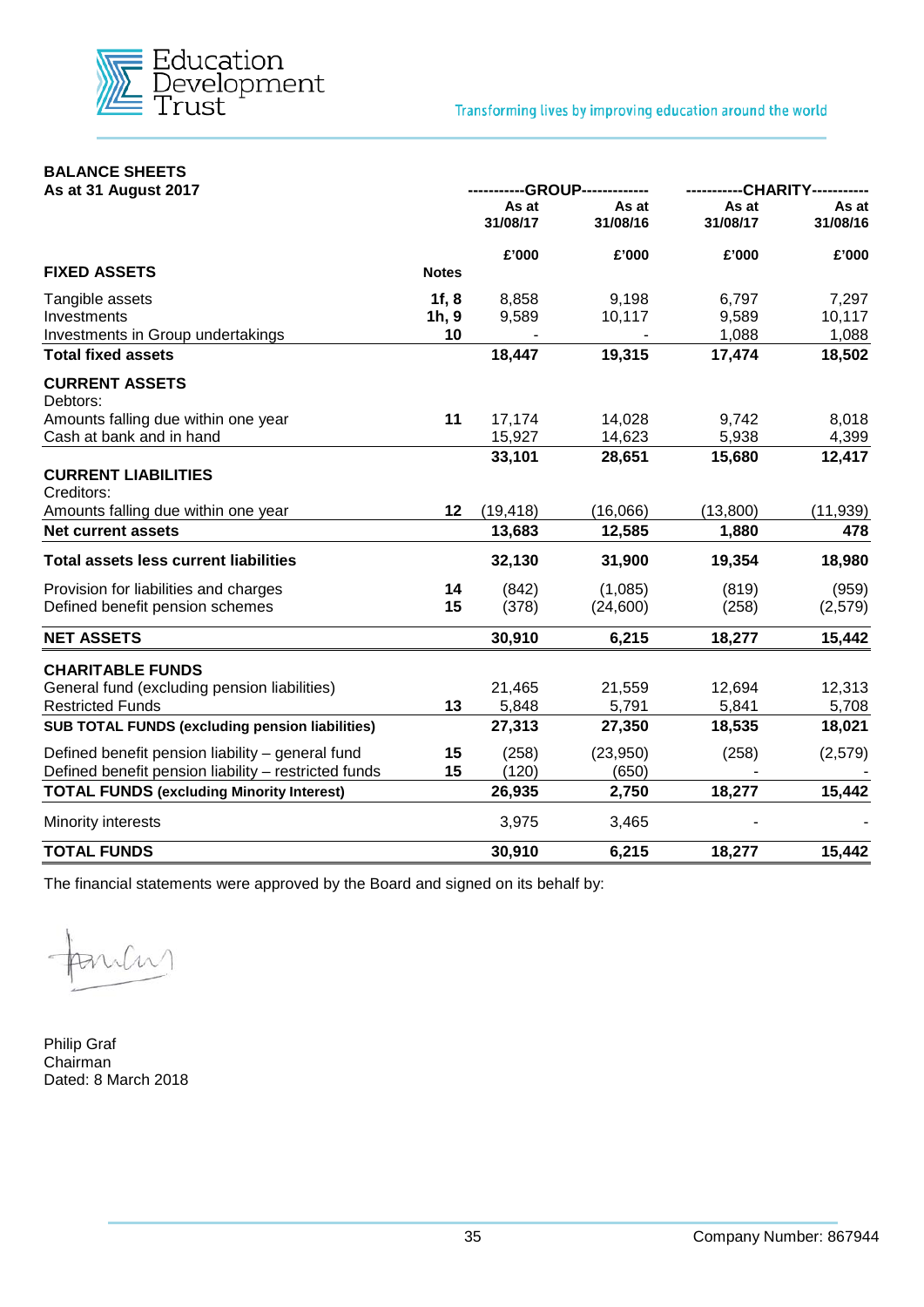## BALANCE SHEETS

**As at 31 August 2017**

| | | GROUP | | CHARITY | |
|---|---|---|---|---|---|
| | | As at 31/08/17 | As at 31/08/16 | As at 31/08/17 | As at 31/08/16 |
| | | £'000 | £'000 | £'000 | £'000 |
| **FIXED ASSETS** | **Notes** | | | | |
| Tangible assets | **1f, 8** | 8,858 | 9,198 | 6,797 | 7,297 |
| Investments | **1h, 9** | 9,589 | 10,117 | 9,589 | 10,117 |
| Investments in Group undertakings | **10** | - | - | 1,088 | 1,088 |
| **Total fixed assets** | | **18,447** | **19,315** | **17,474** | **18,502** |
| **CURRENT ASSETS** | | | | | |
| Debtors: | | | | | |
| Amounts falling due within one year | **11** | 17,174 | 14,028 | 9,742 | 8,018 |
| Cash at bank and in hand | | 15,927 | 14,623 | 5,938 | 4,399 |
| | | **33,101** | **28,651** | **15,680** | **12,417** |
| **CURRENT LIABILITIES** | | | | | |
| Creditors: | | | | | |
| Amounts falling due within one year | **12** | (19,418) | (16,066) | (13,800) | (11,939) |
| **Net current assets** | | **13,683** | **12,585** | **1,880** | **478** |
| **Total assets less current liabilities** | | **32,130** | **31,900** | **19,354** | **18,980** |
| Provision for liabilities and charges | **14** | (842) | (1,085) | (819) | (959) |
| Defined benefit pension schemes | **15** | (378) | (24,600) | (258) | (2,579) |
| **NET ASSETS** | | **30,910** | **6,215** | **18,277** | **15,442** |
| **CHARITABLE FUNDS** | | | | | |
| General fund (excluding pension liabilities) | | 21,465 | 21,559 | 12,694 | 12,313 |
| Restricted Funds | **13** | 5,848 | 5,791 | 5,841 | 5,708 |
| **SUB TOTAL FUNDS (excluding pension liabilities)** | | **27,313** | **27,350** | **18,535** | **18,021** |
| Defined benefit pension liability – general fund | **15** | (258) | (23,950) | (258) | (2,579) |
| Defined benefit pension liability – restricted funds | **15** | (120) | (650) | - | - |
| **TOTAL FUNDS (excluding Minority Interest)** | | **26,935** | **2,750** | **18,277** | **15,442** |
| Minority interests | | 3,975 | 3,465 | - | - |
| **TOTAL FUNDS** | | **30,910** | **6,215** | **18,277** | **15,442** |

The financial statements were approved by the Board and signed on its behalf by:

Philip Graf
Chairman
Dated: 8 March 2018

Company Number: 867944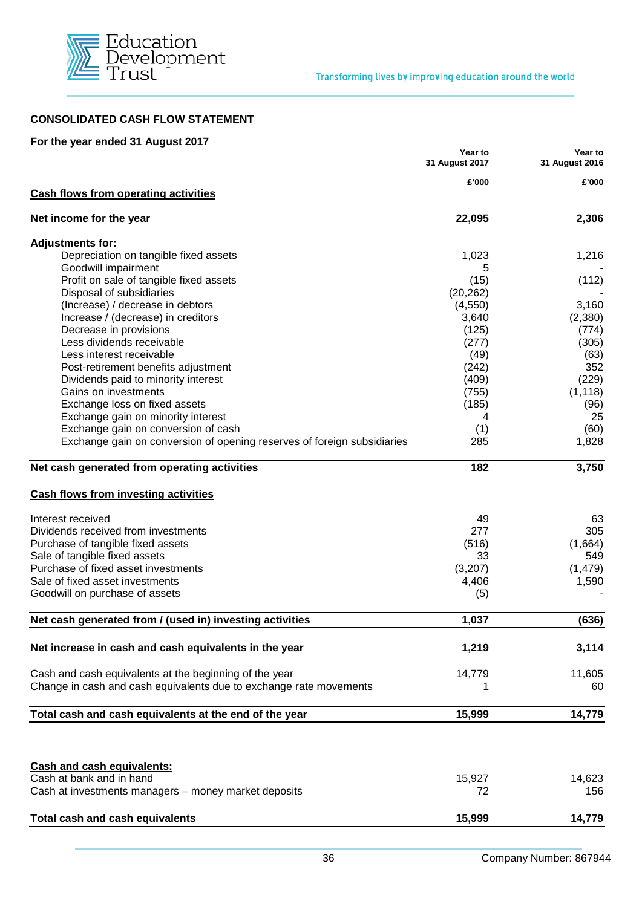## CONSOLIDATED CASH FLOW STATEMENT

**For the year ended 31 August 2017**

| | Year to 31 August 2017 | Year to 31 August 2016 |
|---|---|---|
| | £'000 | £'000 |
| **Cash flows from operating activities** | | |
| **Net income for the year** | **22,095** | **2,306** |
| **Adjustments for:** | | |
| Depreciation on tangible fixed assets | 1,023 | 1,216 |
| Goodwill impairment | 5 | - |
| Profit on sale of tangible fixed assets | (15) | (112) |
| Disposal of subsidiaries | (20,262) | - |
| (Increase) / decrease in debtors | (4,550) | 3,160 |
| Increase / (decrease) in creditors | 3,640 | (2,380) |
| Decrease in provisions | (125) | (774) |
| Less dividends receivable | (277) | (305) |
| Less interest receivable | (49) | (63) |
| Post-retirement benefits adjustment | (242) | 352 |
| Dividends paid to minority interest | (409) | (229) |
| Gains on investments | (755) | (1,118) |
| Exchange loss on fixed assets | (185) | (96) |
| Exchange gain on minority interest | 4 | 25 |
| Exchange gain on conversion of cash | (1) | (60) |
| Exchange gain on conversion of opening reserves of foreign subsidiaries | 285 | 1,828 |
| **Net cash generated from operating activities** | **182** | **3,750** |
| **Cash flows from investing activities** | | |
| Interest received | 49 | 63 |
| Dividends received from investments | 277 | 305 |
| Purchase of tangible fixed assets | (516) | (1,664) |
| Sale of tangible fixed assets | 33 | 549 |
| Purchase of fixed asset investments | (3,207) | (1,479) |
| Sale of fixed asset investments | 4,406 | 1,590 |
| Goodwill on purchase of assets | (5) | - |
| **Net cash generated from / (used in) investing activities** | **1,037** | **(636)** |
| **Net increase in cash and cash equivalents in the year** | **1,219** | **3,114** |
| Cash and cash equivalents at the beginning of the year | 14,779 | 11,605 |
| Change in cash and cash equivalents due to exchange rate movements | 1 | 60 |
| **Total cash and cash equivalents at the end of the year** | **15,999** | **14,779** |

| | | |
|---|---|---|
| **Cash and cash equivalents:** | | |
| Cash at bank and in hand | 15,927 | 14,623 |
| Cash at investments managers – money market deposits | 72 | 156 |
| **Total cash and cash equivalents** | **15,999** | **14,779** |

Company Number: 867944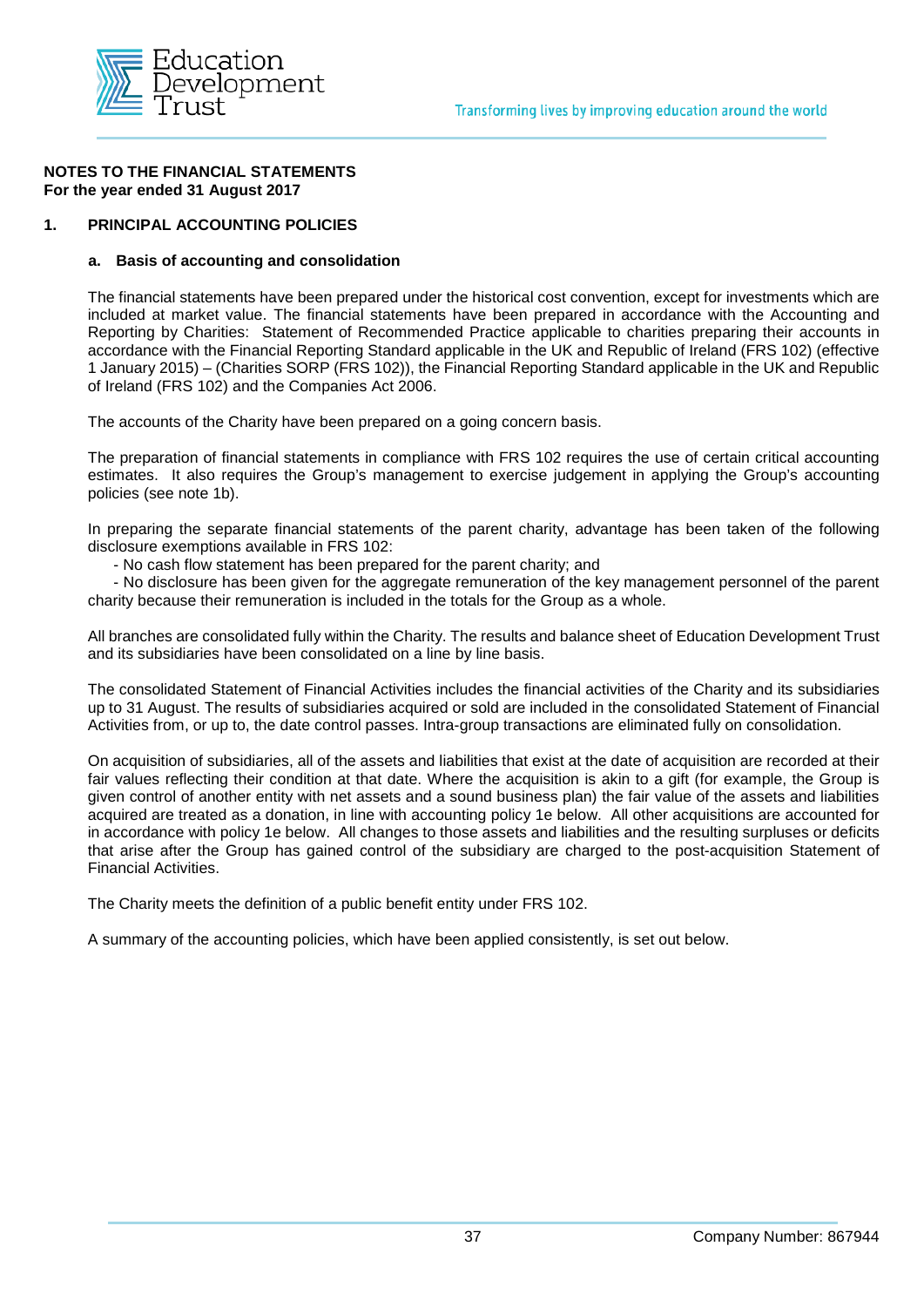**NOTES TO THE FINANCIAL STATEMENTS**
**For the year ended 31 August 2017**

## 1. PRINCIPAL ACCOUNTING POLICIES

### a. Basis of accounting and consolidation

The financial statements have been prepared under the historical cost convention, except for investments which are included at market value. The financial statements have been prepared in accordance with the Accounting and Reporting by Charities: Statement of Recommended Practice applicable to charities preparing their accounts in accordance with the Financial Reporting Standard applicable in the UK and Republic of Ireland (FRS 102) (effective 1 January 2015) – (Charities SORP (FRS 102)), the Financial Reporting Standard applicable in the UK and Republic of Ireland (FRS 102) and the Companies Act 2006.

The accounts of the Charity have been prepared on a going concern basis.

The preparation of financial statements in compliance with FRS 102 requires the use of certain critical accounting estimates. It also requires the Group's management to exercise judgement in applying the Group's accounting policies (see note 1b).

In preparing the separate financial statements of the parent charity, advantage has been taken of the following disclosure exemptions available in FRS 102:

- No cash flow statement has been prepared for the parent charity; and
- No disclosure has been given for the aggregate remuneration of the key management personnel of the parent charity because their remuneration is included in the totals for the Group as a whole.

All branches are consolidated fully within the Charity. The results and balance sheet of Education Development Trust and its subsidiaries have been consolidated on a line by line basis.

The consolidated Statement of Financial Activities includes the financial activities of the Charity and its subsidiaries up to 31 August. The results of subsidiaries acquired or sold are included in the consolidated Statement of Financial Activities from, or up to, the date control passes. Intra-group transactions are eliminated fully on consolidation.

On acquisition of subsidiaries, all of the assets and liabilities that exist at the date of acquisition are recorded at their fair values reflecting their condition at that date. Where the acquisition is akin to a gift (for example, the Group is given control of another entity with net assets and a sound business plan) the fair value of the assets and liabilities acquired are treated as a donation, in line with accounting policy 1e below. All other acquisitions are accounted for in accordance with policy 1e below. All changes to those assets and liabilities and the resulting surpluses or deficits that arise after the Group has gained control of the subsidiary are charged to the post-acquisition Statement of Financial Activities.

The Charity meets the definition of a public benefit entity under FRS 102.

A summary of the accounting policies, which have been applied consistently, is set out below.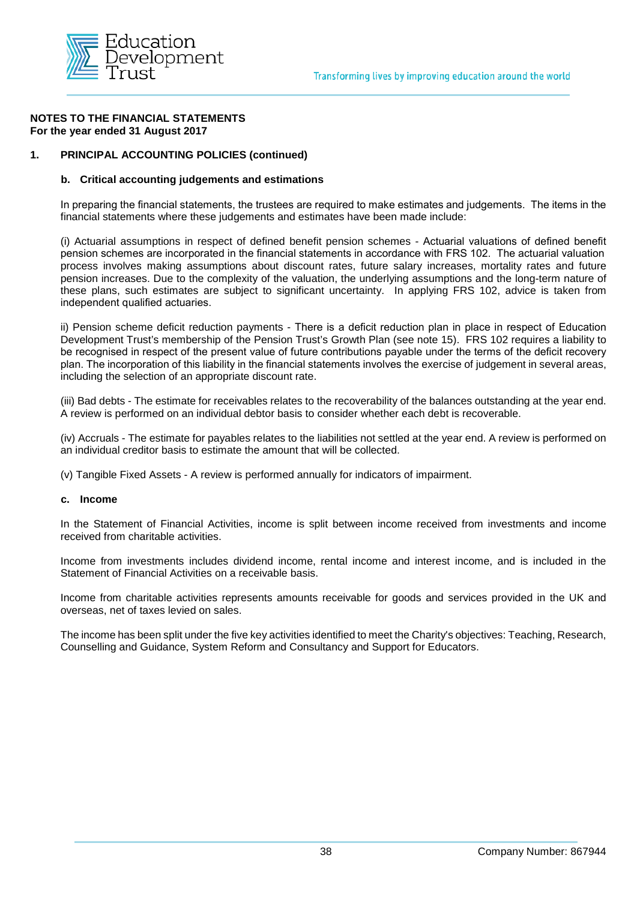**NOTES TO THE FINANCIAL STATEMENTS**
**For the year ended 31 August 2017**

## 1. PRINCIPAL ACCOUNTING POLICIES (continued)

### b. Critical accounting judgements and estimations

In preparing the financial statements, the trustees are required to make estimates and judgements. The items in the financial statements where these judgements and estimates have been made include:

(i) Actuarial assumptions in respect of defined benefit pension schemes - Actuarial valuations of defined benefit pension schemes are incorporated in the financial statements in accordance with FRS 102. The actuarial valuation process involves making assumptions about discount rates, future salary increases, mortality rates and future pension increases. Due to the complexity of the valuation, the underlying assumptions and the long-term nature of these plans, such estimates are subject to significant uncertainty. In applying FRS 102, advice is taken from independent qualified actuaries.

ii) Pension scheme deficit reduction payments - There is a deficit reduction plan in place in respect of Education Development Trust's membership of the Pension Trust's Growth Plan (see note 15). FRS 102 requires a liability to be recognised in respect of the present value of future contributions payable under the terms of the deficit recovery plan. The incorporation of this liability in the financial statements involves the exercise of judgement in several areas, including the selection of an appropriate discount rate.

(iii) Bad debts - The estimate for receivables relates to the recoverability of the balances outstanding at the year end. A review is performed on an individual debtor basis to consider whether each debt is recoverable.

(iv) Accruals - The estimate for payables relates to the liabilities not settled at the year end. A review is performed on an individual creditor basis to estimate the amount that will be collected.

(v) Tangible Fixed Assets - A review is performed annually for indicators of impairment.

### c. Income

In the Statement of Financial Activities, income is split between income received from investments and income received from charitable activities.

Income from investments includes dividend income, rental income and interest income, and is included in the Statement of Financial Activities on a receivable basis.

Income from charitable activities represents amounts receivable for goods and services provided in the UK and overseas, net of taxes levied on sales.

The income has been split under the five key activities identified to meet the Charity's objectives: Teaching, Research, Counselling and Guidance, System Reform and Consultancy and Support for Educators.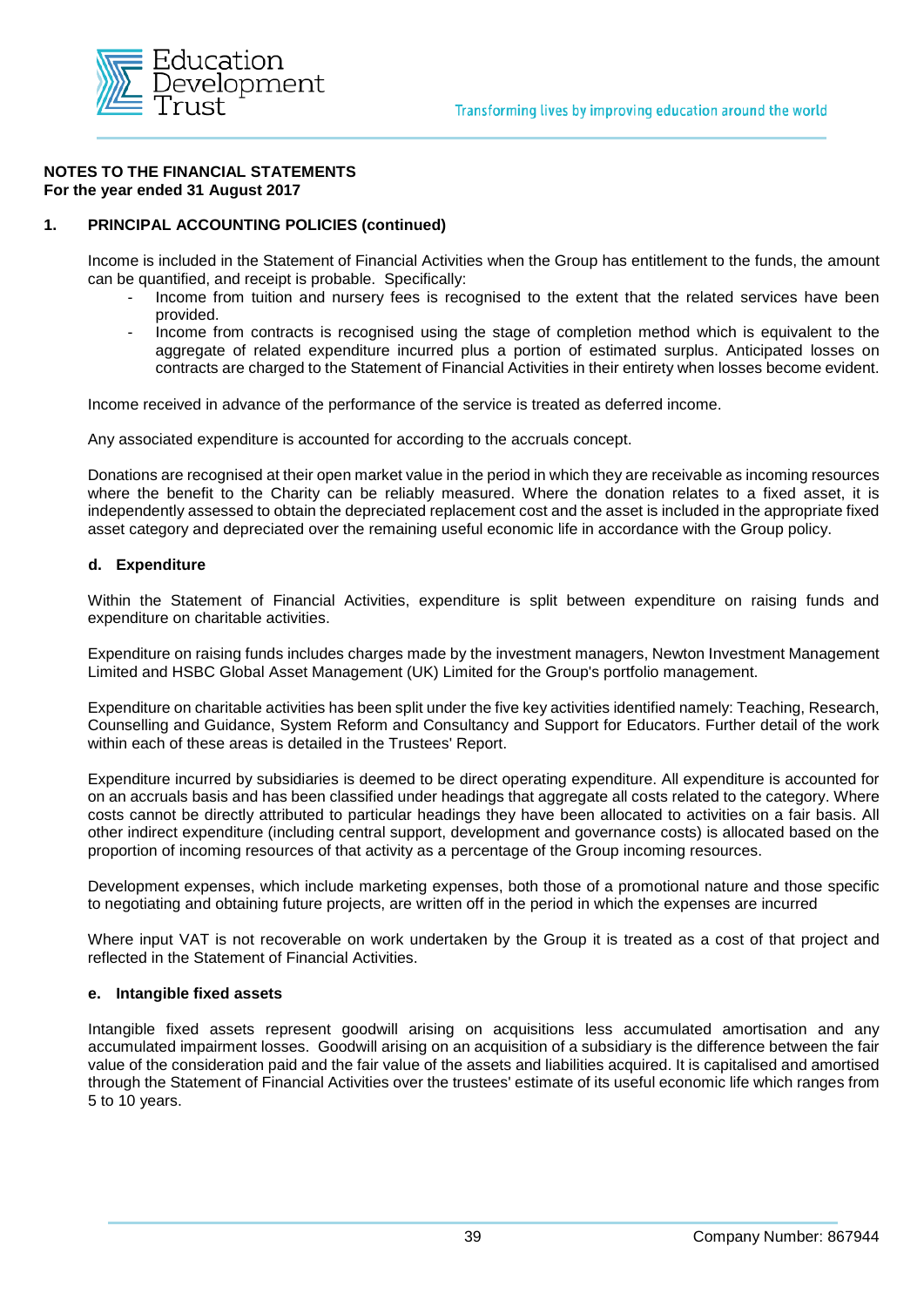**NOTES TO THE FINANCIAL STATEMENTS**
**For the year ended 31 August 2017**

## 1. PRINCIPAL ACCOUNTING POLICIES (continued)

Income is included in the Statement of Financial Activities when the Group has entitlement to the funds, the amount can be quantified, and receipt is probable. Specifically:

- Income from tuition and nursery fees is recognised to the extent that the related services have been provided.
- Income from contracts is recognised using the stage of completion method which is equivalent to the aggregate of related expenditure incurred plus a portion of estimated surplus. Anticipated losses on contracts are charged to the Statement of Financial Activities in their entirety when losses become evident.

Income received in advance of the performance of the service is treated as deferred income.

Any associated expenditure is accounted for according to the accruals concept.

Donations are recognised at their open market value in the period in which they are receivable as incoming resources where the benefit to the Charity can be reliably measured. Where the donation relates to a fixed asset, it is independently assessed to obtain the depreciated replacement cost and the asset is included in the appropriate fixed asset category and depreciated over the remaining useful economic life in accordance with the Group policy.

### d. Expenditure

Within the Statement of Financial Activities, expenditure is split between expenditure on raising funds and expenditure on charitable activities.

Expenditure on raising funds includes charges made by the investment managers, Newton Investment Management Limited and HSBC Global Asset Management (UK) Limited for the Group's portfolio management.

Expenditure on charitable activities has been split under the five key activities identified namely: Teaching, Research, Counselling and Guidance, System Reform and Consultancy and Support for Educators. Further detail of the work within each of these areas is detailed in the Trustees' Report.

Expenditure incurred by subsidiaries is deemed to be direct operating expenditure. All expenditure is accounted for on an accruals basis and has been classified under headings that aggregate all costs related to the category. Where costs cannot be directly attributed to particular headings they have been allocated to activities on a fair basis. All other indirect expenditure (including central support, development and governance costs) is allocated based on the proportion of incoming resources of that activity as a percentage of the Group incoming resources.

Development expenses, which include marketing expenses, both those of a promotional nature and those specific to negotiating and obtaining future projects, are written off in the period in which the expenses are incurred

Where input VAT is not recoverable on work undertaken by the Group it is treated as a cost of that project and reflected in the Statement of Financial Activities.

### e. Intangible fixed assets

Intangible fixed assets represent goodwill arising on acquisitions less accumulated amortisation and any accumulated impairment losses. Goodwill arising on an acquisition of a subsidiary is the difference between the fair value of the consideration paid and the fair value of the assets and liabilities acquired. It is capitalised and amortised through the Statement of Financial Activities over the trustees' estimate of its useful economic life which ranges from 5 to 10 years.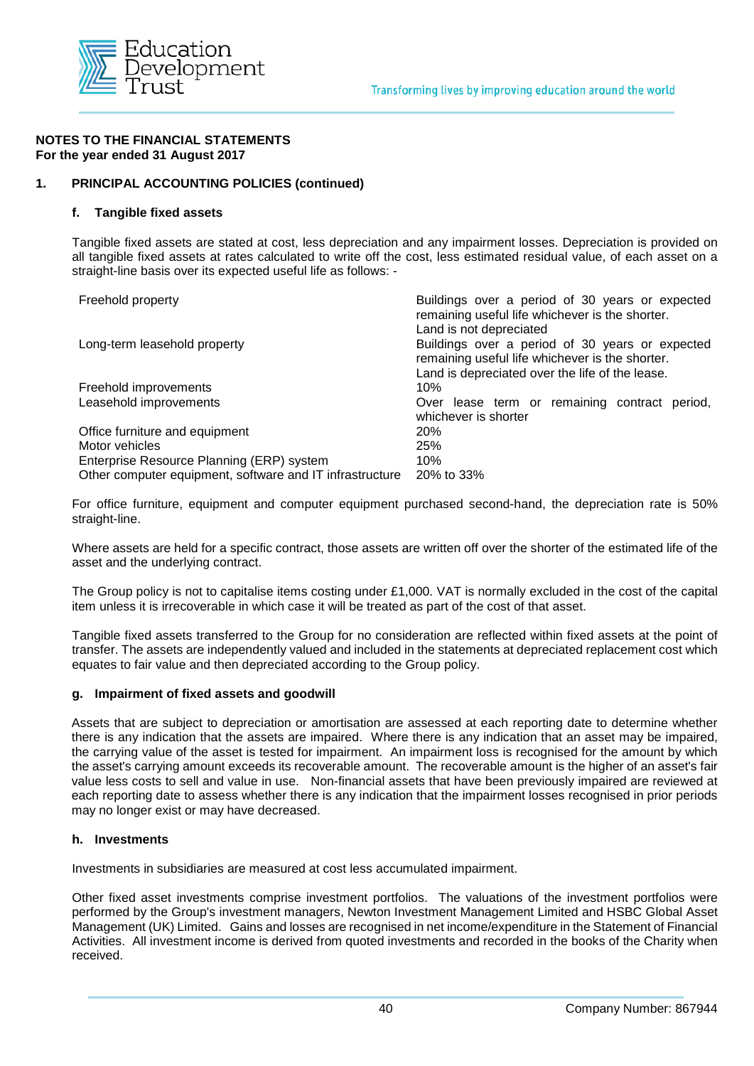**NOTES TO THE FINANCIAL STATEMENTS**
**For the year ended 31 August 2017**

**1. PRINCIPAL ACCOUNTING POLICIES (continued)**

**f. Tangible fixed assets**

Tangible fixed assets are stated at cost, less depreciation and any impairment losses. Depreciation is provided on all tangible fixed assets at rates calculated to write off the cost, less estimated residual value, of each asset on a straight-line basis over its expected useful life as follows: -

| | |
|---|---|
| Freehold property | Buildings over a period of 30 years or expected remaining useful life whichever is the shorter. Land is not depreciated |
| Long-term leasehold property | Buildings over a period of 30 years or expected remaining useful life whichever is the shorter. Land is depreciated over the life of the lease. |
| Freehold improvements | 10% |
| Leasehold improvements | Over lease term or remaining contract period, whichever is shorter |
| Office furniture and equipment | 20% |
| Motor vehicles | 25% |
| Enterprise Resource Planning (ERP) system | 10% |
| Other computer equipment, software and IT infrastructure | 20% to 33% |

For office furniture, equipment and computer equipment purchased second-hand, the depreciation rate is 50% straight-line.

Where assets are held for a specific contract, those assets are written off over the shorter of the estimated life of the asset and the underlying contract.

The Group policy is not to capitalise items costing under £1,000. VAT is normally excluded in the cost of the capital item unless it is irrecoverable in which case it will be treated as part of the cost of that asset.

Tangible fixed assets transferred to the Group for no consideration are reflected within fixed assets at the point of transfer. The assets are independently valued and included in the statements at depreciated replacement cost which equates to fair value and then depreciated according to the Group policy.

**g. Impairment of fixed assets and goodwill**

Assets that are subject to depreciation or amortisation are assessed at each reporting date to determine whether there is any indication that the assets are impaired. Where there is any indication that an asset may be impaired, the carrying value of the asset is tested for impairment. An impairment loss is recognised for the amount by which the asset's carrying amount exceeds its recoverable amount. The recoverable amount is the higher of an asset's fair value less costs to sell and value in use. Non-financial assets that have been previously impaired are reviewed at each reporting date to assess whether there is any indication that the impairment losses recognised in prior periods may no longer exist or may have decreased.

**h. Investments**

Investments in subsidiaries are measured at cost less accumulated impairment.

Other fixed asset investments comprise investment portfolios. The valuations of the investment portfolios were performed by the Group's investment managers, Newton Investment Management Limited and HSBC Global Asset Management (UK) Limited. Gains and losses are recognised in net income/expenditure in the Statement of Financial Activities. All investment income is derived from quoted investments and recorded in the books of the Charity when received.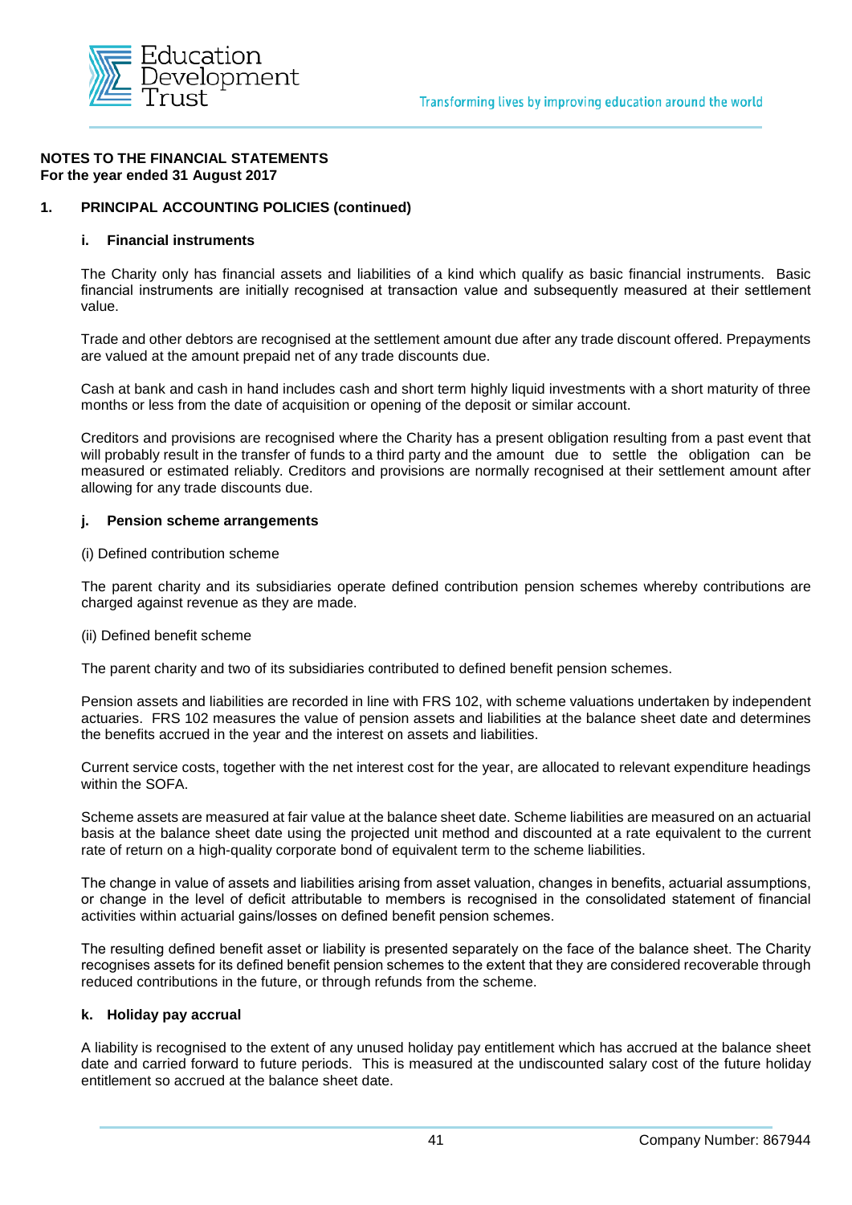**NOTES TO THE FINANCIAL STATEMENTS**
**For the year ended 31 August 2017**

## 1. PRINCIPAL ACCOUNTING POLICIES (continued)

### i. Financial instruments

The Charity only has financial assets and liabilities of a kind which qualify as basic financial instruments. Basic financial instruments are initially recognised at transaction value and subsequently measured at their settlement value.

Trade and other debtors are recognised at the settlement amount due after any trade discount offered. Prepayments are valued at the amount prepaid net of any trade discounts due.

Cash at bank and cash in hand includes cash and short term highly liquid investments with a short maturity of three months or less from the date of acquisition or opening of the deposit or similar account.

Creditors and provisions are recognised where the Charity has a present obligation resulting from a past event that will probably result in the transfer of funds to a third party and the amount due to settle the obligation can be measured or estimated reliably. Creditors and provisions are normally recognised at their settlement amount after allowing for any trade discounts due.

### j. Pension scheme arrangements

(i) Defined contribution scheme

The parent charity and its subsidiaries operate defined contribution pension schemes whereby contributions are charged against revenue as they are made.

(ii) Defined benefit scheme

The parent charity and two of its subsidiaries contributed to defined benefit pension schemes.

Pension assets and liabilities are recorded in line with FRS 102, with scheme valuations undertaken by independent actuaries. FRS 102 measures the value of pension assets and liabilities at the balance sheet date and determines the benefits accrued in the year and the interest on assets and liabilities.

Current service costs, together with the net interest cost for the year, are allocated to relevant expenditure headings within the SOFA.

Scheme assets are measured at fair value at the balance sheet date. Scheme liabilities are measured on an actuarial basis at the balance sheet date using the projected unit method and discounted at a rate equivalent to the current rate of return on a high-quality corporate bond of equivalent term to the scheme liabilities.

The change in value of assets and liabilities arising from asset valuation, changes in benefits, actuarial assumptions, or change in the level of deficit attributable to members is recognised in the consolidated statement of financial activities within actuarial gains/losses on defined benefit pension schemes.

The resulting defined benefit asset or liability is presented separately on the face of the balance sheet. The Charity recognises assets for its defined benefit pension schemes to the extent that they are considered recoverable through reduced contributions in the future, or through refunds from the scheme.

### k. Holiday pay accrual

A liability is recognised to the extent of any unused holiday pay entitlement which has accrued at the balance sheet date and carried forward to future periods. This is measured at the undiscounted salary cost of the future holiday entitlement so accrued at the balance sheet date.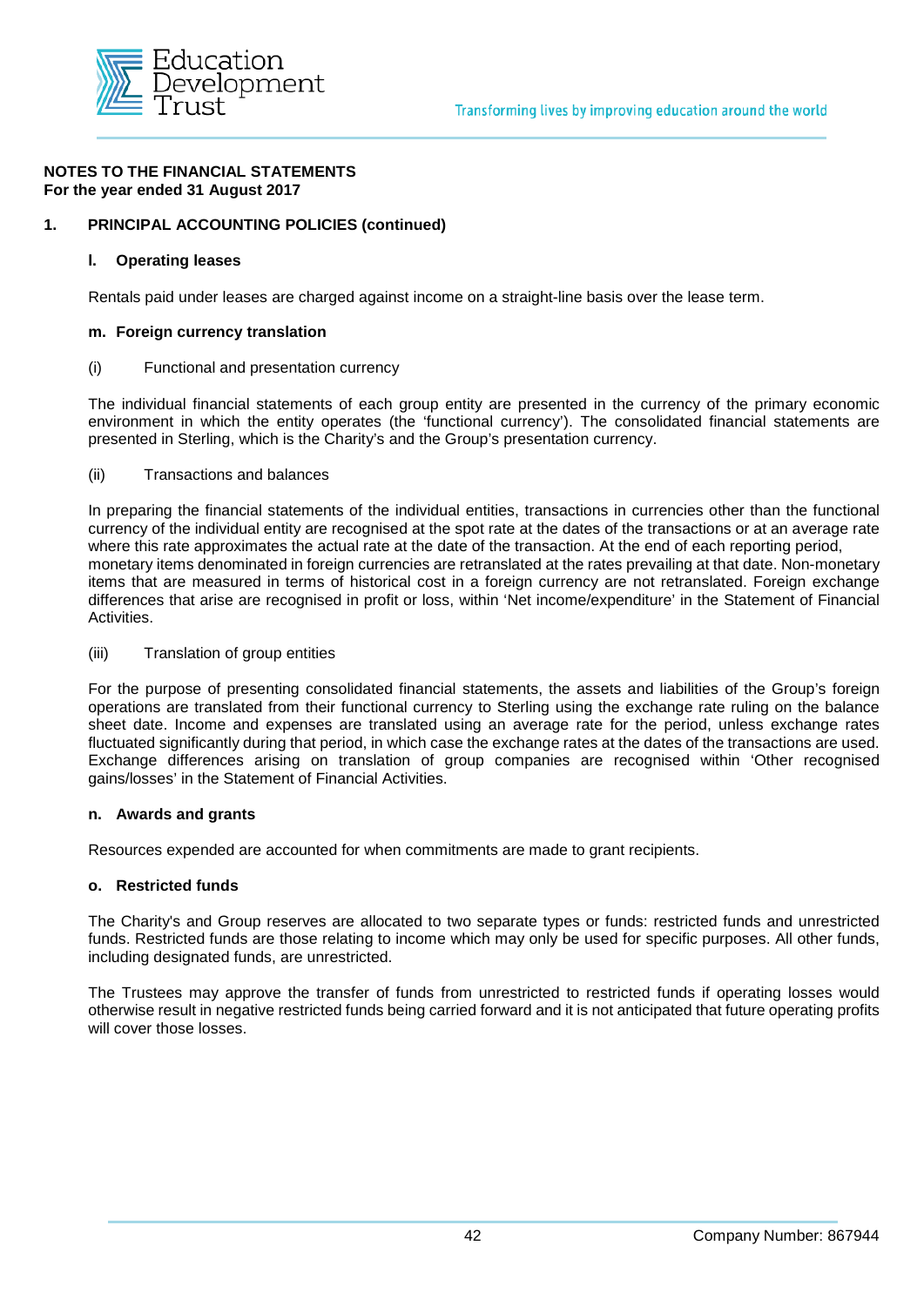**NOTES TO THE FINANCIAL STATEMENTS**
**For the year ended 31 August 2017**

## 1. PRINCIPAL ACCOUNTING POLICIES (continued)

### l. Operating leases

Rentals paid under leases are charged against income on a straight-line basis over the lease term.

### m. Foreign currency translation

(i) Functional and presentation currency

The individual financial statements of each group entity are presented in the currency of the primary economic environment in which the entity operates (the 'functional currency'). The consolidated financial statements are presented in Sterling, which is the Charity's and the Group's presentation currency.

(ii) Transactions and balances

In preparing the financial statements of the individual entities, transactions in currencies other than the functional currency of the individual entity are recognised at the spot rate at the dates of the transactions or at an average rate where this rate approximates the actual rate at the date of the transaction. At the end of each reporting period, monetary items denominated in foreign currencies are retranslated at the rates prevailing at that date. Non-monetary items that are measured in terms of historical cost in a foreign currency are not retranslated. Foreign exchange differences that arise are recognised in profit or loss, within 'Net income/expenditure' in the Statement of Financial Activities.

(iii) Translation of group entities

For the purpose of presenting consolidated financial statements, the assets and liabilities of the Group's foreign operations are translated from their functional currency to Sterling using the exchange rate ruling on the balance sheet date. Income and expenses are translated using an average rate for the period, unless exchange rates fluctuated significantly during that period, in which case the exchange rates at the dates of the transactions are used. Exchange differences arising on translation of group companies are recognised within 'Other recognised gains/losses' in the Statement of Financial Activities.

### n. Awards and grants

Resources expended are accounted for when commitments are made to grant recipients.

### o. Restricted funds

The Charity's and Group reserves are allocated to two separate types or funds: restricted funds and unrestricted funds. Restricted funds are those relating to income which may only be used for specific purposes. All other funds, including designated funds, are unrestricted.

The Trustees may approve the transfer of funds from unrestricted to restricted funds if operating losses would otherwise result in negative restricted funds being carried forward and it is not anticipated that future operating profits will cover those losses.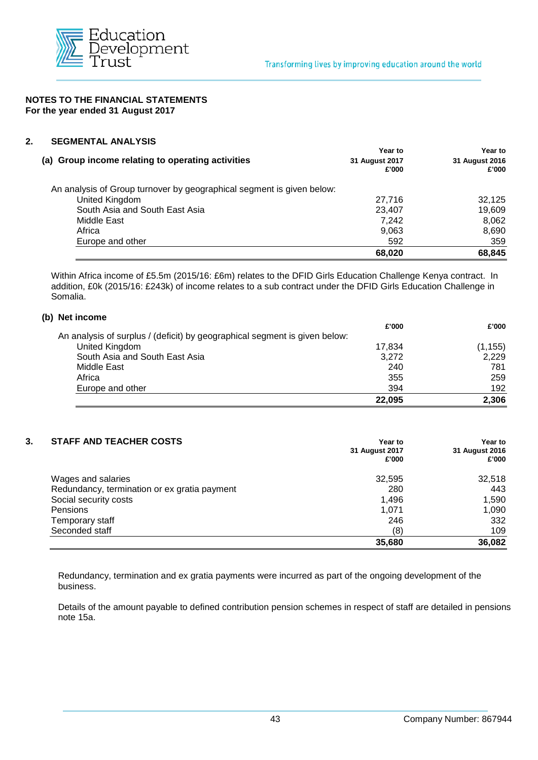## NOTES TO THE FINANCIAL STATEMENTS
**For the year ended 31 August 2017**

### 2. SEGMENTAL ANALYSIS

| (a) Group income relating to operating activities | Year to 31 August 2017 £'000 | Year to 31 August 2016 £'000 |
|---|---|---|
| An analysis of Group turnover by geographical segment is given below: | | |
| United Kingdom | 27,716 | 32,125 |
| South Asia and South East Asia | 23,407 | 19,609 |
| Middle East | 7,242 | 8,062 |
| Africa | 9,063 | 8,690 |
| Europe and other | 592 | 359 |
| | **68,020** | **68,845** |

Within Africa income of £5.5m (2015/16: £6m) relates to the DFID Girls Education Challenge Kenya contract. In addition, £0k (2015/16: £243k) of income relates to a sub contract under the DFID Girls Education Challenge in Somalia.

| (b) Net income | £'000 | £'000 |
|---|---|---|
| An analysis of surplus / (deficit) by geographical segment is given below: | | |
| United Kingdom | 17,834 | (1,155) |
| South Asia and South East Asia | 3,272 | 2,229 |
| Middle East | 240 | 781 |
| Africa | 355 | 259 |
| Europe and other | 394 | 192 |
| | **22,095** | **2,306** |

### 3. STAFF AND TEACHER COSTS

| | Year to 31 August 2017 £'000 | Year to 31 August 2016 £'000 |
|---|---|---|
| Wages and salaries | 32,595 | 32,518 |
| Redundancy, termination or ex gratia payment | 280 | 443 |
| Social security costs | 1,496 | 1,590 |
| Pensions | 1,071 | 1,090 |
| Temporary staff | 246 | 332 |
| Seconded staff | (8) | 109 |
| | **35,680** | **36,082** |

Redundancy, termination and ex gratia payments were incurred as part of the ongoing development of the business.

Details of the amount payable to defined contribution pension schemes in respect of staff are detailed in pensions note 15a.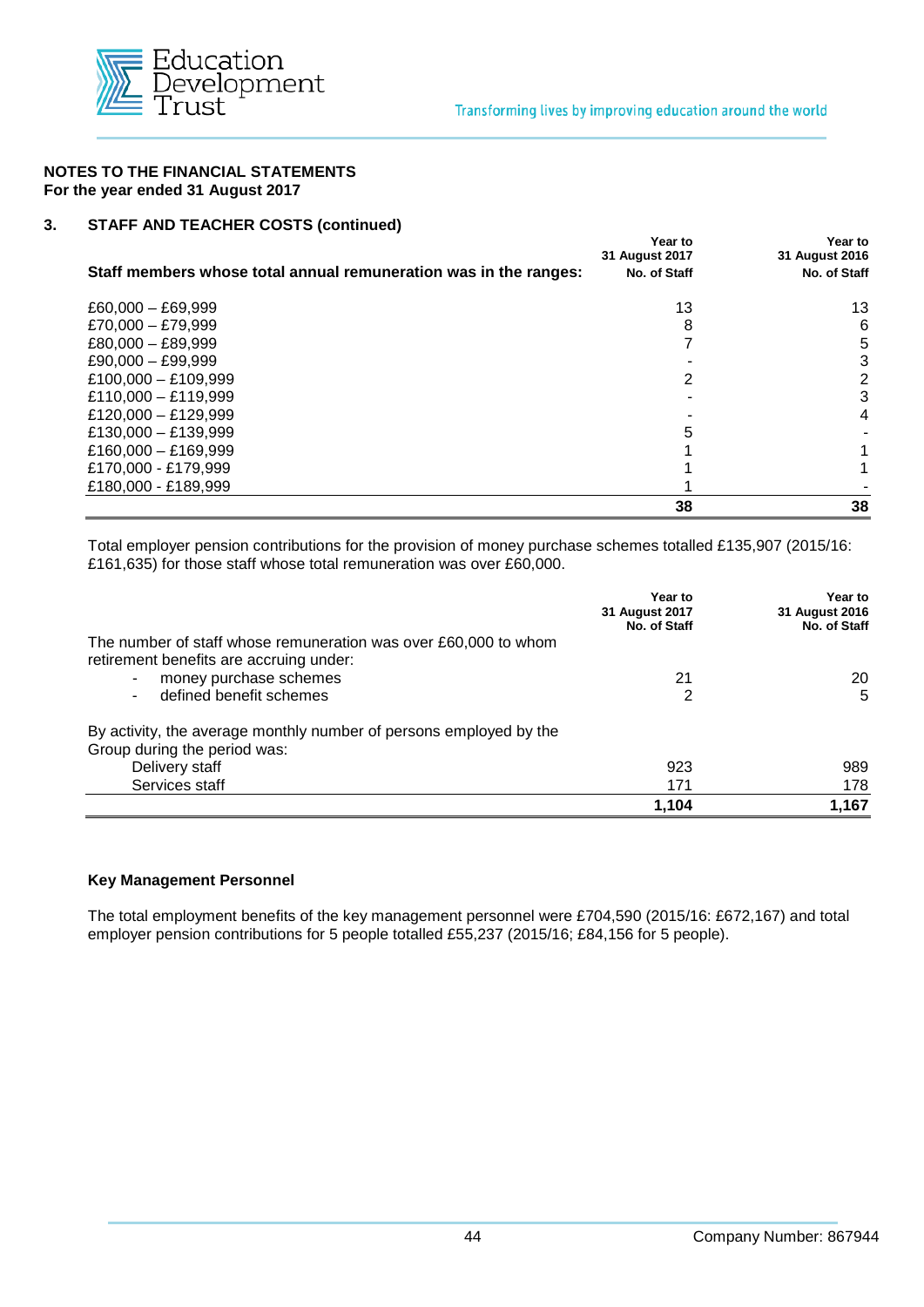**NOTES TO THE FINANCIAL STATEMENTS**
**For the year ended 31 August 2017**

## 3. STAFF AND TEACHER COSTS (continued)

| Staff members whose total annual remuneration was in the ranges: | Year to 31 August 2017 No. of Staff | Year to 31 August 2016 No. of Staff |
|---|---|---|
| £60,000 – £69,999 | 13 | 13 |
| £70,000 – £79,999 | 8 | 6 |
| £80,000 – £89,999 | 7 | 5 |
| £90,000 – £99,999 | - | 3 |
| £100,000 – £109,999 | 2 | 2 |
| £110,000 – £119,999 | - | 3 |
| £120,000 – £129,999 | - | 4 |
| £130,000 – £139,999 | 5 | - |
| £160,000 – £169,999 | 1 | 1 |
| £170,000 - £179,999 | 1 | 1 |
| £180,000 - £189,999 | 1 | - |
| | **38** | **38** |

Total employer pension contributions for the provision of money purchase schemes totalled £135,907 (2015/16: £161,635) for those staff whose total remuneration was over £60,000.

| | Year to 31 August 2017 No. of Staff | Year to 31 August 2016 No. of Staff |
|---|---|---|
| The number of staff whose remuneration was over £60,000 to whom retirement benefits are accruing under: | | |
| - money purchase schemes | 21 | 20 |
| - defined benefit schemes | 2 | 5 |
| By activity, the average monthly number of persons employed by the Group during the period was: | | |
| Delivery staff | 923 | 989 |
| Services staff | 171 | 178 |
| | **1,104** | **1,167** |

**Key Management Personnel**

The total employment benefits of the key management personnel were £704,590 (2015/16: £672,167) and total employer pension contributions for 5 people totalled £55,237 (2015/16; £84,156 for 5 people).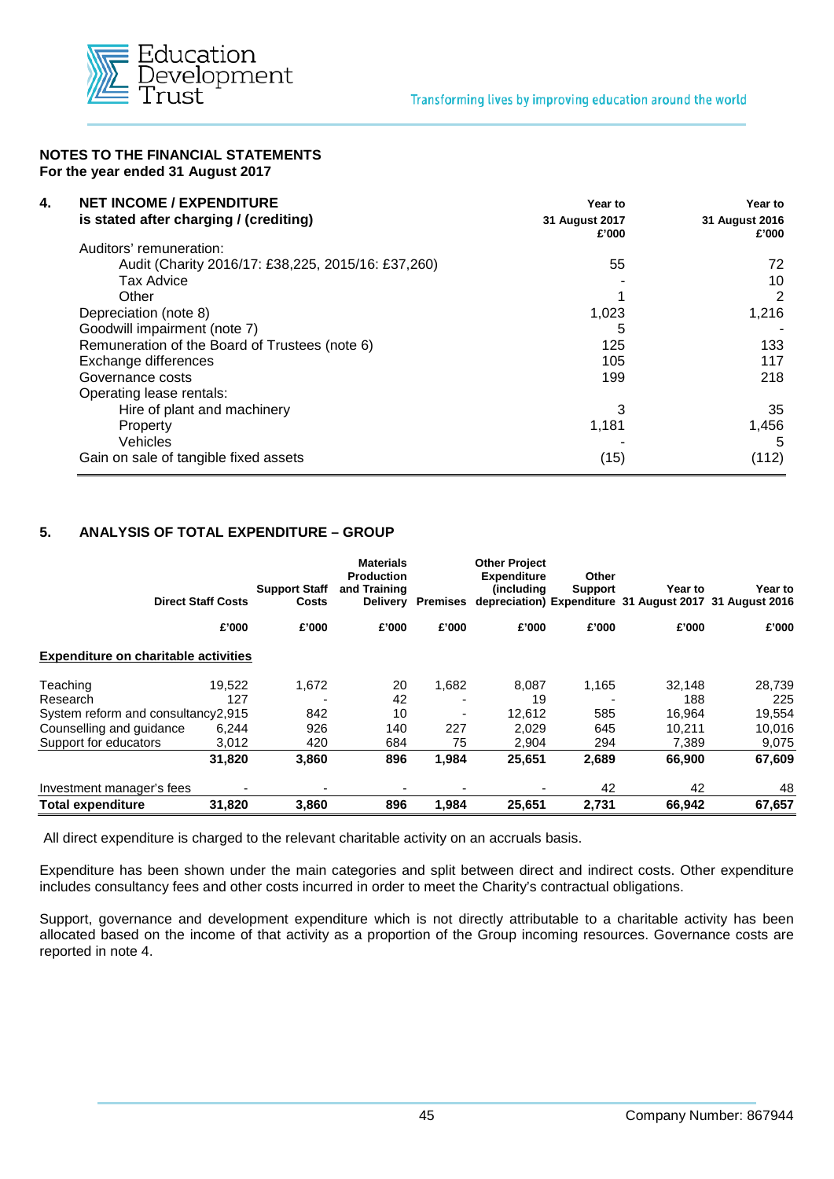**NOTES TO THE FINANCIAL STATEMENTS**
**For the year ended 31 August 2017**

| **4. NET INCOME / EXPENDITURE is stated after charging / (crediting)** | **Year to 31 August 2017 £'000** | **Year to 31 August 2016 £'000** |
|---|---|---|
| Auditors' remuneration: | | |
| Audit (Charity 2016/17: £38,225, 2015/16: £37,260) | 55 | 72 |
| Tax Advice | - | 10 |
| Other | 1 | 2 |
| Depreciation (note 8) | 1,023 | 1,216 |
| Goodwill impairment (note 7) | 5 | - |
| Remuneration of the Board of Trustees (note 6) | 125 | 133 |
| Exchange differences | 105 | 117 |
| Governance costs | 199 | 218 |
| Operating lease rentals: | | |
| Hire of plant and machinery | 3 | 35 |
| Property | 1,181 | 1,456 |
| Vehicles | - | 5 |
| Gain on sale of tangible fixed assets | (15) | (112) |

## 5. ANALYSIS OF TOTAL EXPENDITURE – GROUP

| | **Direct Staff Costs** | **Support Staff Costs** | **Materials Production and Training Delivery** | **Premises** | **Other Project Expenditure (including depreciation)** | **Other Support Expenditure** | **Year to 31 August 2017** | **Year to 31 August 2016** |
|---|---|---|---|---|---|---|---|---|
| | **£'000** | **£'000** | **£'000** | **£'000** | **£'000** | **£'000** | **£'000** | **£'000** |
| **Expenditure on charitable activities** | | | | | | | | |
| Teaching | 19,522 | 1,672 | 20 | 1,682 | 8,087 | 1,165 | 32,148 | 28,739 |
| Research | 127 | - | 42 | - | 19 | - | 188 | 225 |
| System reform and consultancy | 2,915 | 842 | 10 | - | 12,612 | 585 | 16,964 | 19,554 |
| Counselling and guidance | 6,244 | 926 | 140 | 227 | 2,029 | 645 | 10,211 | 10,016 |
| Support for educators | 3,012 | 420 | 684 | 75 | 2,904 | 294 | 7,389 | 9,075 |
| | **31,820** | **3,860** | **896** | **1,984** | **25,651** | **2,689** | **66,900** | **67,609** |
| Investment manager's fees | - | - | - | - | - | 42 | 42 | 48 |
| **Total expenditure** | **31,820** | **3,860** | **896** | **1,984** | **25,651** | **2,731** | **66,942** | **67,657** |

All direct expenditure is charged to the relevant charitable activity on an accruals basis.

Expenditure has been shown under the main categories and split between direct and indirect costs. Other expenditure includes consultancy fees and other costs incurred in order to meet the Charity's contractual obligations.

Support, governance and development expenditure which is not directly attributable to a charitable activity has been allocated based on the income of that activity as a proportion of the Group incoming resources. Governance costs are reported in note 4.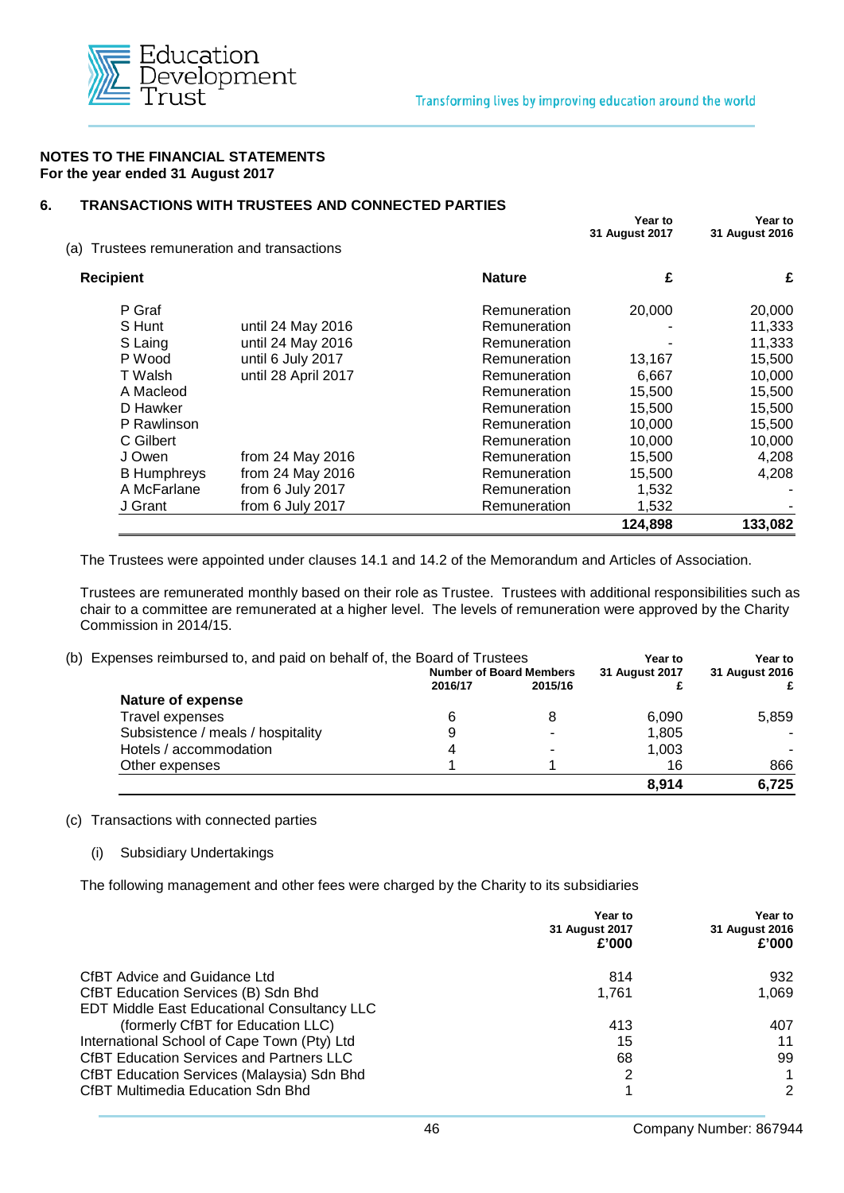**NOTES TO THE FINANCIAL STATEMENTS**
**For the year ended 31 August 2017**

## 6. TRANSACTIONS WITH TRUSTEES AND CONNECTED PARTIES

(a) Trustees remuneration and transactions

| Recipient | | Nature | Year to 31 August 2017 £ | Year to 31 August 2016 £ |
|---|---|---|---|---|
| P Graf | | Remuneration | 20,000 | 20,000 |
| S Hunt | until 24 May 2016 | Remuneration | - | 11,333 |
| S Laing | until 24 May 2016 | Remuneration | - | 11,333 |
| P Wood | until 6 July 2017 | Remuneration | 13,167 | 15,500 |
| T Walsh | until 28 April 2017 | Remuneration | 6,667 | 10,000 |
| A Macleod | | Remuneration | 15,500 | 15,500 |
| D Hawker | | Remuneration | 15,500 | 15,500 |
| P Rawlinson | | Remuneration | 10,000 | 15,500 |
| C Gilbert | | Remuneration | 10,000 | 10,000 |
| J Owen | from 24 May 2016 | Remuneration | 15,500 | 4,208 |
| B Humphreys | from 24 May 2016 | Remuneration | 15,500 | 4,208 |
| A McFarlane | from 6 July 2017 | Remuneration | 1,532 | - |
| J Grant | from 6 July 2017 | Remuneration | 1,532 | - |
| | | | **124,898** | **133,082** |

The Trustees were appointed under clauses 14.1 and 14.2 of the Memorandum and Articles of Association.

Trustees are remunerated monthly based on their role as Trustee. Trustees with additional responsibilities such as chair to a committee are remunerated at a higher level. The levels of remuneration were approved by the Charity Commission in 2014/15.

(b) Expenses reimbursed to, and paid on behalf of, the Board of Trustees

| | Number of Board Members | | Year to 31 August 2017 | Year to 31 August 2016 |
|---|---|---|---|---|
| | 2016/17 | 2015/16 | £ | £ |
| **Nature of expense** | | | | |
| Travel expenses | 6 | 8 | 6,090 | 5,859 |
| Subsistence / meals / hospitality | 9 | - | 1,805 | - |
| Hotels / accommodation | 4 | - | 1,003 | - |
| Other expenses | 1 | 1 | 16 | 866 |
| | | | **8,914** | **6,725** |

(c) Transactions with connected parties

(i) Subsidiary Undertakings

The following management and other fees were charged by the Charity to its subsidiaries

| | Year to 31 August 2017 £'000 | Year to 31 August 2016 £'000 |
|---|---|---|
| CfBT Advice and Guidance Ltd | 814 | 932 |
| CfBT Education Services (B) Sdn Bhd | 1,761 | 1,069 |
| EDT Middle East Educational Consultancy LLC (formerly CfBT for Education LLC) | 413 | 407 |
| International School of Cape Town (Pty) Ltd | 15 | 11 |
| CfBT Education Services and Partners LLC | 68 | 99 |
| CfBT Education Services (Malaysia) Sdn Bhd | 2 | 1 |
| CfBT Multimedia Education Sdn Bhd | 1 | 2 |

Company Number: 867944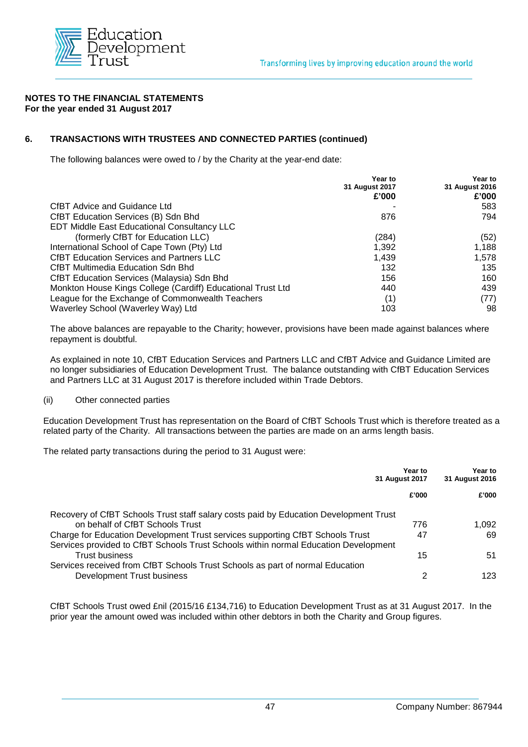**NOTES TO THE FINANCIAL STATEMENTS**
**For the year ended 31 August 2017**

## 6. TRANSACTIONS WITH TRUSTEES AND CONNECTED PARTIES (continued)

The following balances were owed to / by the Charity at the year-end date:

| | Year to 31 August 2017 £'000 | Year to 31 August 2016 £'000 |
|---|---|---|
| CfBT Advice and Guidance Ltd | - | 583 |
| CfBT Education Services (B) Sdn Bhd | 876 | 794 |
| EDT Middle East Educational Consultancy LLC (formerly CfBT for Education LLC) | (284) | (52) |
| International School of Cape Town (Pty) Ltd | 1,392 | 1,188 |
| CfBT Education Services and Partners LLC | 1,439 | 1,578 |
| CfBT Multimedia Education Sdn Bhd | 132 | 135 |
| CfBT Education Services (Malaysia) Sdn Bhd | 156 | 160 |
| Monkton House Kings College (Cardiff) Educational Trust Ltd | 440 | 439 |
| League for the Exchange of Commonwealth Teachers | (1) | (77) |
| Waverley School (Waverley Way) Ltd | 103 | 98 |

The above balances are repayable to the Charity; however, provisions have been made against balances where repayment is doubtful.

As explained in note 10, CfBT Education Services and Partners LLC and CfBT Advice and Guidance Limited are no longer subsidiaries of Education Development Trust. The balance outstanding with CfBT Education Services and Partners LLC at 31 August 2017 is therefore included within Trade Debtors.

(ii) Other connected parties

Education Development Trust has representation on the Board of CfBT Schools Trust which is therefore treated as a related party of the Charity. All transactions between the parties are made on an arms length basis.

The related party transactions during the period to 31 August were:

| | Year to 31 August 2017 £'000 | Year to 31 August 2016 £'000 |
|---|---|---|
| Recovery of CfBT Schools Trust staff salary costs paid by Education Development Trust on behalf of CfBT Schools Trust | 776 | 1,092 |
| Charge for Education Development Trust services supporting CfBT Schools Trust | 47 | 69 |
| Services provided to CfBT Schools Trust Schools within normal Education Development Trust business | 15 | 51 |
| Services received from CfBT Schools Trust Schools as part of normal Education Development Trust business | 2 | 123 |

CfBT Schools Trust owed £nil (2015/16 £134,716) to Education Development Trust as at 31 August 2017. In the prior year the amount owed was included within other debtors in both the Charity and Group figures.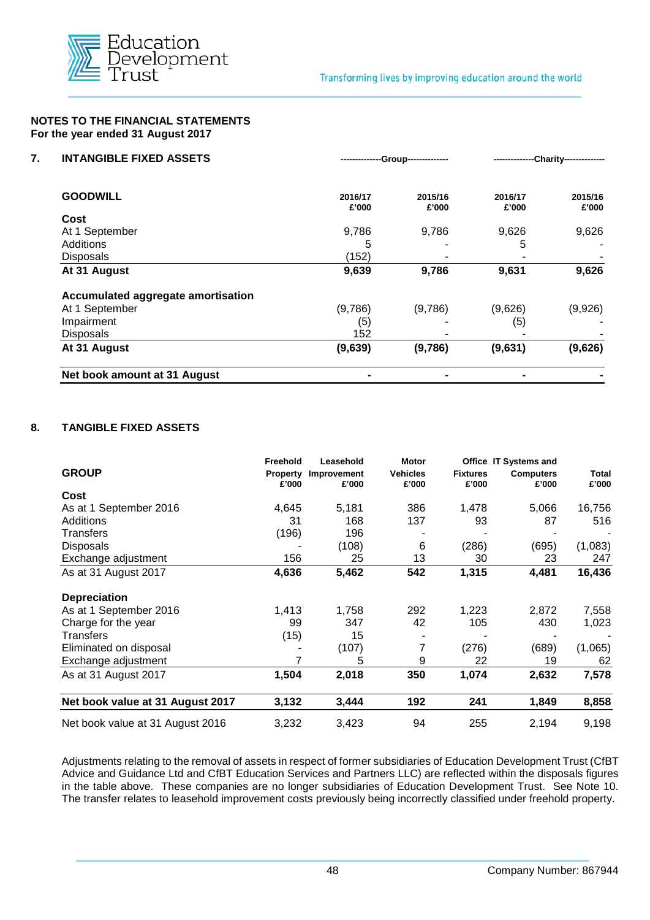**NOTES TO THE FINANCIAL STATEMENTS**
**For the year ended 31 August 2017**

## 7. INTANGIBLE FIXED ASSETS

| **GOODWILL** | Group 2016/17 £'000 | Group 2015/16 £'000 | Charity 2016/17 £'000 | Charity 2015/16 £'000 |
|---|---|---|---|---|
| **Cost** | | | | |
| At 1 September | 9,786 | 9,786 | 9,626 | 9,626 |
| Additions | 5 | - | 5 | - |
| Disposals | (152) | - | - | - |
| **At 31 August** | **9,639** | **9,786** | **9,631** | **9,626** |
| **Accumulated aggregate amortisation** | | | | |
| At 1 September | (9,786) | (9,786) | (9,626) | (9,926) |
| Impairment | (5) | - | (5) | - |
| Disposals | 152 | - | - | - |
| **At 31 August** | **(9,639)** | **(9,786)** | **(9,631)** | **(9,626)** |
| **Net book amount at 31 August** | **-** | **-** | **-** | **-** |

## 8. TANGIBLE FIXED ASSETS

| **GROUP** | Freehold Property £'000 | Leasehold Improvement £'000 | Motor Vehicles £'000 | Office Fixtures £'000 | IT Systems and Computers £'000 | Total £'000 |
|---|---|---|---|---|---|---|
| **Cost** | | | | | | |
| As at 1 September 2016 | 4,645 | 5,181 | 386 | 1,478 | 5,066 | 16,756 |
| Additions | 31 | 168 | 137 | 93 | 87 | 516 |
| Transfers | (196) | 196 | - | - | - | - |
| Disposals | - | (108) | 6 | (286) | (695) | (1,083) |
| Exchange adjustment | 156 | 25 | 13 | 30 | 23 | 247 |
| As at 31 August 2017 | **4,636** | **5,462** | **542** | **1,315** | **4,481** | **16,436** |
| **Depreciation** | | | | | | |
| As at 1 September 2016 | 1,413 | 1,758 | 292 | 1,223 | 2,872 | 7,558 |
| Charge for the year | 99 | 347 | 42 | 105 | 430 | 1,023 |
| Transfers | (15) | 15 | - | - | - | - |
| Eliminated on disposal | - | (107) | 7 | (276) | (689) | (1,065) |
| Exchange adjustment | 7 | 5 | 9 | 22 | 19 | 62 |
| As at 31 August 2017 | **1,504** | **2,018** | **350** | **1,074** | **2,632** | **7,578** |
| **Net book value at 31 August 2017** | **3,132** | **3,444** | **192** | **241** | **1,849** | **8,858** |
| Net book value at 31 August 2016 | 3,232 | 3,423 | 94 | 255 | 2,194 | 9,198 |

Adjustments relating to the removal of assets in respect of former subsidiaries of Education Development Trust (CfBT Advice and Guidance Ltd and CfBT Education Services and Partners LLC) are reflected within the disposals figures in the table above. These companies are no longer subsidiaries of Education Development Trust. See Note 10. The transfer relates to leasehold improvement costs previously being incorrectly classified under freehold property.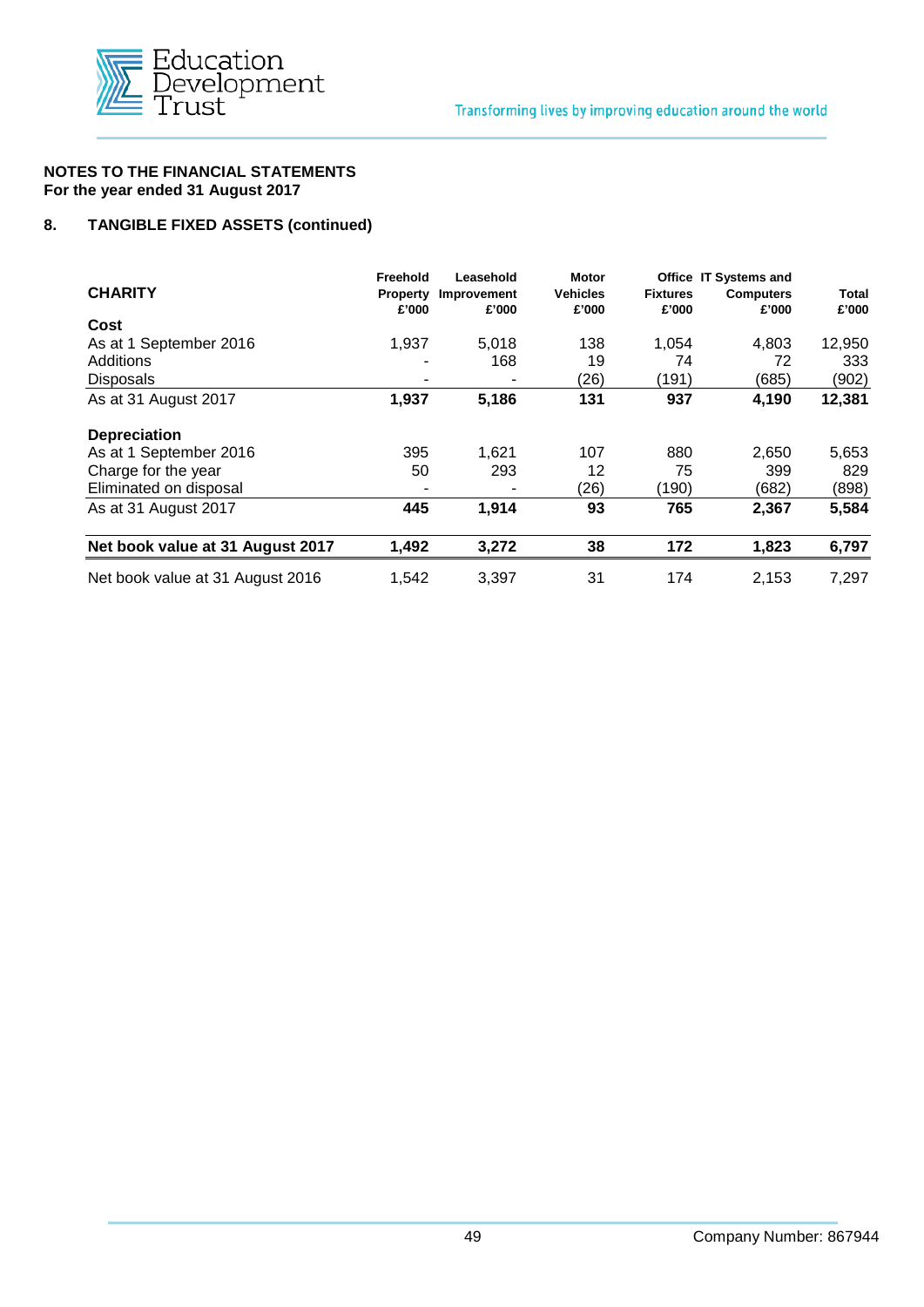**NOTES TO THE FINANCIAL STATEMENTS**
**For the year ended 31 August 2017**

**8. TANGIBLE FIXED ASSETS (continued)**

| **CHARITY** | **Freehold Property £'000** | **Leasehold Improvement £'000** | **Motor Vehicles £'000** | **Office Fixtures £'000** | **IT Systems and Computers £'000** | **Total £'000** |
|---|---|---|---|---|---|---|
| **Cost** | | | | | | |
| As at 1 September 2016 | 1,937 | 5,018 | 138 | 1,054 | 4,803 | 12,950 |
| Additions | - | 168 | 19 | 74 | 72 | 333 |
| Disposals | - | - | (26) | (191) | (685) | (902) |
| As at 31 August 2017 | **1,937** | **5,186** | **131** | **937** | **4,190** | **12,381** |
| **Depreciation** | | | | | | |
| As at 1 September 2016 | 395 | 1,621 | 107 | 880 | 2,650 | 5,653 |
| Charge for the year | 50 | 293 | 12 | 75 | 399 | 829 |
| Eliminated on disposal | - | - | (26) | (190) | (682) | (898) |
| As at 31 August 2017 | **445** | **1,914** | **93** | **765** | **2,367** | **5,584** |
| **Net book value at 31 August 2017** | **1,492** | **3,272** | **38** | **172** | **1,823** | **6,797** |
| Net book value at 31 August 2016 | 1,542 | 3,397 | 31 | 174 | 2,153 | 7,297 |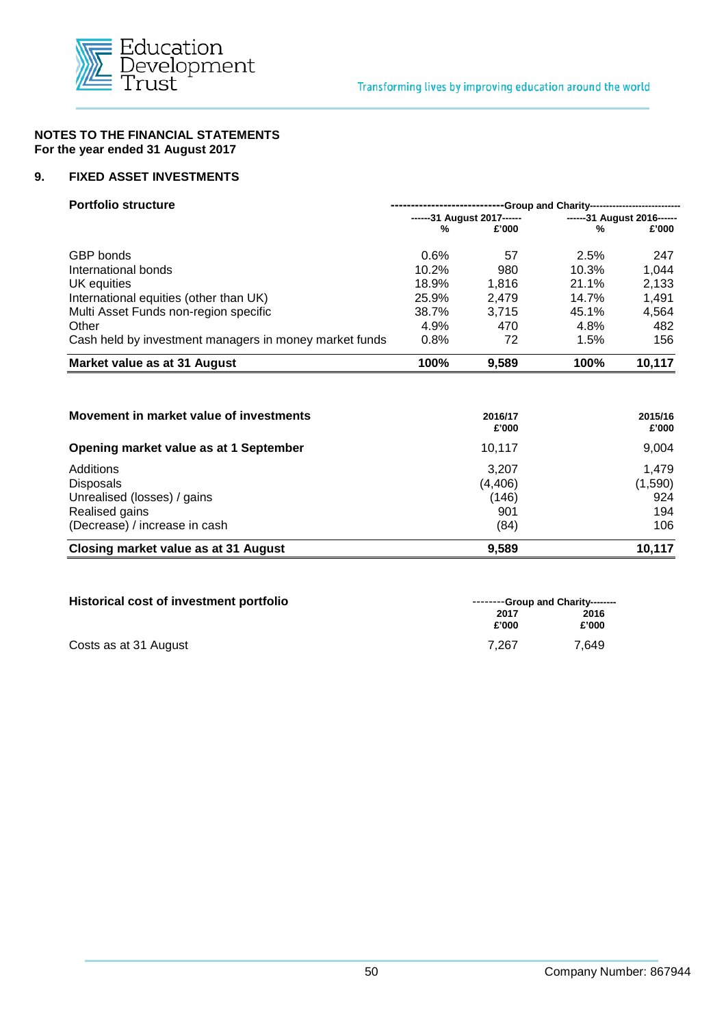**NOTES TO THE FINANCIAL STATEMENTS**
**For the year ended 31 August 2017**

## 9. FIXED ASSET INVESTMENTS

| Portfolio structure | Group and Charity | | | |
|---|---|---|---|---|
| | 31 August 2017 | | 31 August 2016 | |
| | % | £'000 | % | £'000 |
| GBP bonds | 0.6% | 57 | 2.5% | 247 |
| International bonds | 10.2% | 980 | 10.3% | 1,044 |
| UK equities | 18.9% | 1,816 | 21.1% | 2,133 |
| International equities (other than UK) | 25.9% | 2,479 | 14.7% | 1,491 |
| Multi Asset Funds non-region specific | 38.7% | 3,715 | 45.1% | 4,564 |
| Other | 4.9% | 470 | 4.8% | 482 |
| Cash held by investment managers in money market funds | 0.8% | 72 | 1.5% | 156 |
| **Market value as at 31 August** | **100%** | **9,589** | **100%** | **10,117** |

| Movement in market value of investments | 2016/17 £'000 | 2015/16 £'000 |
|---|---|---|
| **Opening market value as at 1 September** | 10,117 | 9,004 |
| Additions | 3,207 | 1,479 |
| Disposals | (4,406) | (1,590) |
| Unrealised (losses) / gains | (146) | 924 |
| Realised gains | 901 | 194 |
| (Decrease) / increase in cash | (84) | 106 |
| **Closing market value as at 31 August** | **9,589** | **10,117** |

| Historical cost of investment portfolio | Group and Charity | |
|---|---|---|
| | 2017 £'000 | 2016 £'000 |
| Costs as at 31 August | 7,267 | 7,649 |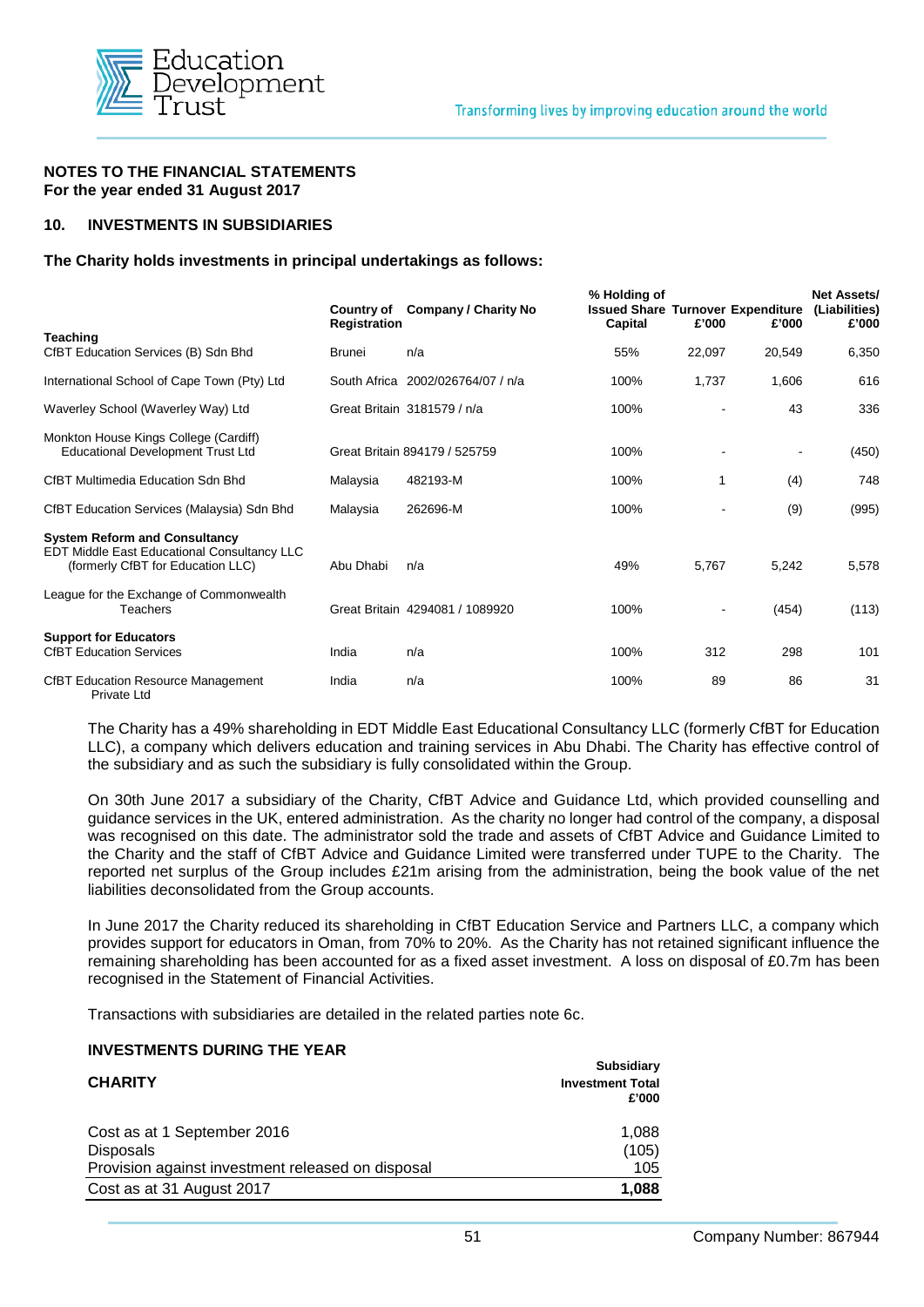**NOTES TO THE FINANCIAL STATEMENTS**
**For the year ended 31 August 2017**

## 10. INVESTMENTS IN SUBSIDIARIES

**The Charity holds investments in principal undertakings as follows:**

| | Country of Registration | Company / Charity No | % Holding of Issued Share Capital | Turnover £'000 | Expenditure £'000 | Net Assets/ (Liabilities) £'000 |
|---|---|---|---|---|---|---|
| **Teaching** | | | | | | |
| CfBT Education Services (B) Sdn Bhd | Brunei | n/a | 55% | 22,097 | 20,549 | 6,350 |
| International School of Cape Town (Pty) Ltd | South Africa | 2002/026764/07 / n/a | 100% | 1,737 | 1,606 | 616 |
| Waverley School (Waverley Way) Ltd | Great Britain | 3181579 / n/a | 100% | - | 43 | 336 |
| Monkton House Kings College (Cardiff) Educational Development Trust Ltd | Great Britain | 894179 / 525759 | 100% | - | - | (450) |
| CfBT Multimedia Education Sdn Bhd | Malaysia | 482193-M | 100% | 1 | (4) | 748 |
| CfBT Education Services (Malaysia) Sdn Bhd | Malaysia | 262696-M | 100% | - | (9) | (995) |
| **System Reform and Consultancy** | | | | | | |
| EDT Middle East Educational Consultancy LLC (formerly CfBT for Education LLC) | Abu Dhabi | n/a | 49% | 5,767 | 5,242 | 5,578 |
| League for the Exchange of Commonwealth Teachers | Great Britain | 4294081 / 1089920 | 100% | - | (454) | (113) |
| **Support for Educators** | | | | | | |
| CfBT Education Services | India | n/a | 100% | 312 | 298 | 101 |
| CfBT Education Resource Management Private Ltd | India | n/a | 100% | 89 | 86 | 31 |

The Charity has a 49% shareholding in EDT Middle East Educational Consultancy LLC (formerly CfBT for Education LLC), a company which delivers education and training services in Abu Dhabi. The Charity has effective control of the subsidiary and as such the subsidiary is fully consolidated within the Group.

On 30th June 2017 a subsidiary of the Charity, CfBT Advice and Guidance Ltd, which provided counselling and guidance services in the UK, entered administration. As the charity no longer had control of the company, a disposal was recognised on this date. The administrator sold the trade and assets of CfBT Advice and Guidance Limited to the Charity and the staff of CfBT Advice and Guidance Limited were transferred under TUPE to the Charity. The reported net surplus of the Group includes £21m arising from the administration, being the book value of the net liabilities deconsolidated from the Group accounts.

In June 2017 the Charity reduced its shareholding in CfBT Education Service and Partners LLC, a company which provides support for educators in Oman, from 70% to 20%. As the Charity has not retained significant influence the remaining shareholding has been accounted for as a fixed asset investment. A loss on disposal of £0.7m has been recognised in the Statement of Financial Activities.

Transactions with subsidiaries are detailed in the related parties note 6c.

### INVESTMENTS DURING THE YEAR

| CHARITY | Subsidiary Investment Total £'000 |
|---|---|
| Cost as at 1 September 2016 | 1,088 |
| Disposals | (105) |
| Provision against investment released on disposal | 105 |
| Cost as at 31 August 2017 | **1,088** |

Company Number: 867944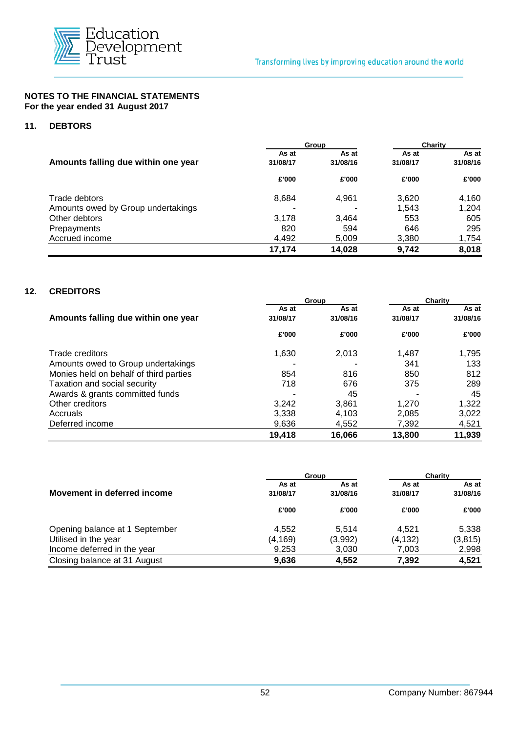**NOTES TO THE FINANCIAL STATEMENTS**
**For the year ended 31 August 2017**

## 11. DEBTORS

| Amounts falling due within one year | Group | | Charity | |
|---|---|---|---|---|
| | As at 31/08/17 | As at 31/08/16 | As at 31/08/17 | As at 31/08/16 |
| | £'000 | £'000 | £'000 | £'000 |
| Trade debtors | 8,684 | 4,961 | 3,620 | 4,160 |
| Amounts owed by Group undertakings | - | - | 1,543 | 1,204 |
| Other debtors | 3,178 | 3,464 | 553 | 605 |
| Prepayments | 820 | 594 | 646 | 295 |
| Accrued income | 4,492 | 5,009 | 3,380 | 1,754 |
| | **17,174** | **14,028** | **9,742** | **8,018** |

## 12. CREDITORS

| Amounts falling due within one year | Group | | Charity | |
|---|---|---|---|---|
| | As at 31/08/17 | As at 31/08/16 | As at 31/08/17 | As at 31/08/16 |
| | £'000 | £'000 | £'000 | £'000 |
| Trade creditors | 1,630 | 2,013 | 1,487 | 1,795 |
| Amounts owed to Group undertakings | - | - | 341 | 133 |
| Monies held on behalf of third parties | 854 | 816 | 850 | 812 |
| Taxation and social security | 718 | 676 | 375 | 289 |
| Awards & grants committed funds | - | 45 | - | 45 |
| Other creditors | 3,242 | 3,861 | 1,270 | 1,322 |
| Accruals | 3,338 | 4,103 | 2,085 | 3,022 |
| Deferred income | 9,636 | 4,552 | 7,392 | 4,521 |
| | **19,418** | **16,066** | **13,800** | **11,939** |

| Movement in deferred income | Group | | Charity | |
|---|---|---|---|---|
| | As at 31/08/17 | As at 31/08/16 | As at 31/08/17 | As at 31/08/16 |
| | £'000 | £'000 | £'000 | £'000 |
| Opening balance at 1 September | 4,552 | 5,514 | 4,521 | 5,338 |
| Utilised in the year | (4,169) | (3,992) | (4,132) | (3,815) |
| Income deferred in the year | 9,253 | 3,030 | 7,003 | 2,998 |
| Closing balance at 31 August | **9,636** | **4,552** | **7,392** | **4,521** |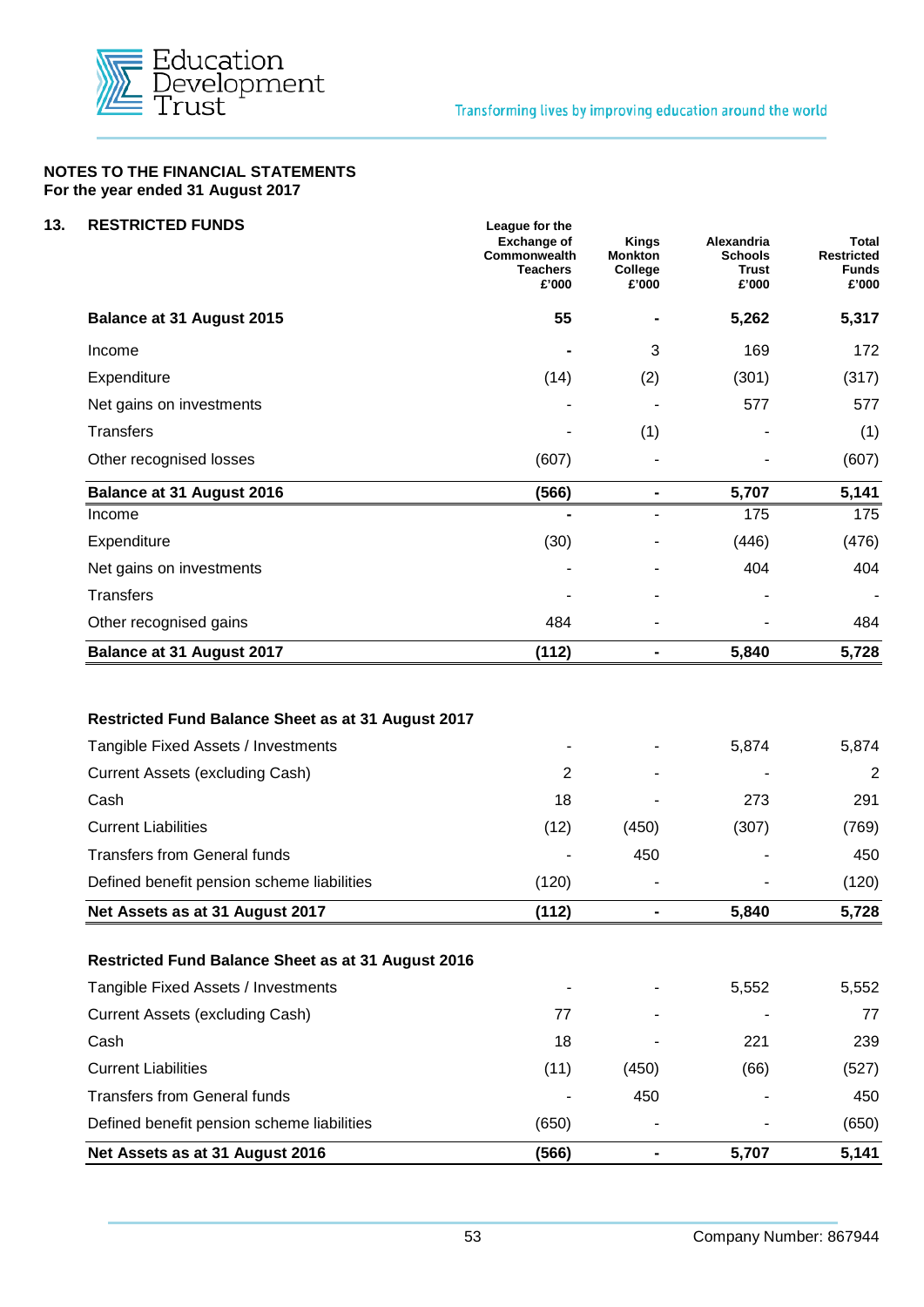## NOTES TO THE FINANCIAL STATEMENTS
**For the year ended 31 August 2017**

### 13. RESTRICTED FUNDS

| | League for the Exchange of Commonwealth Teachers £'000 | Kings Monkton College £'000 | Alexandria Schools Trust £'000 | Total Restricted Funds £'000 |
|---|---|---|---|---|
| **Balance at 31 August 2015** | **55** | **-** | **5,262** | **5,317** |
| Income | - | 3 | 169 | 172 |
| Expenditure | (14) | (2) | (301) | (317) |
| Net gains on investments | - | - | 577 | 577 |
| Transfers | - | (1) | - | (1) |
| Other recognised losses | (607) | - | - | (607) |
| **Balance at 31 August 2016** | **(566)** | **-** | **5,707** | **5,141** |
| Income | - | - | 175 | 175 |
| Expenditure | (30) | - | (446) | (476) |
| Net gains on investments | - | - | 404 | 404 |
| Transfers | - | - | - | - |
| Other recognised gains | 484 | - | - | 484 |
| **Balance at 31 August 2017** | **(112)** | **-** | **5,840** | **5,728** |

**Restricted Fund Balance Sheet as at 31 August 2017**

| | League for the Exchange of Commonwealth Teachers £'000 | Kings Monkton College £'000 | Alexandria Schools Trust £'000 | Total Restricted Funds £'000 |
|---|---|---|---|---|
| Tangible Fixed Assets / Investments | - | - | 5,874 | 5,874 |
| Current Assets (excluding Cash) | 2 | - | - | 2 |
| Cash | 18 | - | 273 | 291 |
| Current Liabilities | (12) | (450) | (307) | (769) |
| Transfers from General funds | - | 450 | - | 450 |
| Defined benefit pension scheme liabilities | (120) | - | - | (120) |
| **Net Assets as at 31 August 2017** | **(112)** | **-** | **5,840** | **5,728** |

**Restricted Fund Balance Sheet as at 31 August 2016**

| | League for the Exchange of Commonwealth Teachers £'000 | Kings Monkton College £'000 | Alexandria Schools Trust £'000 | Total Restricted Funds £'000 |
|---|---|---|---|---|
| Tangible Fixed Assets / Investments | - | - | 5,552 | 5,552 |
| Current Assets (excluding Cash) | 77 | - | - | 77 |
| Cash | 18 | - | 221 | 239 |
| Current Liabilities | (11) | (450) | (66) | (527) |
| Transfers from General funds | - | 450 | - | 450 |
| Defined benefit pension scheme liabilities | (650) | - | - | (650) |
| **Net Assets as at 31 August 2016** | **(566)** | **-** | **5,707** | **5,141** |

Company Number: 867944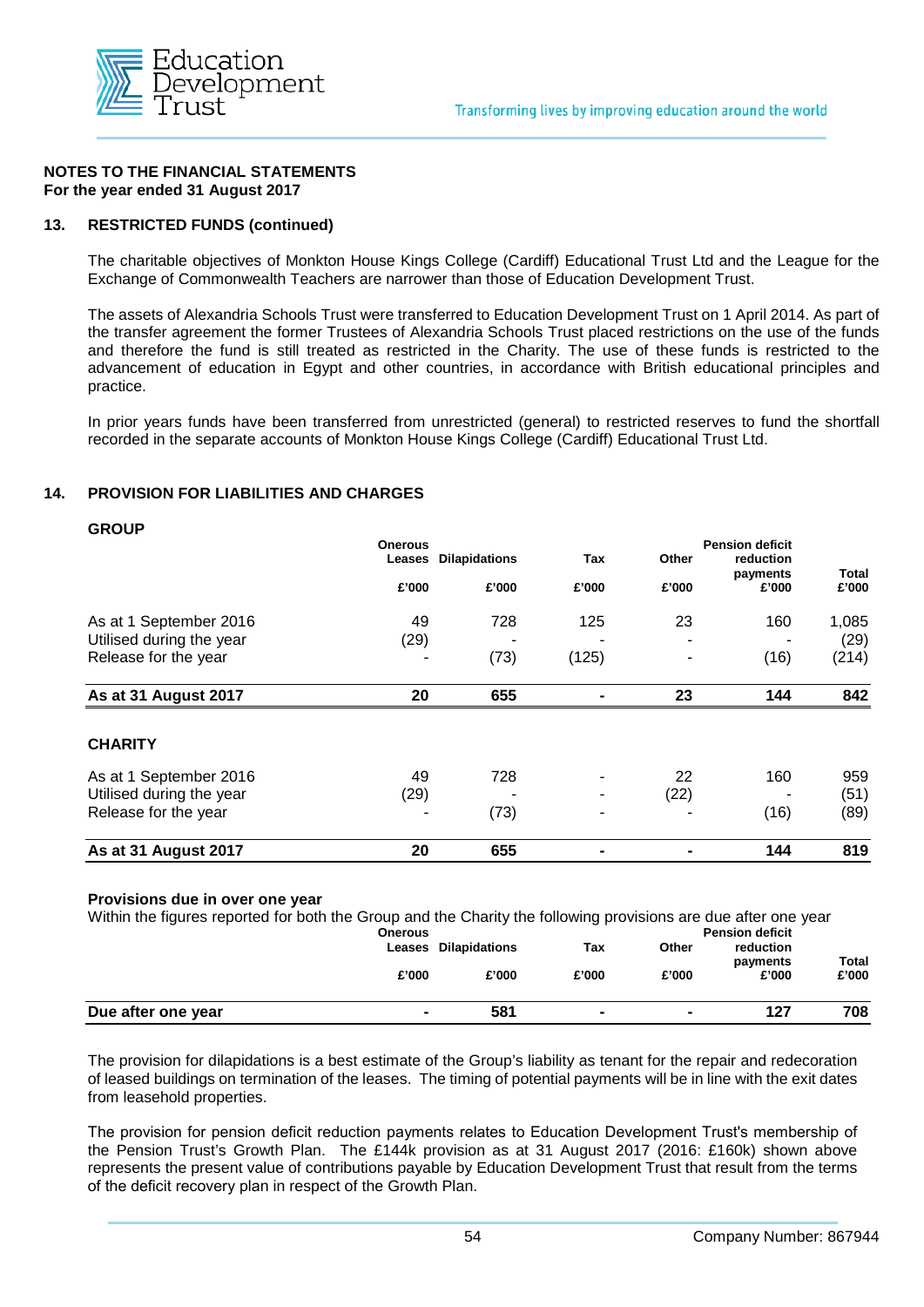**NOTES TO THE FINANCIAL STATEMENTS**
**For the year ended 31 August 2017**

## 13. RESTRICTED FUNDS (continued)

The charitable objectives of Monkton House Kings College (Cardiff) Educational Trust Ltd and the League for the Exchange of Commonwealth Teachers are narrower than those of Education Development Trust.

The assets of Alexandria Schools Trust were transferred to Education Development Trust on 1 April 2014. As part of the transfer agreement the former Trustees of Alexandria Schools Trust placed restrictions on the use of the funds and therefore the fund is still treated as restricted in the Charity. The use of these funds is restricted to the advancement of education in Egypt and other countries, in accordance with British educational principles and practice.

In prior years funds have been transferred from unrestricted (general) to restricted reserves to fund the shortfall recorded in the separate accounts of Monkton House Kings College (Cardiff) Educational Trust Ltd.

## 14. PROVISION FOR LIABILITIES AND CHARGES

**GROUP**

| | Onerous Leases | Dilapidations | Tax | Other | Pension deficit reduction payments | Total |
|---|---|---|---|---|---|---|
| | £'000 | £'000 | £'000 | £'000 | £'000 | £'000 |
| As at 1 September 2016 | 49 | 728 | 125 | 23 | 160 | 1,085 |
| Utilised during the year | (29) | - | - | - | - | (29) |
| Release for the year | - | (73) | (125) | - | (16) | (214) |
| **As at 31 August 2017** | **20** | **655** | **-** | **23** | **144** | **842** |

**CHARITY**

| | Onerous Leases | Dilapidations | Tax | Other | Pension deficit reduction payments | Total |
|---|---|---|---|---|---|---|
| | £'000 | £'000 | £'000 | £'000 | £'000 | £'000 |
| As at 1 September 2016 | 49 | 728 | - | 22 | 160 | 959 |
| Utilised during the year | (29) | - | - | (22) | - | (51) |
| Release for the year | - | (73) | - | - | (16) | (89) |
| **As at 31 August 2017** | **20** | **655** | **-** | **-** | **144** | **819** |

**Provisions due in over one year**

Within the figures reported for both the Group and the Charity the following provisions are due after one year

| | Onerous Leases | Dilapidations | Tax | Other | Pension deficit reduction payments | Total |
|---|---|---|---|---|---|---|
| | £'000 | £'000 | £'000 | £'000 | £'000 | £'000 |
| **Due after one year** | **-** | **581** | **-** | **-** | **127** | **708** |

The provision for dilapidations is a best estimate of the Group's liability as tenant for the repair and redecoration of leased buildings on termination of the leases. The timing of potential payments will be in line with the exit dates from leasehold properties.

The provision for pension deficit reduction payments relates to Education Development Trust's membership of the Pension Trust's Growth Plan. The £144k provision as at 31 August 2017 (2016: £160k) shown above represents the present value of contributions payable by Education Development Trust that result from the terms of the deficit recovery plan in respect of the Growth Plan.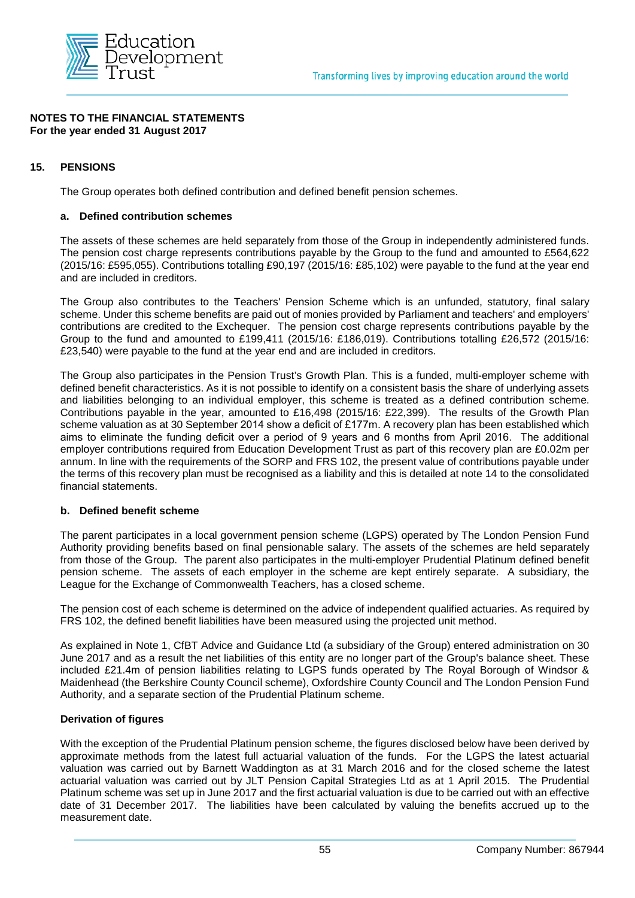**NOTES TO THE FINANCIAL STATEMENTS**
**For the year ended 31 August 2017**

## 15. PENSIONS

The Group operates both defined contribution and defined benefit pension schemes.

### a. Defined contribution schemes

The assets of these schemes are held separately from those of the Group in independently administered funds. The pension cost charge represents contributions payable by the Group to the fund and amounted to £564,622 (2015/16: £595,055). Contributions totalling £90,197 (2015/16: £85,102) were payable to the fund at the year end and are included in creditors.

The Group also contributes to the Teachers' Pension Scheme which is an unfunded, statutory, final salary scheme. Under this scheme benefits are paid out of monies provided by Parliament and teachers' and employers' contributions are credited to the Exchequer. The pension cost charge represents contributions payable by the Group to the fund and amounted to £199,411 (2015/16: £186,019). Contributions totalling £26,572 (2015/16: £23,540) were payable to the fund at the year end and are included in creditors.

The Group also participates in the Pension Trust's Growth Plan. This is a funded, multi-employer scheme with defined benefit characteristics. As it is not possible to identify on a consistent basis the share of underlying assets and liabilities belonging to an individual employer, this scheme is treated as a defined contribution scheme. Contributions payable in the year, amounted to £16,498 (2015/16: £22,399). The results of the Growth Plan scheme valuation as at 30 September 2014 show a deficit of £177m. A recovery plan has been established which aims to eliminate the funding deficit over a period of 9 years and 6 months from April 2016. The additional employer contributions required from Education Development Trust as part of this recovery plan are £0.02m per annum. In line with the requirements of the SORP and FRS 102, the present value of contributions payable under the terms of this recovery plan must be recognised as a liability and this is detailed at note 14 to the consolidated financial statements.

### b. Defined benefit scheme

The parent participates in a local government pension scheme (LGPS) operated by The London Pension Fund Authority providing benefits based on final pensionable salary. The assets of the schemes are held separately from those of the Group. The parent also participates in the multi-employer Prudential Platinum defined benefit pension scheme. The assets of each employer in the scheme are kept entirely separate. A subsidiary, the League for the Exchange of Commonwealth Teachers, has a closed scheme.

The pension cost of each scheme is determined on the advice of independent qualified actuaries. As required by FRS 102, the defined benefit liabilities have been measured using the projected unit method.

As explained in Note 1, CfBT Advice and Guidance Ltd (a subsidiary of the Group) entered administration on 30 June 2017 and as a result the net liabilities of this entity are no longer part of the Group's balance sheet. These included £21.4m of pension liabilities relating to LGPS funds operated by The Royal Borough of Windsor & Maidenhead (the Berkshire County Council scheme), Oxfordshire County Council and The London Pension Fund Authority, and a separate section of the Prudential Platinum scheme.

**Derivation of figures**

With the exception of the Prudential Platinum pension scheme, the figures disclosed below have been derived by approximate methods from the latest full actuarial valuation of the funds. For the LGPS the latest actuarial valuation was carried out by Barnett Waddington as at 31 March 2016 and for the closed scheme the latest actuarial valuation was carried out by JLT Pension Capital Strategies Ltd as at 1 April 2015. The Prudential Platinum scheme was set up in June 2017 and the first actuarial valuation is due to be carried out with an effective date of 31 December 2017. The liabilities have been calculated by valuing the benefits accrued up to the measurement date.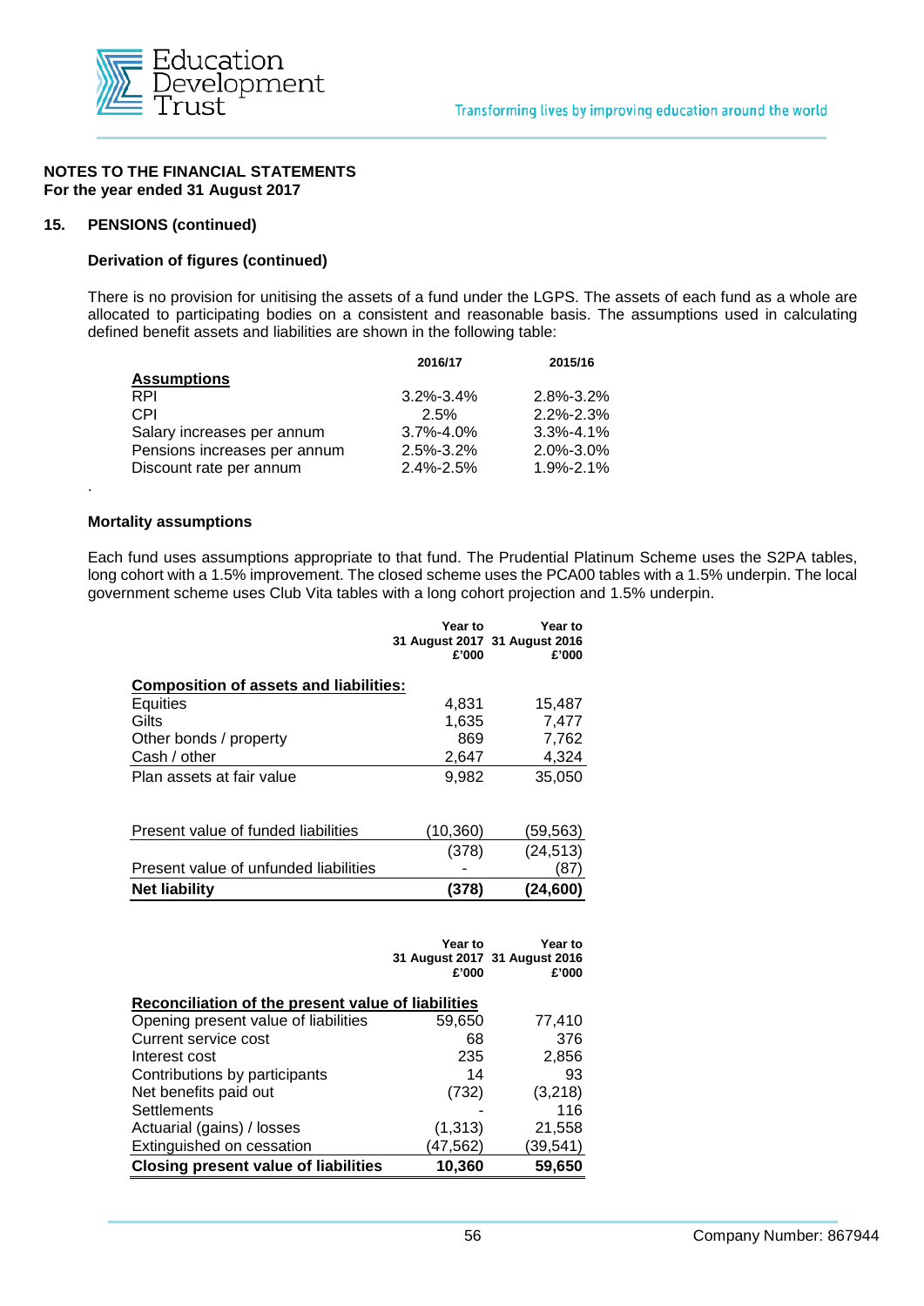**NOTES TO THE FINANCIAL STATEMENTS**
**For the year ended 31 August 2017**

**15. PENSIONS (continued)**

**Derivation of figures (continued)**

There is no provision for unitising the assets of a fund under the LGPS. The assets of each fund as a whole are allocated to participating bodies on a consistent and reasonable basis. The assumptions used in calculating defined benefit assets and liabilities are shown in the following table:

| | 2016/17 | 2015/16 |
|---|---|---|
| **Assumptions** | | |
| RPI | 3.2%-3.4% | 2.8%-3.2% |
| CPI | 2.5% | 2.2%-2.3% |
| Salary increases per annum | 3.7%-4.0% | 3.3%-4.1% |
| Pensions increases per annum | 2.5%-3.2% | 2.0%-3.0% |
| Discount rate per annum | 2.4%-2.5% | 1.9%-2.1% |

.

**Mortality assumptions**

Each fund uses assumptions appropriate to that fund. The Prudential Platinum Scheme uses the S2PA tables, long cohort with a 1.5% improvement. The closed scheme uses the PCA00 tables with a 1.5% underpin. The local government scheme uses Club Vita tables with a long cohort projection and 1.5% underpin.

| | Year to 31 August 2017 £'000 | Year to 31 August 2016 £'000 |
|---|---|---|
| **Composition of assets and liabilities:** | | |
| Equities | 4,831 | 15,487 |
| Gilts | 1,635 | 7,477 |
| Other bonds / property | 869 | 7,762 |
| Cash / other | 2,647 | 4,324 |
| Plan assets at fair value | 9,982 | 35,050 |
| | | |
| Present value of funded liabilities | (10,360) | (59,563) |
| | (378) | (24,513) |
| Present value of unfunded liabilities | - | (87) |
| **Net liability** | **(378)** | **(24,600)** |

| | Year to 31 August 2017 £'000 | Year to 31 August 2016 £'000 |
|---|---|---|
| **Reconciliation of the present value of liabilities** | | |
| Opening present value of liabilities | 59,650 | 77,410 |
| Current service cost | 68 | 376 |
| Interest cost | 235 | 2,856 |
| Contributions by participants | 14 | 93 |
| Net benefits paid out | (732) | (3,218) |
| Settlements | - | 116 |
| Actuarial (gains) / losses | (1,313) | 21,558 |
| Extinguished on cessation | (47,562) | (39,541) |
| **Closing present value of liabilities** | **10,360** | **59,650** |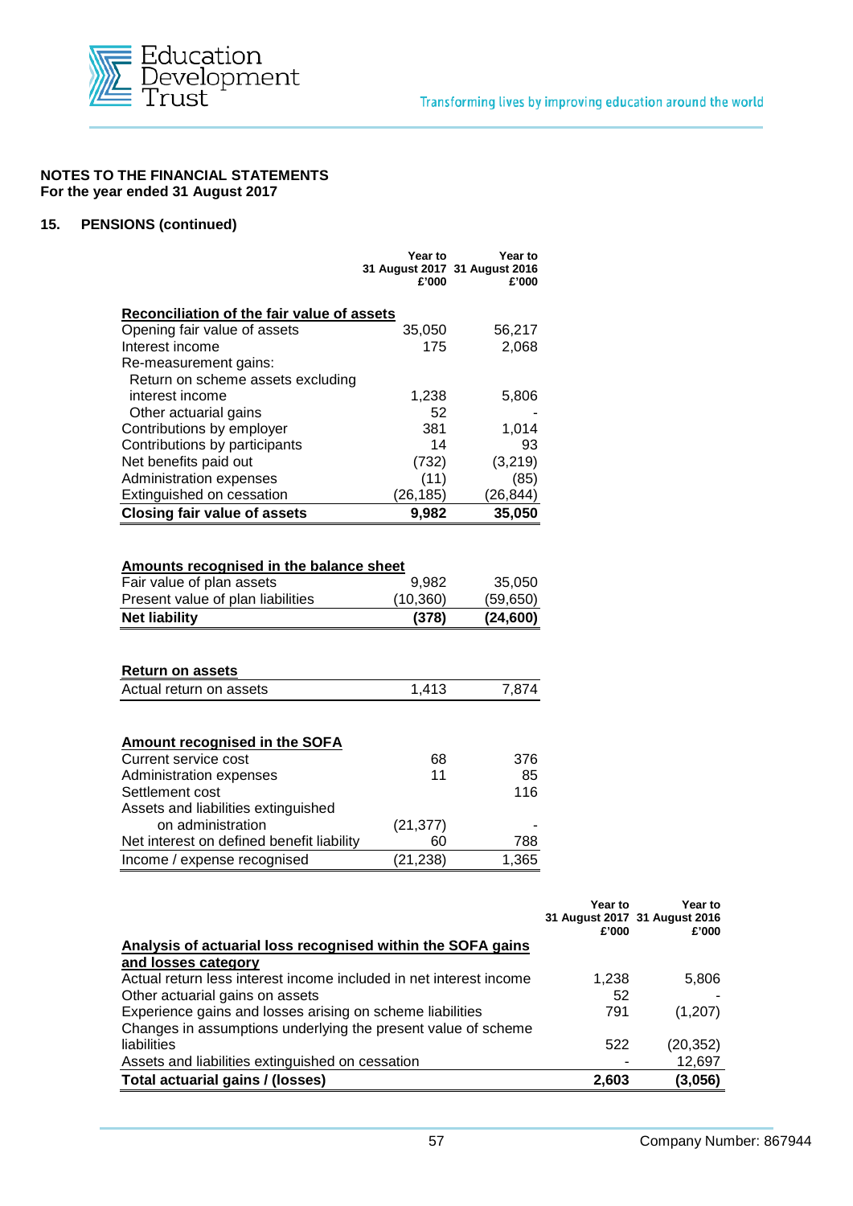## NOTES TO THE FINANCIAL STATEMENTS
**For the year ended 31 August 2017**

### 15. PENSIONS (continued)

| | Year to 31 August 2017 £'000 | Year to 31 August 2016 £'000 |
|---|---|---|
| **Reconciliation of the fair value of assets** | | |
| Opening fair value of assets | 35,050 | 56,217 |
| Interest income | 175 | 2,068 |
| Re-measurement gains: | | |
| Return on scheme assets excluding interest income | 1,238 | 5,806 |
| Other actuarial gains | 52 | - |
| Contributions by employer | 381 | 1,014 |
| Contributions by participants | 14 | 93 |
| Net benefits paid out | (732) | (3,219) |
| Administration expenses | (11) | (85) |
| Extinguished on cessation | (26,185) | (26,844) |
| **Closing fair value of assets** | **9,982** | **35,050** |
| | | |
| **Amounts recognised in the balance sheet** | | |
| Fair value of plan assets | 9,982 | 35,050 |
| Present value of plan liabilities | (10,360) | (59,650) |
| **Net liability** | **(378)** | **(24,600)** |
| | | |
| **Return on assets** | | |
| Actual return on assets | 1,413 | 7,874 |
| | | |
| **Amount recognised in the SOFA** | | |
| Current service cost | 68 | 376 |
| Administration expenses | 11 | 85 |
| Settlement cost | | 116 |
| Assets and liabilities extinguished on administration | (21,377) | - |
| Net interest on defined benefit liability | 60 | 788 |
| Income / expense recognised | (21,238) | 1,365 |

| | Year to 31 August 2017 £'000 | Year to 31 August 2016 £'000 |
|---|---|---|
| **Analysis of actuarial loss recognised within the SOFA gains and losses category** | | |
| Actual return less interest income included in net interest income | 1,238 | 5,806 |
| Other actuarial gains on assets | 52 | - |
| Experience gains and losses arising on scheme liabilities | 791 | (1,207) |
| Changes in assumptions underlying the present value of scheme liabilities | 522 | (20,352) |
| Assets and liabilities extinguished on cessation | - | 12,697 |
| **Total actuarial gains / (losses)** | **2,603** | **(3,056)** |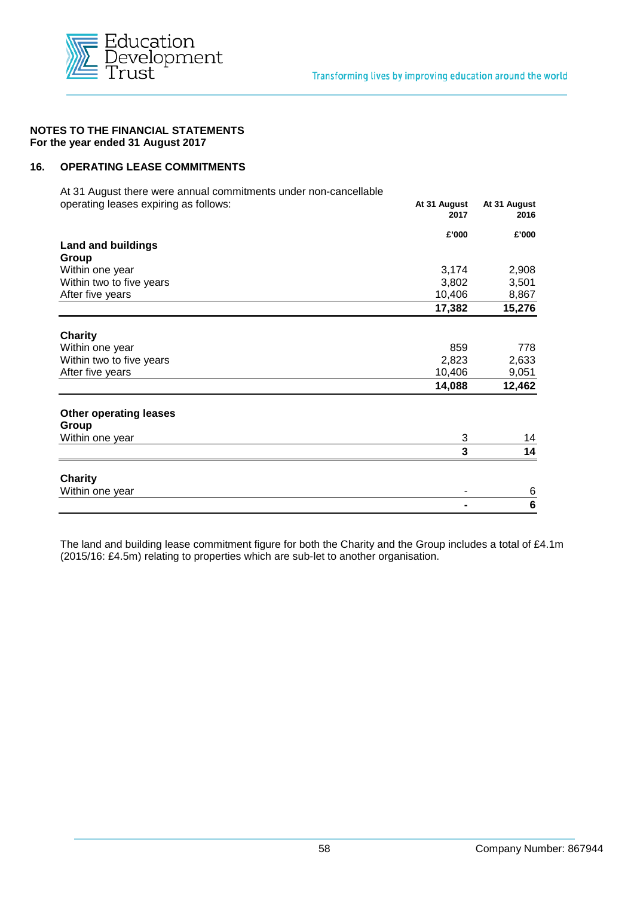**NOTES TO THE FINANCIAL STATEMENTS**
**For the year ended 31 August 2017**

## 16. OPERATING LEASE COMMITMENTS

At 31 August there were annual commitments under non-cancellable operating leases expiring as follows:

| | At 31 August 2017 | At 31 August 2016 |
|---|---|---|
| | £'000 | £'000 |
| **Land and buildings** | | |
| **Group** | | |
| Within one year | 3,174 | 2,908 |
| Within two to five years | 3,802 | 3,501 |
| After five years | 10,406 | 8,867 |
| | **17,382** | **15,276** |
| **Charity** | | |
| Within one year | 859 | 778 |
| Within two to five years | 2,823 | 2,633 |
| After five years | 10,406 | 9,051 |
| | **14,088** | **12,462** |
| **Other operating leases** | | |
| **Group** | | |
| Within one year | 3 | 14 |
| | **3** | **14** |
| **Charity** | | |
| Within one year | - | 6 |
| | **-** | **6** |

The land and building lease commitment figure for both the Charity and the Group includes a total of £4.1m (2015/16: £4.5m) relating to properties which are sub-let to another organisation.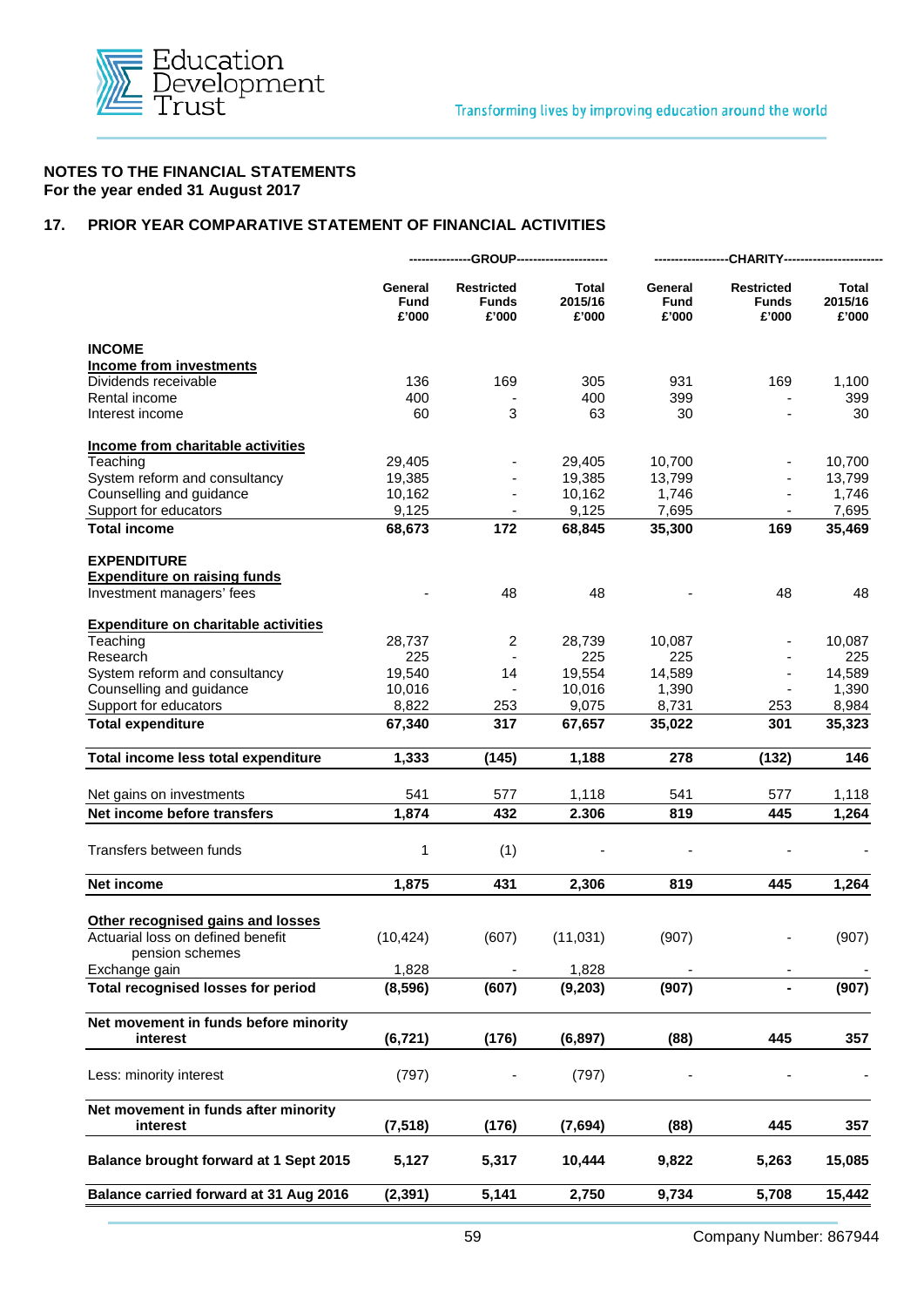## NOTES TO THE FINANCIAL STATEMENTS
**For the year ended 31 August 2017**

### 17. PRIOR YEAR COMPARATIVE STATEMENT OF FINANCIAL ACTIVITIES

| | GROUP | | | CHARITY | | |
|---|---|---|---|---|---|---|
| | **General Fund £'000** | **Restricted Funds £'000** | **Total 2015/16 £'000** | **General Fund £'000** | **Restricted Funds £'000** | **Total 2015/16 £'000** |
| **INCOME** | | | | | | |
| **Income from investments** | | | | | | |
| Dividends receivable | 136 | 169 | 305 | 931 | 169 | 1,100 |
| Rental income | 400 | - | 400 | 399 | - | 399 |
| Interest income | 60 | 3 | 63 | 30 | - | 30 |
| **Income from charitable activities** | | | | | | |
| Teaching | 29,405 | - | 29,405 | 10,700 | - | 10,700 |
| System reform and consultancy | 19,385 | - | 19,385 | 13,799 | - | 13,799 |
| Counselling and guidance | 10,162 | - | 10,162 | 1,746 | - | 1,746 |
| Support for educators | 9,125 | - | 9,125 | 7,695 | - | 7,695 |
| **Total income** | **68,673** | **172** | **68,845** | **35,300** | **169** | **35,469** |
| **EXPENDITURE** | | | | | | |
| **Expenditure on raising funds** | | | | | | |
| Investment managers' fees | - | 48 | 48 | - | 48 | 48 |
| **Expenditure on charitable activities** | | | | | | |
| Teaching | 28,737 | 2 | 28,739 | 10,087 | - | 10,087 |
| Research | 225 | - | 225 | 225 | - | 225 |
| System reform and consultancy | 19,540 | 14 | 19,554 | 14,589 | - | 14,589 |
| Counselling and guidance | 10,016 | - | 10,016 | 1,390 | - | 1,390 |
| Support for educators | 8,822 | 253 | 9,075 | 8,731 | 253 | 8,984 |
| **Total expenditure** | **67,340** | **317** | **67,657** | **35,022** | **301** | **35,323** |
| **Total income less total expenditure** | **1,333** | **(145)** | **1,188** | **278** | **(132)** | **146** |
| Net gains on investments | 541 | 577 | 1,118 | 541 | 577 | 1,118 |
| **Net income before transfers** | **1,874** | **432** | **2.306** | **819** | **445** | **1,264** |
| Transfers between funds | 1 | (1) | - | - | - | - |
| **Net income** | **1,875** | **431** | **2,306** | **819** | **445** | **1,264** |
| **Other recognised gains and losses** | | | | | | |
| Actuarial loss on defined benefit pension schemes | (10,424) | (607) | (11,031) | (907) | - | (907) |
| Exchange gain | 1,828 | - | 1,828 | - | - | - |
| **Total recognised losses for period** | **(8,596)** | **(607)** | **(9,203)** | **(907)** | **-** | **(907)** |
| **Net movement in funds before minority interest** | **(6,721)** | **(176)** | **(6,897)** | **(88)** | **445** | **357** |
| Less: minority interest | (797) | - | (797) | - | - | - |
| **Net movement in funds after minority interest** | **(7,518)** | **(176)** | **(7,694)** | **(88)** | **445** | **357** |
| **Balance brought forward at 1 Sept 2015** | **5,127** | **5,317** | **10,444** | **9,822** | **5,263** | **15,085** |
| **Balance carried forward at 31 Aug 2016** | **(2,391)** | **5,141** | **2,750** | **9,734** | **5,708** | **15,442** |

Company Number: 867944